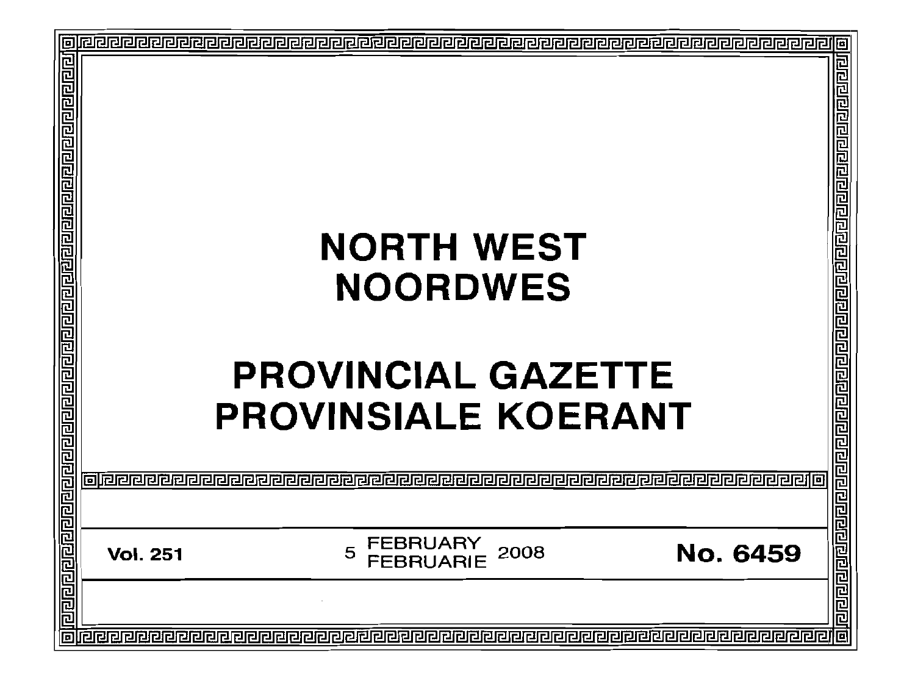# NORTH WEST
# NOORDWES

# PROVINCIAL GAZETTE
# PROVINSIALE KOERANT

**Vol. 251** 5 FEBRUARY / FEBRUARIE 2008 **No. 6459**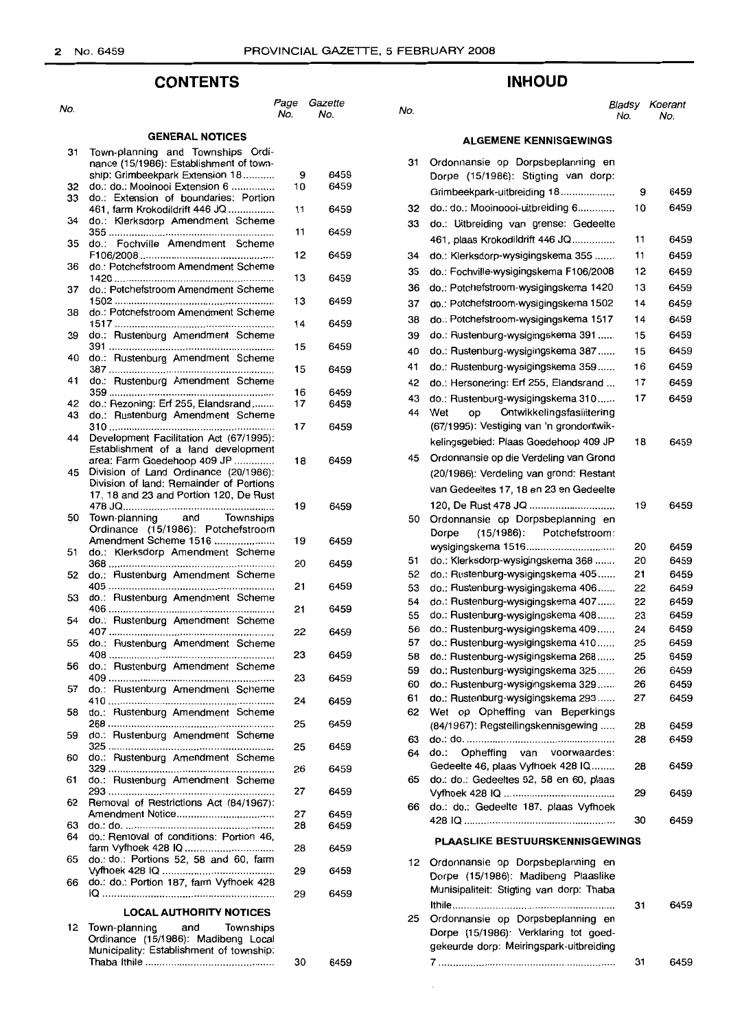## CONTENTS

| No. | | Page No. | Gazette No. |
|---|---|---|---|
| | **GENERAL NOTICES** | | |
| 31 | Town-planning and Townships Ordinance (15/1986): Establishment of township: Grimbeekpark Extension 18 | 9 | 6459 |
| 32 | do.: do.: Mooinooi Extension 6 | 10 | 6459 |
| 33 | do.: Extension of boundaries: Portion 461, farm Krokodildrift 446 JQ | 11 | 6459 |
| 34 | do.: Klerksdorp Amendment Scheme 355 | 11 | 6459 |
| 35 | do.: Fochville Amendment Scheme F106/2008 | 12 | 6459 |
| 36 | do.: Potchefstroom Amendment Scheme 1420 | 13 | 6459 |
| 37 | do.: Potchefstroom Amendment Scheme 1502 | 13 | 6459 |
| 38 | do.: Potchefstroom Amendment Scheme 1517 | 14 | 6459 |
| 39 | do.: Rustenburg Amendment Scheme 391 | 15 | 6459 |
| 40 | do.: Rustenburg Amendment Scheme 387 | 15 | 6459 |
| 41 | do.: Rustenburg Amendment Scheme 359 | 16 | 6459 |
| 42 | do.: Rezoning: Erf 255, Elandsrand | 17 | 6459 |
| 43 | do.: Rustenburg Amendment Scheme 310 | 17 | 6459 |
| 44 | Development Facilitation Act (67/1995): Establishment of a land development area: Farm Goedehoop 409 JP | 18 | 6459 |
| 45 | Division of Land Ordinance (20/1986): Division of land: Remainder of Portions 17, 18 and 23 and Portion 120, De Rust 478 JQ | 19 | 6459 |
| 50 | Town-planning and Townships Ordinance (15/1986): Potchefstroom Amendment Scheme 1516 | 19 | 6459 |
| 51 | do.: Klerksdorp Amendment Scheme 368 | 20 | 6459 |
| 52 | do.: Rustenburg Amendment Scheme 405 | 21 | 6459 |
| 53 | do.: Rustenburg Amendment Scheme 406 | 21 | 6459 |
| 54 | do.: Rustenburg Amendment Scheme 407 | 22 | 6459 |
| 55 | do.: Rustenburg Amendment Scheme 408 | 23 | 6459 |
| 56 | do.: Rustenburg Amendment Scheme 409 | 23 | 6459 |
| 57 | do.: Rustenburg Amendment Scheme 410 | 24 | 6459 |
| 58 | do.: Rustenburg Amendment Scheme 268 | 25 | 6459 |
| 59 | do.: Rustenburg Amendment Scheme 325 | 25 | 6459 |
| 60 | do.: Rustenburg Amendment Scheme 329 | 26 | 6459 |
| 61 | do.: Rustenburg Amendment Scheme 293 | 27 | 6459 |
| 62 | Removal of Restrictions Act (84/1967): Amendment Notice | 27 | 6459 |
| 63 | do.: do. | 28 | 6459 |
| 64 | do.: Removal of conditions: Portion 46, farm Vyfhoek 428 IQ | 28 | 6459 |
| 65 | do.: do.: Portions 52, 58 and 60, farm Vyfhoek 428 IQ | 29 | 6459 |
| 66 | do.: do.: Portion 187, farm Vyfhoek 428 IQ | 29 | 6459 |
| | **LOCAL AUTHORITY NOTICES** | | |
| 12 | Town-planning and Townships Ordinance (15/1986): Madibeng Local Municipality: Establishment of township: Thaba Ithile | 30 | 6459 |

## INHOUD

| No. | | Bladsy No. | Koerant No. |
|---|---|---|---|
| | **ALGEMENE KENNISGEWINGS** | | |
| 31 | Ordonnansie op Dorpsbeplanning en Dorpe (15/1986): Stigting van dorp: Grimbeekpark-uitbreiding 18 | 9 | 6459 |
| 32 | do.: do.: Mooinoooi-uitbreiding 6 | 10 | 6459 |
| 33 | do.: Uitbreiding van grense: Gedeelte 461, plaas Krokodildrift 446 JQ | 11 | 6459 |
| 34 | do.: Klerksdorp-wysigingskema 355 | 11 | 6459 |
| 35 | do.: Fochville-wysigingskema F106/2008 | 12 | 6459 |
| 36 | do.: Potchefstroom-wysigingskema 1420 | 13 | 6459 |
| 37 | do.: Potchefstroom-wysigingskema 1502 | 14 | 6459 |
| 38 | do.: Potchefstroom-wysigingskema 1517 | 14 | 6459 |
| 39 | do.: Rustenburg-wysigingskema 391 | 15 | 6459 |
| 40 | do.: Rustenburg-wysigingskema 387 | 15 | 6459 |
| 41 | do.: Rustenburg-wysigingskema 359 | 16 | 6459 |
| 42 | do.: Hersonering: Erf 255, Elandsrand | 17 | 6459 |
| 43 | do.: Rustenburg-wysigingskema 310 | 17 | 6459 |
| 44 | Wet op Ontwikkelingsfasilitering (67/1995): Vestiging van 'n grondontwikkelingsgebied: Plaas Goedehoop 409 JP | 18 | 6459 |
| 45 | Ordonnansie op die Verdeling van Grond (20/1986): Verdeling van grond: Restant van Gedeeltes 17, 18 en 23 en Gedeelte 120, De Rust 478 JQ | 19 | 6459 |
| 50 | Ordonnansie op Dorpsbeplanning en Dorpe (15/1986): Potchefstroom-wysigingskema 1516 | 20 | 6459 |
| 51 | do.: Klerksdorp-wysigingskema 368 | 20 | 6459 |
| 52 | do.: Rustenburg-wysigingskema 405 | 21 | 6459 |
| 53 | do.: Rustenburg-wysigingskema 406 | 22 | 6459 |
| 54 | do.: Rustenburg-wysigingskema 407 | 22 | 6459 |
| 55 | do.: Rustenburg-wysigingskema 408 | 23 | 6459 |
| 56 | do.: Rustenburg-wysigingskema 409 | 24 | 6459 |
| 57 | do.: Rustenburg-wysigingskema 410 | 25 | 6459 |
| 58 | do.: Rustenburg-wysigingskema 268 | 25 | 6459 |
| 59 | do.: Rustenburg-wysigingskema 325 | 26 | 6459 |
| 60 | do.: Rustenburg-wysigingskema 329 | 26 | 6459 |
| 61 | do.: Rustenburg-wysigingskema 293 | 27 | 6459 |
| 62 | Wet op Opheffing van Beperkings (84/1967): Regstellingskennisgewing | 28 | 6459 |
| 63 | do.: do. | 28 | 6459 |
| 64 | do.: Opheffing van voorwaardes: Gedeelte 46, plaas Vyfhoek 428 IQ | 28 | 6459 |
| 65 | do.: do.: Gedeeltes 52, 58 en 60, plaas Vyfhoek 428 IQ | 29 | 6459 |
| 66 | do.: do.: Gedeelte 187, plaas Vyfhoek 428 IQ | 30 | 6459 |
| | **PLAASLIKE BESTUURSKENNISGEWINGS** | | |
| 12 | Ordonnansie op Dorpsbeplanning en Dorpe (15/1986): Madibeng Plaaslike Munisipaliteit: Stigting van dorp: Thaba Ithile | 31 | 6459 |
| 25 | Ordonnansie op Dorpsbeplanning en Dorpe (15/1986): Verklaring tot goedgekeurde dorp: Meiringspark-uitbreiding 7 | 31 | 6459 |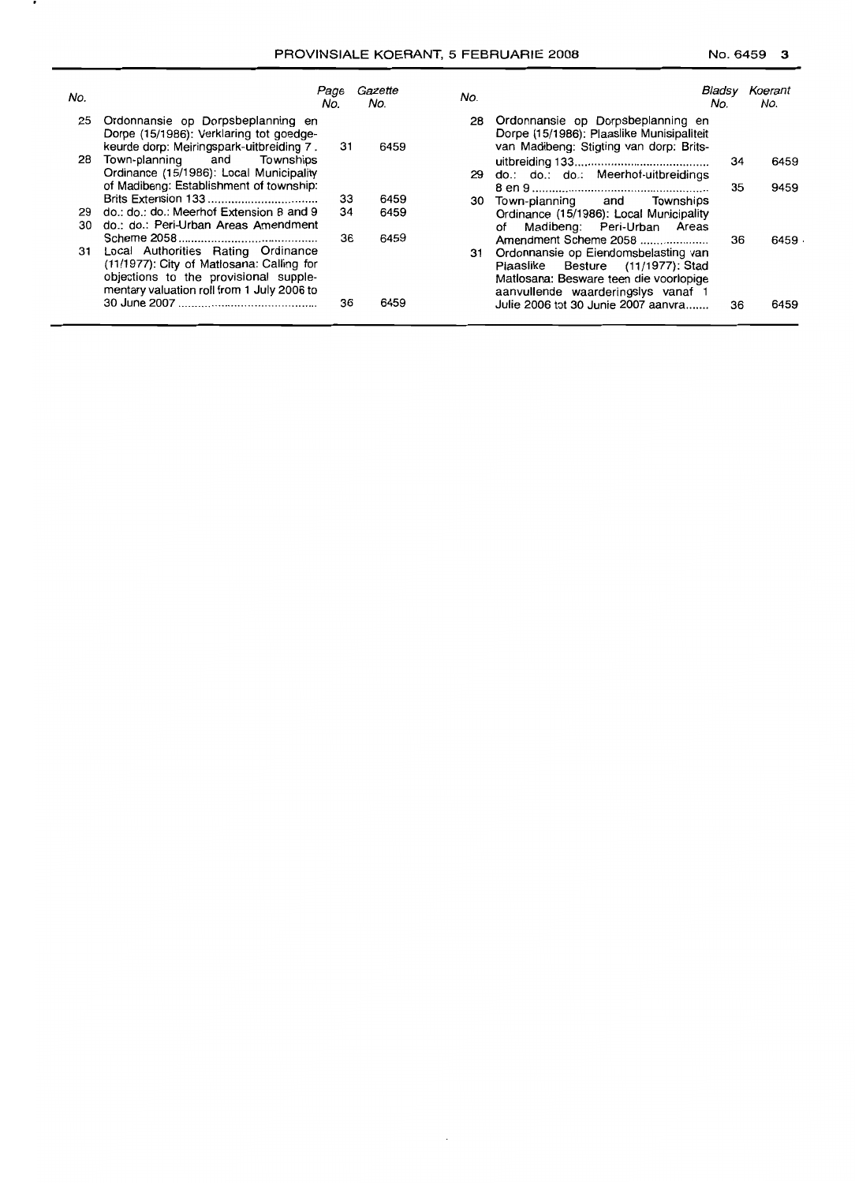| No. | | Page No. | Gazette No. |
|---|---|---|---|
| 25 | Ordonnansie op Dorpsbeplanning en Dorpe (15/1986): Verklaring tot goedgekeurde dorp: Meiringspark-uitbreiding 7 . | 31 | 6459 |
| 28 | Town-planning and Townships Ordinance (15/1986): Local Municipality of Madibeng: Establishment of township: Brits Extension 133 ................................ | 33 | 6459 |
| 29 | do.: do.: do.: Meerhof Extension 8 and 9 | 34 | 6459 |
| 30 | do.: do.: Peri-Urban Areas Amendment Scheme 2058 .......................................... | 36 | 6459 |
| 31 | Local Authorities Rating Ordinance (11/1977): City of Matlosana: Calling for objections to the provisional supplementary valuation roll from 1 July 2006 to 30 June 2007 .......................................... | 36 | 6459 |

| No. | | Bladsy No. | Koerant No. |
|---|---|---|---|
| 28 | Ordonnansie op Dorpsbeplanning en Dorpe (15/1986): Plaaslike Munisipaliteit van Madibeng: Stigting van dorp: Brits-uitbreiding 133 .......................................... | 34 | 6459 |
| 29 | do.: do.: do.: Meerhof-uitbreidings 8 en 9 .................................................... | 35 | 9459 |
| 30 | Town-planning and Townships Ordinance (15/1986): Local Municipality of Madibeng: Peri-Urban Areas Amendment Scheme 2058 .................... | 36 | 6459 |
| 31 | Ordonnansie op Eiendomsbelasting van Plaaslike Besture (11/1977): Stad Matlosana: Besware teen die voorlopige aanvullende waarderingslys vanaf 1 Julie 2006 tot 30 Junie 2007 aanvra....... | 36 | 6459 |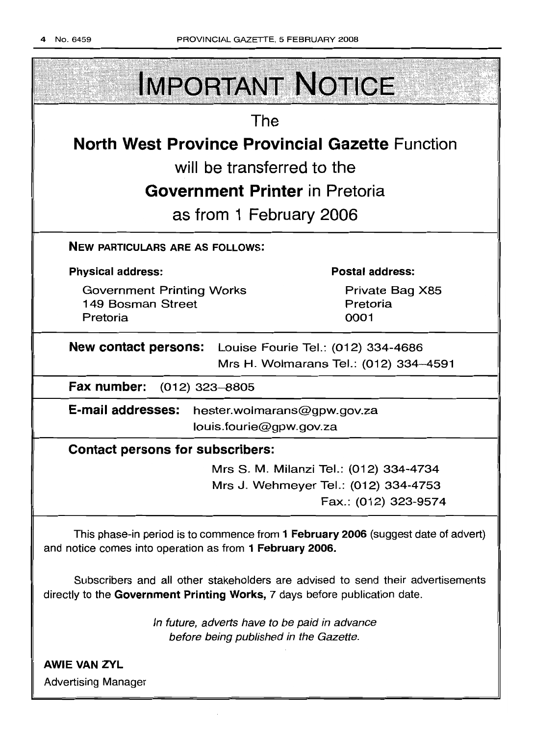# IMPORTANT NOTICE

The

**North West Province Provincial Gazette** Function

will be transferred to the

**Government Printer** in Pretoria

as from 1 February 2006

**NEW PARTICULARS ARE AS FOLLOWS:**

**Physical address:**

Government Printing Works
149 Bosman Street
Pretoria

**Postal address:**

Private Bag X85
Pretoria
0001

**New contact persons:** Louise Fourie Tel.: (012) 334-4686
Mrs H. Wolmarans Tel.: (012) 334–4591

**Fax number:** (012) 323–8805

**E-mail addresses:** hester.wolmarans@gpw.gov.za
louis.fourie@gpw.gov.za

**Contact persons for subscribers:**

Mrs S. M. Milanzi Tel.: (012) 334-4734
Mrs J. Wehmeyer Tel.: (012) 334-4753
Fax.: (012) 323-9574

This phase-in period is to commence from **1 February 2006** (suggest date of advert) and notice comes into operation as from **1 February 2006.**

Subscribers and all other stakeholders are advised to send their advertisements directly to the **Government Printing Works,** 7 days before publication date.

*In future, adverts have to be paid in advance before being published in the Gazette.*

**AWIE VAN ZYL**
Advertising Manager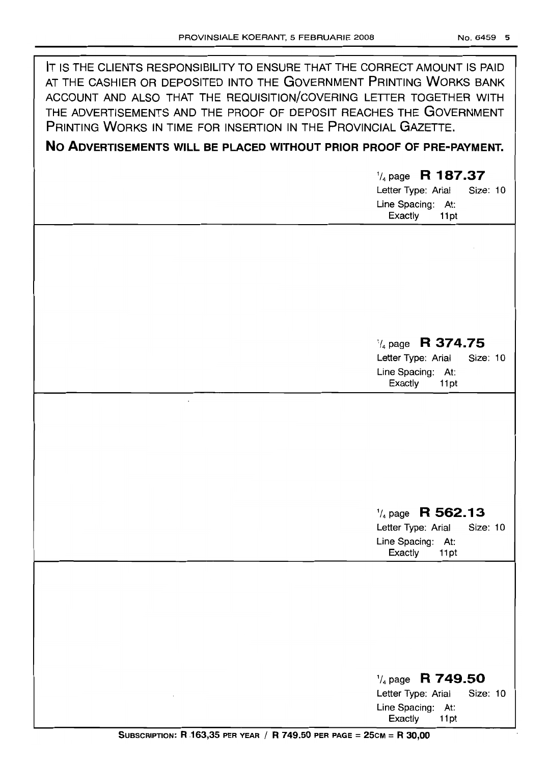IT IS THE CLIENTS RESPONSIBILITY TO ENSURE THAT THE CORRECT AMOUNT IS PAID AT THE CASHIER OR DEPOSITED INTO THE GOVERNMENT PRINTING WORKS BANK ACCOUNT AND ALSO THAT THE REQUISITION/COVERING LETTER TOGETHER WITH THE ADVERTISEMENTS AND THE PROOF OF DEPOSIT REACHES THE GOVERNMENT PRINTING WORKS IN TIME FOR INSERTION IN THE PROVINCIAL GAZETTE.

**NO ADVERTISEMENTS WILL BE PLACED WITHOUT PRIOR PROOF OF PRE-PAYMENT.**

1/4 page **R 187.37**
Letter Type: Arial Size: 10
Line Spacing: At:
Exactly 11pt

1/4 page **R 374.75**
Letter Type: Arial Size: 10
Line Spacing: At:
Exactly 11pt

1/4 page **R 562.13**
Letter Type: Arial Size: 10
Line Spacing: At:
Exactly 11pt

1/4 page **R 749.50**
Letter Type: Arial Size: 10
Line Spacing: At:
Exactly 11pt

**SUBSCRIPTION: R 163,35 PER YEAR / R 749.50 PER PAGE = 25CM = R 30,00**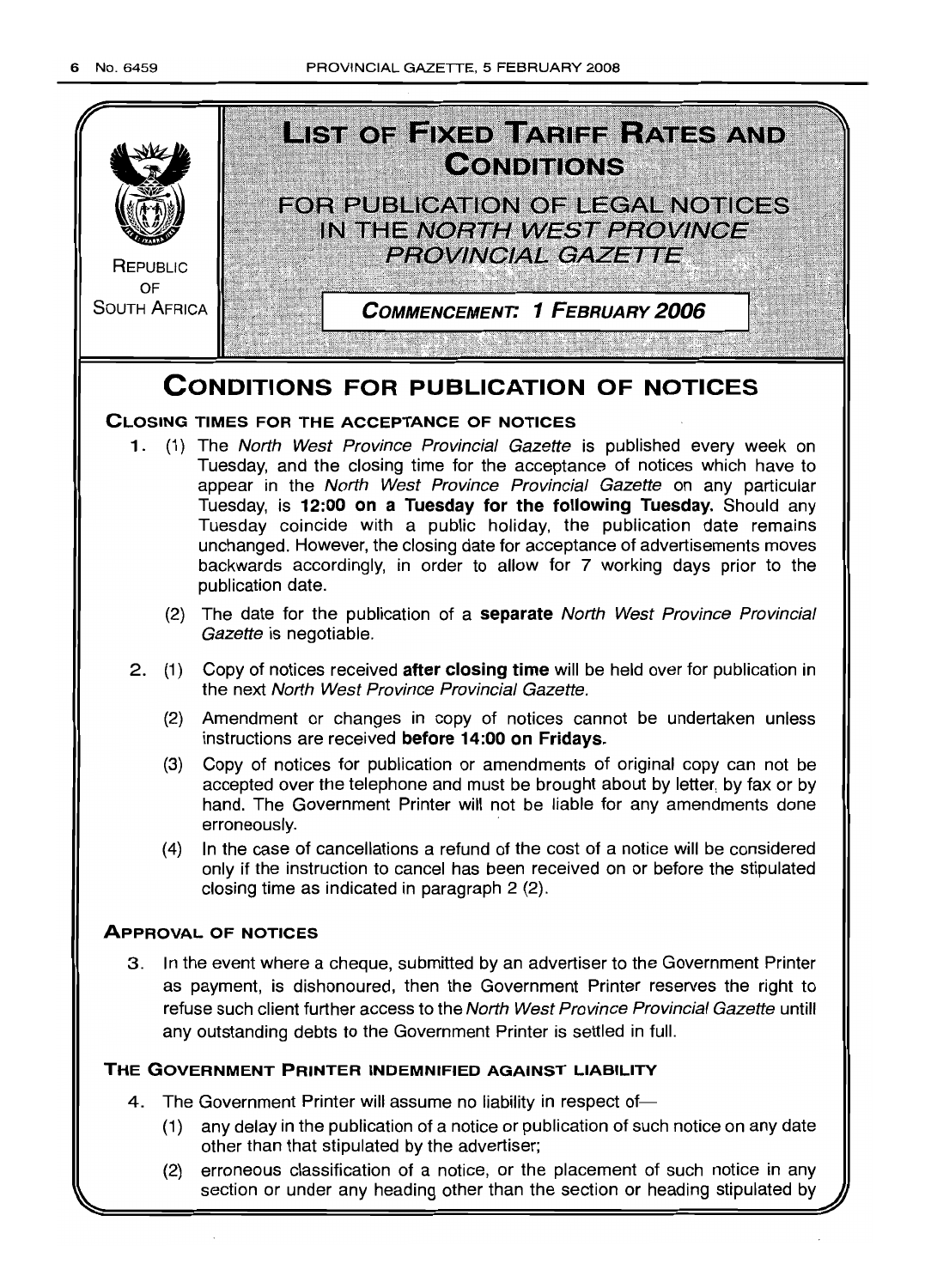# LIST OF FIXED TARIFF RATES AND CONDITIONS

FOR PUBLICATION OF LEGAL NOTICES IN THE *NORTH WEST PROVINCE PROVINCIAL GAZETTE*

REPUBLIC OF SOUTH AFRICA

**COMMENCEMENT: 1 FEBRUARY 2006**

## CONDITIONS FOR PUBLICATION OF NOTICES

### CLOSING TIMES FOR THE ACCEPTANCE OF NOTICES

1. (1) The *North West Province Provincial Gazette* is published every week on Tuesday, and the closing time for the acceptance of notices which have to appear in the *North West Province Provincial Gazette* on any particular Tuesday, is **12:00 on a Tuesday for the following Tuesday.** Should any Tuesday coincide with a public holiday, the publication date remains unchanged. However, the closing date for acceptance of advertisements moves backwards accordingly, in order to allow for 7 working days prior to the publication date.

   (2) The date for the publication of a **separate** *North West Province Provincial Gazette* is negotiable.

2. (1) Copy of notices received **after closing time** will be held over for publication in the next *North West Province Provincial Gazette*.

   (2) Amendment or changes in copy of notices cannot be undertaken unless instructions are received **before 14:00 on Fridays.**

   (3) Copy of notices for publication or amendments of original copy can not be accepted over the telephone and must be brought about by letter, by fax or by hand. The Government Printer will not be liable for any amendments done erroneously.

   (4) In the case of cancellations a refund of the cost of a notice will be considered only if the instruction to cancel has been received on or before the stipulated closing time as indicated in paragraph 2 (2).

### APPROVAL OF NOTICES

3. In the event where a cheque, submitted by an advertiser to the Government Printer as payment, is dishonoured, then the Government Printer reserves the right to refuse such client further access to the *North West Province Provincial Gazette* untill any outstanding debts to the Government Printer is settled in full.

### THE GOVERNMENT PRINTER INDEMNIFIED AGAINST LIABILITY

4. The Government Printer will assume no liability in respect of—

   (1) any delay in the publication of a notice or publication of such notice on any date other than that stipulated by the advertiser;

   (2) erroneous classification of a notice, or the placement of such notice in any section or under any heading other than the section or heading stipulated by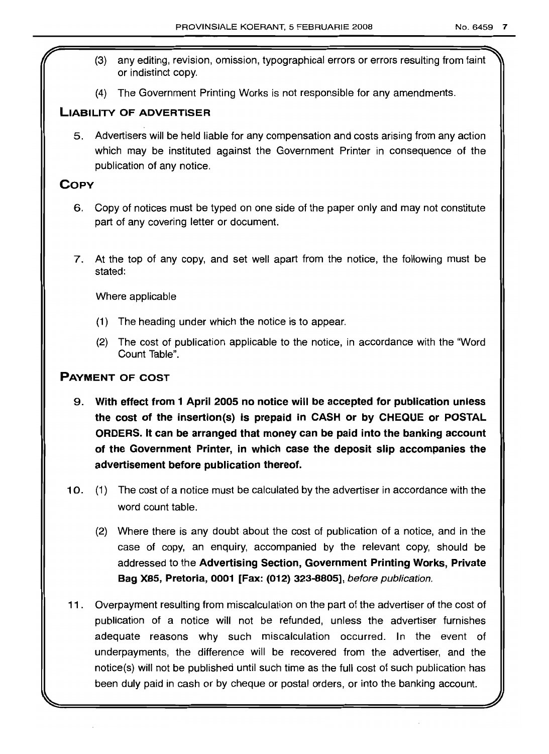(3) any editing, revision, omission, typographical errors or errors resulting from faint or indistinct copy.

(4) The Government Printing Works is not responsible for any amendments.

## LIABILITY OF ADVERTISER

5. Advertisers will be held liable for any compensation and costs arising from any action which may be instituted against the Government Printer in consequence of the publication of any notice.

## COPY

6. Copy of notices must be typed on one side of the paper only and may not constitute part of any covering letter or document.

7. At the top of any copy, and set well apart from the notice, the following must be stated:

   Where applicable

   (1) The heading under which the notice is to appear.

   (2) The cost of publication applicable to the notice, in accordance with the "Word Count Table".

## PAYMENT OF COST

9. **With effect from 1 April 2005 no notice will be accepted for publication unless the cost of the insertion(s) is prepaid in CASH or by CHEQUE or POSTAL ORDERS. It can be arranged that money can be paid into the banking account of the Government Printer, in which case the deposit slip accompanies the advertisement before publication thereof.**

10. (1) The cost of a notice must be calculated by the advertiser in accordance with the word count table.

    (2) Where there is any doubt about the cost of publication of a notice, and in the case of copy, an enquiry, accompanied by the relevant copy, should be addressed to the **Advertising Section, Government Printing Works, Private Bag X85, Pretoria, 0001 [Fax: (012) 323-8805]**, *before publication.*

11. Overpayment resulting from miscalculation on the part of the advertiser of the cost of publication of a notice will not be refunded, unless the advertiser furnishes adequate reasons why such miscalculation occurred. In the event of underpayments, the difference will be recovered from the advertiser, and the notice(s) will not be published until such time as the full cost of such publication has been duly paid in cash or by cheque or postal orders, or into the banking account.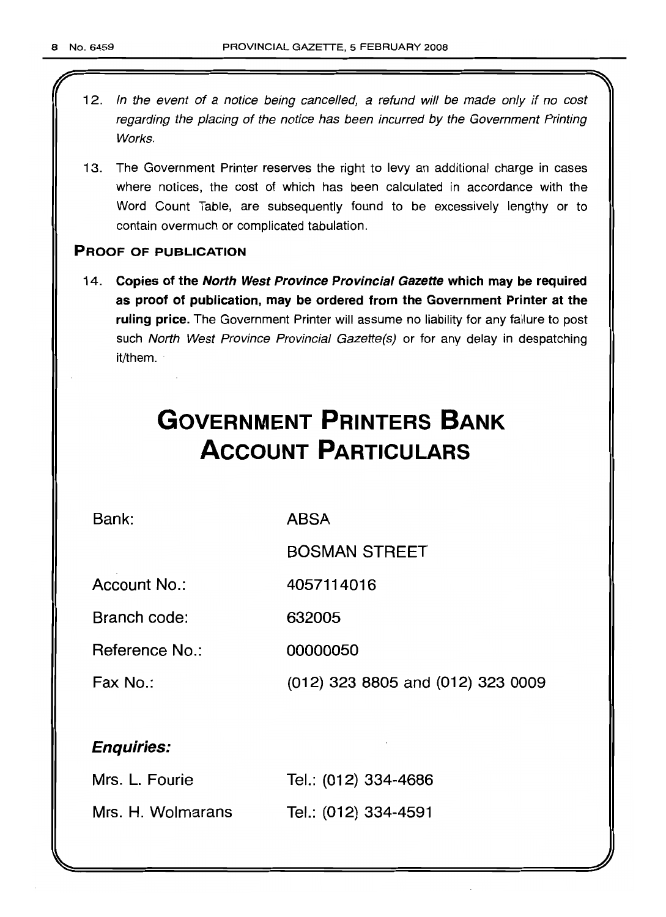12. *In the event of a notice being cancelled, a refund will be made only if no cost regarding the placing of the notice has been incurred by the Government Printing Works.*

13. The Government Printer reserves the right to levy an additional charge in cases where notices, the cost of which has been calculated in accordance with the Word Count Table, are subsequently found to be excessively lengthy or to contain overmuch or complicated tabulation.

### PROOF OF PUBLICATION

14. **Copies of the *North West Province Provincial Gazette* which may be required as proof of publication, may be ordered from the Government Printer at the ruling price.** The Government Printer will assume no liability for any failure to post such *North West Province Provincial Gazette(s)* or for any delay in despatching it/them.

# GOVERNMENT PRINTERS BANK ACCOUNT PARTICULARS

| | |
|---|---|
| Bank: | ABSA |
| | BOSMAN STREET |
| Account No.: | 4057114016 |
| Branch code: | 632005 |
| Reference No.: | 00000050 |
| Fax No.: | (012) 323 8805 and (012) 323 0009 |

***Enquiries:***

| | |
|---|---|
| Mrs. L. Fourie | Tel.: (012) 334-4686 |
| Mrs. H. Wolmarans | Tel.: (012) 334-4591 |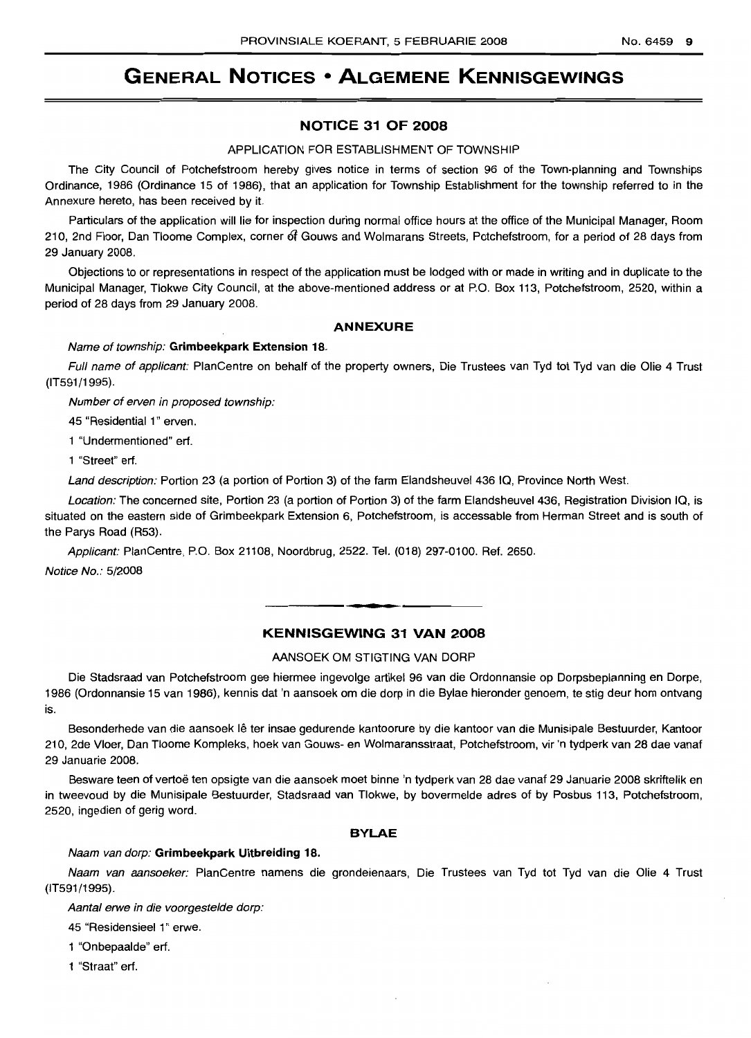# GENERAL NOTICES • ALGEMENE KENNISGEWINGS

## NOTICE 31 OF 2008

APPLICATION FOR ESTABLISHMENT OF TOWNSHIP

The City Council of Potchefstroom hereby gives notice in terms of section 96 of the Town-planning and Townships Ordinance, 1986 (Ordinance 15 of 1986), that an application for Township Establishment for the township referred to in the Annexure hereto, has been received by it.

Particulars of the application will lie for inspection during normal office hours at the office of the Municipal Manager, Room 210, 2nd Floor, Dan Tloome Complex, corner of Gouws and Wolmarans Streets, Potchefstroom, for a period of 28 days from 29 January 2008.

Objections to or representations in respect of the application must be lodged with or made in writing and in duplicate to the Municipal Manager, Tlokwe City Council, at the above-mentioned address or at P.O. Box 113, Potchefstroom, 2520, within a period of 28 days from 29 January 2008.

### ANNEXURE

*Name of township:* **Grimbeekpark Extension 18.**

*Full name of applicant:* PlanCentre on behalf of the property owners, Die Trustees van Tyd tot Tyd van die Olie 4 Trust (IT591/1995).

*Number of erven in proposed township:*

45 "Residential 1" erven.

1 "Undermentioned" erf.

1 "Street" erf.

*Land description:* Portion 23 (a portion of Portion 3) of the farm Elandsheuvel 436 IQ, Province North West.

*Location:* The concerned site, Portion 23 (a portion of Portion 3) of the farm Elandsheuvel 436, Registration Division IQ, is situated on the eastern side of Grimbeekpark Extension 6, Potchefstroom, is accessable from Herman Street and is south of the Parys Road (R53).

*Applicant:* PlanCentre, P.O. Box 21108, Noordbrug, 2522. Tel. (018) 297-0100. Ref. 2650.

*Notice No.:* 5/2008

---

## KENNISGEWING 31 VAN 2008

AANSOEK OM STIGTING VAN DORP

Die Stadsraad van Potchefstroom gee hiermee ingevolge artikel 96 van die Ordonnansie op Dorpsbeplanning en Dorpe, 1986 (Ordonnansie 15 van 1986), kennis dat 'n aansoek om die dorp in die Bylae hieronder genoem, te stig deur hom ontvang is.

Besonderhede van die aansoek lê ter insae gedurende kantoorure by die kantoor van die Munisipale Bestuurder, Kantoor 210, 2de Vloer, Dan Tloome Kompleks, hoek van Gouws- en Wolmaransstraat, Potchefstroom, vir 'n tydperk van 28 dae vanaf 29 Januarie 2008.

Besware teen of vertoë ten opsigte van die aansoek moet binne 'n tydperk van 28 dae vanaf 29 Januarie 2008 skriftelik en in tweevoud by die Munisipale Bestuurder, Stadsraad van Tlokwe, by bovermelde adres of by Posbus 113, Potchefstroom, 2520, ingedien of gerig word.

### BYLAE

*Naam van dorp:* **Grimbeekpark Uitbreiding 18.**

*Naam van aansoeker:* PlanCentre namens die grondeienaars, Die Trustees van Tyd tot Tyd van die Olie 4 Trust (IT591/1995).

*Aantal erwe in die voorgestelde dorp:*

45 "Residensieel 1" erwe.

1 "Onbepaalde" erf.

1 "Straat" erf.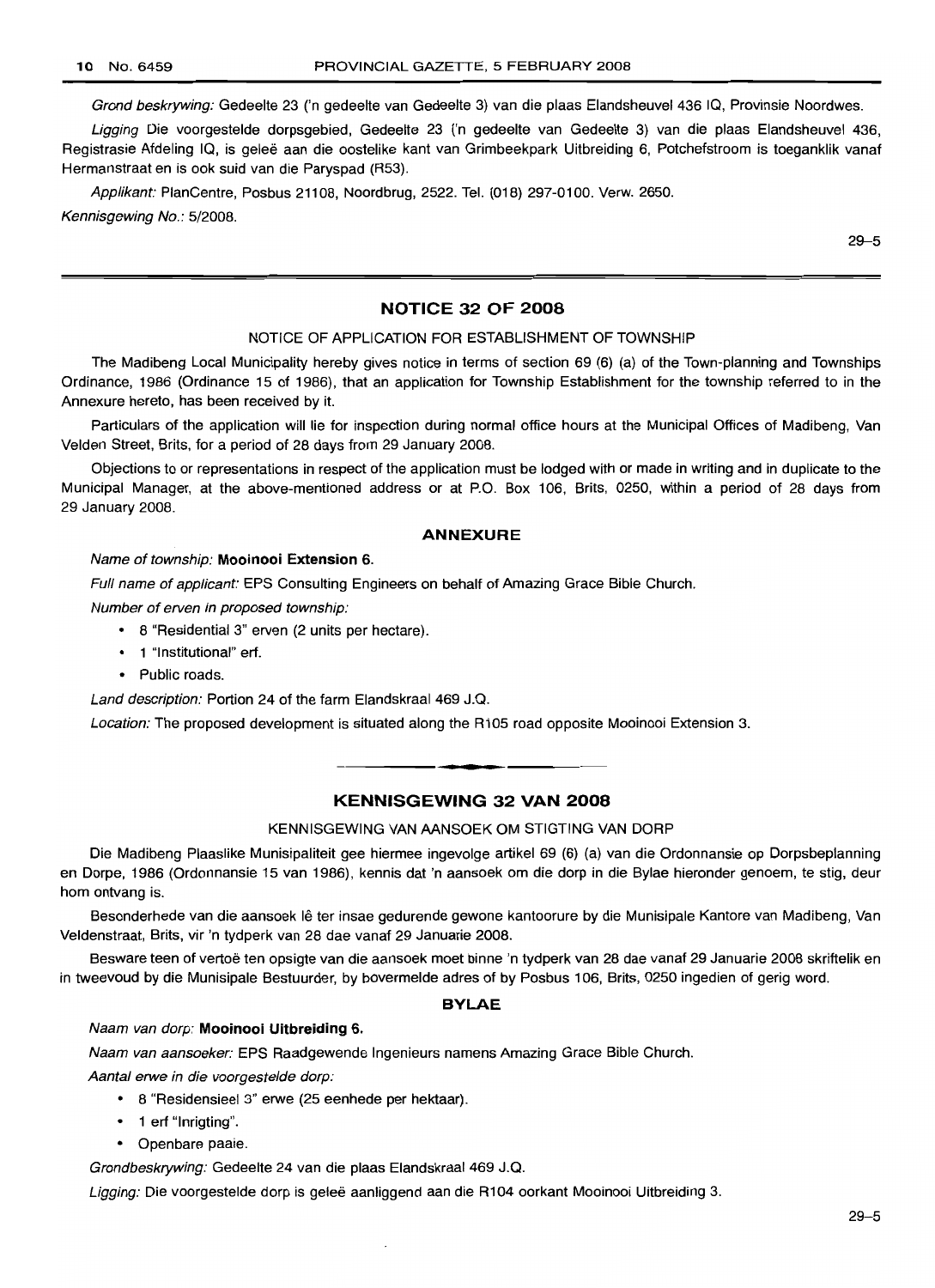*Grond beskrywing:* Gedeelte 23 ('n gedeelte van Gedeelte 3) van die plaas Elandsheuvel 436 IQ, Provinsie Noordwes.

*Ligging* Die voorgestelde dorpsgebied, Gedeelte 23 ('n gedeelte van Gedeelte 3) van die plaas Elandsheuvel 436, Registrasie Afdeling IQ, is geleë aan die oostelike kant van Grimbeekpark Uitbreiding 6, Potchefstroom is toeganklik vanaf Hermanstraat en is ook suid van die Paryspad (R53).

*Applikant:* PlanCentre, Posbus 21108, Noordbrug, 2522. Tel. (018) 297-0100. Verw. 2650.

*Kennisgewing No.:* 5/2008.

29–5

## NOTICE 32 OF 2008

NOTICE OF APPLICATION FOR ESTABLISHMENT OF TOWNSHIP

The Madibeng Local Municipality hereby gives notice in terms of section 69 (6) (a) of the Town-planning and Townships Ordinance, 1986 (Ordinance 15 of 1986), that an application for Township Establishment for the township referred to in the Annexure hereto, has been received by it.

Particulars of the application will lie for inspection during normal office hours at the Municipal Offices of Madibeng, Van Velden Street, Brits, for a period of 28 days from 29 January 2008.

Objections to or representations in respect of the application must be lodged with or made in writing and in duplicate to the Municipal Manager, at the above-mentioned address or at P.O. Box 106, Brits, 0250, within a period of 28 days from 29 January 2008.

### ANNEXURE

*Name of township:* **Mooinooi Extension 6.**

*Full name of applicant:* EPS Consulting Engineers on behalf of Amazing Grace Bible Church.

*Number of erven in proposed township:*

- 8 "Residential 3" erven (2 units per hectare).
- 1 "Institutional" erf.
- Public roads.

*Land description:* Portion 24 of the farm Elandskraal 469 J.Q.

*Location:* The proposed development is situated along the R105 road opposite Mooinooi Extension 3.

## KENNISGEWING 32 VAN 2008

KENNISGEWING VAN AANSOEK OM STIGTING VAN DORP

Die Madibeng Plaaslike Munisipaliteit gee hiermee ingevolge artikel 69 (6) (a) van die Ordonnansie op Dorpsbeplanning en Dorpe, 1986 (Ordonnansie 15 van 1986), kennis dat 'n aansoek om die dorp in die Bylae hieronder genoem, te stig, deur hom ontvang is.

Besonderhede van die aansoek lê ter insae gedurende gewone kantoorure by die Munisipale Kantore van Madibeng, Van Veldenstraat, Brits, vir 'n tydperk van 28 dae vanaf 29 Januarie 2008.

Besware teen of vertoë ten opsigte van die aansoek moet binne 'n tydperk van 28 dae vanaf 29 Januarie 2008 skriftelik en in tweevoud by die Munisipale Bestuurder, by bovermelde adres of by Posbus 106, Brits, 0250 ingedien of gerig word.

### BYLAE

*Naam van dorp:* **Mooinooi Uitbreiding 6.**

*Naam van aansoeker:* EPS Raadgewende Ingenieurs namens Amazing Grace Bible Church.

*Aantal erwe in die voorgestelde dorp:*

- 8 "Residensieel 3" erwe (25 eenhede per hektaar).
- 1 erf "Inrigting".
- Openbare paaie.

*Grondbeskrywing:* Gedeelte 24 van die plaas Elandskraal 469 J.Q.

*Ligging:* Die voorgestelde dorp is geleë aanliggend aan die R104 oorkant Mooinooi Uitbreiding 3.

29–5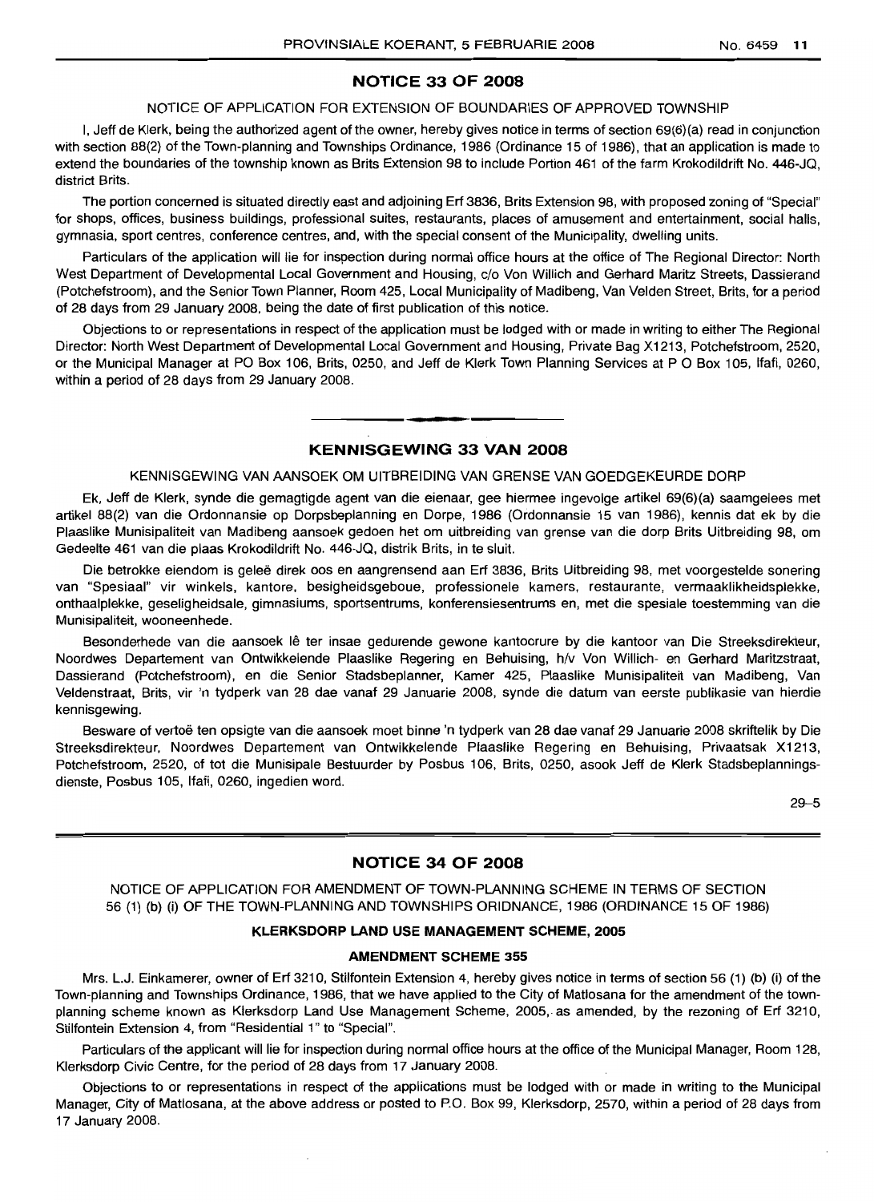## NOTICE 33 OF 2008

NOTICE OF APPLICATION FOR EXTENSION OF BOUNDARIES OF APPROVED TOWNSHIP

I, Jeff de Klerk, being the authorized agent of the owner, hereby gives notice in terms of section 69(6)(a) read in conjunction with section 88(2) of the Town-planning and Townships Ordinance, 1986 (Ordinance 15 of 1986), that an application is made to extend the boundaries of the township known as Brits Extension 98 to include Portion 461 of the farm Krokodildrift No. 446-JQ, district Brits.

The portion concerned is situated directly east and adjoining Erf 3836, Brits Extension 98, with proposed zoning of "Special" for shops, offices, business buildings, professional suites, restaurants, places of amusement and entertainment, social halls, gymnasia, sport centres, conference centres, and, with the special consent of the Municipality, dwelling units.

Particulars of the application will lie for inspection during normal office hours at the office of The Regional Director: North West Department of Developmental Local Government and Housing, c/o Von Willich and Gerhard Maritz Streets, Dassierand (Potchefstroom), and the Senior Town Planner, Room 425, Local Municipality of Madibeng, Van Velden Street, Brits, for a period of 28 days from 29 January 2008, being the date of first publication of this notice.

Objections to or representations in respect of the application must be lodged with or made in writing to either The Regional Director: North West Department of Developmental Local Government and Housing, Private Bag X1213, Potchefstroom, 2520, or the Municipal Manager at PO Box 106, Brits, 0250, and Jeff de Klerk Town Planning Services at P O Box 105, Ifafi, 0260, within a period of 28 days from 29 January 2008.

## KENNISGEWING 33 VAN 2008

KENNISGEWING VAN AANSOEK OM UITBREIDING VAN GRENSE VAN GOEDGEKEURDE DORP

Ek, Jeff de Klerk, synde die gemagtigde agent van die eienaar, gee hiermee ingevolge artikel 69(6)(a) saamgelees met artikel 88(2) van die Ordonnansie op Dorpsbeplanning en Dorpe, 1986 (Ordonnansie 15 van 1986), kennis dat ek by die Plaaslike Munisipaliteit van Madibeng aansoek gedoen het om uitbreiding van grense van die dorp Brits Uitbreiding 98, om Gedeelte 461 van die plaas Krokodildrift No. 446-JQ, distrik Brits, in te sluit.

Die betrokke eiendom is geleë direk oos en aangrensend aan Erf 3836, Brits Uitbreiding 98, met voorgestelde sonering van "Spesiaal" vir winkels, kantore, besigheidsgeboue, professionele kamers, restaurante, vermaaklikheidsplekke, onthaalplekke, geselligheidsale, gimnasiums, sportsentrums, konferensiesentrums en, met die spesiale toestemming van die Munisipaliteit, wooneenhede.

Besonderhede van die aansoek lê ter insae gedurende gewone kantoorure by die kantoor van Die Streeksdirekteur, Noordwes Departement van Ontwikkelende Plaaslike Regering en Behuising, h/v Von Willich- en Gerhard Maritzstraat, Dassierand (Potchefstroom), en die Senior Stadsbeplanner, Kamer 425, Plaaslike Munisipaliteit van Madibeng, Van Veldenstraat, Brits, vir 'n tydperk van 28 dae vanaf 29 Januarie 2008, synde die datum van eerste publikasie van hierdie kennisgewing.

Besware of vertoë ten opsigte van die aansoek moet binne 'n tydperk van 28 dae vanaf 29 Januarie 2008 skriftelik by Die Streeksdirekteur, Noordwes Departement van Ontwikkelende Plaaslike Regering en Behuising, Privaatsak X1213, Potchefstroom, 2520, of tot die Munisipale Bestuurder by Posbus 106, Brits, 0250, asook Jeff de Klerk Stadsbeplanningsdienste, Posbus 105, Ifafi, 0260, ingedien word.

29–5

## NOTICE 34 OF 2008

NOTICE OF APPLICATION FOR AMENDMENT OF TOWN-PLANNING SCHEME IN TERMS OF SECTION 56 (1) (b) (i) OF THE TOWN-PLANNING AND TOWNSHIPS ORIDNANCE, 1986 (ORDINANCE 15 OF 1986)

### KLERKSDORP LAND USE MANAGEMENT SCHEME, 2005

### AMENDMENT SCHEME 355

Mrs. L.J. Einkamerer, owner of Erf 3210, Stilfontein Extension 4, hereby gives notice in terms of section 56 (1) (b) (i) of the Town-planning and Townships Ordinance, 1986, that we have applied to the City of Matlosana for the amendment of the town-planning scheme known as Klerksdorp Land Use Management Scheme, 2005, as amended, by the rezoning of Erf 3210, Stilfontein Extension 4, from "Residential 1" to "Special".

Particulars of the applicant will lie for inspection during normal office hours at the office of the Municipal Manager, Room 128, Klerksdorp Civic Centre, for the period of 28 days from 17 January 2008.

Objections to or representations in respect of the applications must be lodged with or made in writing to the Municipal Manager, City of Matlosana, at the above address or posted to P.O. Box 99, Klerksdorp, 2570, within a period of 28 days from 17 January 2008.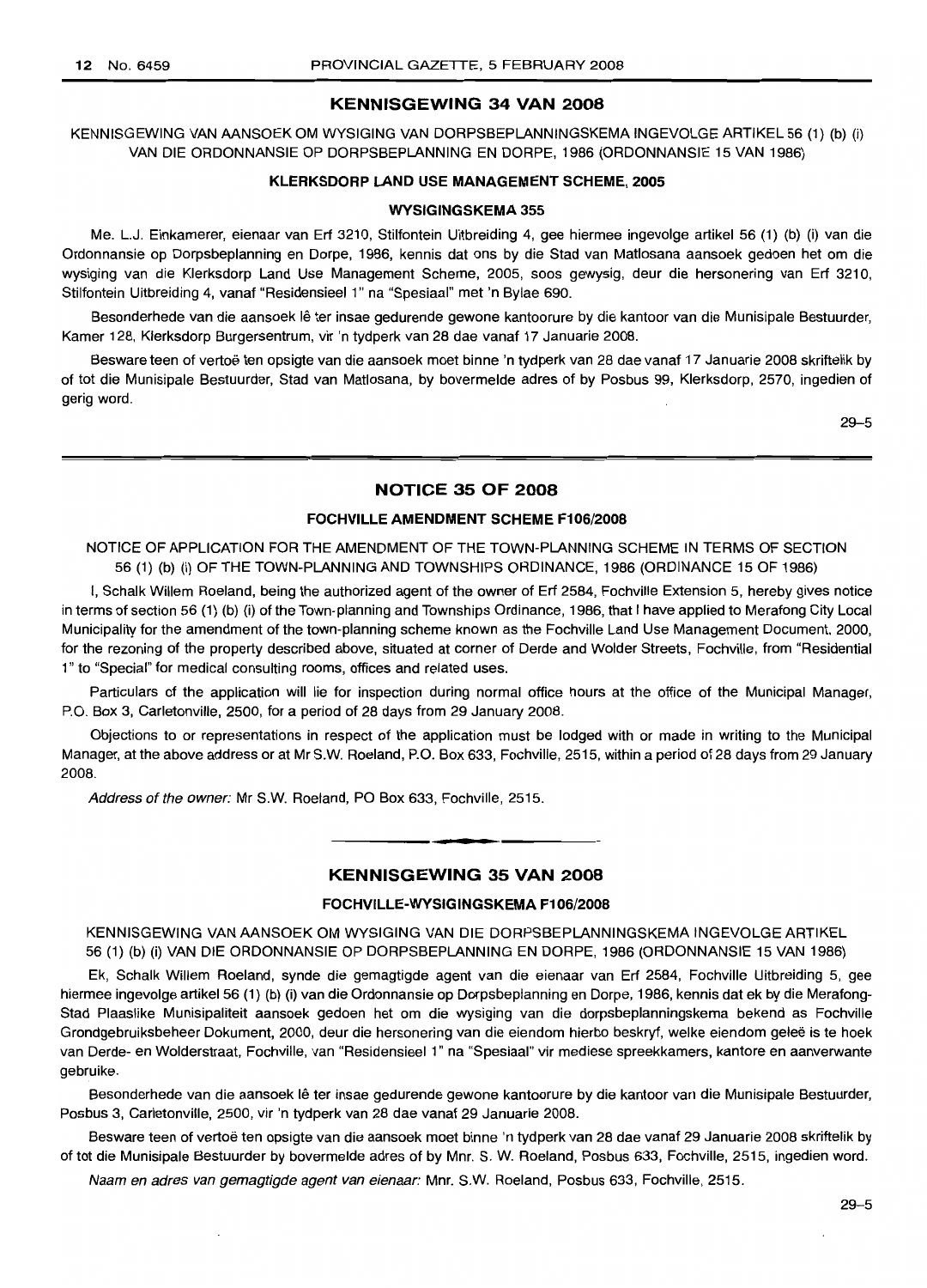## KENNISGEWING 34 VAN 2008

KENNISGEWING VAN AANSOEK OM WYSIGING VAN DORPSBEPLANNINGSKEMA INGEVOLGE ARTIKEL 56 (1) (b) (i) VAN DIE ORDONNANSIE OP DORPSBEPLANNING EN DORPE, 1986 (ORDONNANSIE 15 VAN 1986)

### KLERKSDORP LAND USE MANAGEMENT SCHEME, 2005

### WYSIGINGSKEMA 355

Me. L.J. Einkamerer, eienaar van Erf 3210, Stilfontein Uitbreiding 4, gee hiermee ingevolge artikel 56 (1) (b) (i) van die Ordonnansie op Dorpsbeplanning en Dorpe, 1986, kennis dat ons by die Stad van Matlosana aansoek gedoen het om die wysiging van die Klerksdorp Land Use Management Scheme, 2005, soos gewysig, deur die hersonering van Erf 3210, Stilfontein Uitbreiding 4, vanaf "Residensieel 1" na "Spesiaal" met 'n Bylae 690.

Besonderhede van die aansoek lê ter insae gedurende gewone kantoorure by die kantoor van die Munisipale Bestuurder, Kamer 128, Klerksdorp Burgersentrum, vir 'n tydperk van 28 dae vanaf 17 Januarie 2008.

Besware teen of vertoë ten opsigte van die aansoek moet binne 'n tydperk van 28 dae vanaf 17 Januarie 2008 skriftelik by of tot die Munisipale Bestuurder, Stad van Matlosana, by bovermelde adres of by Posbus 99, Klerksdorp, 2570, ingedien of gerig word.

29–5

---

## NOTICE 35 OF 2008

### FOCHVILLE AMENDMENT SCHEME F106/2008

NOTICE OF APPLICATION FOR THE AMENDMENT OF THE TOWN-PLANNING SCHEME IN TERMS OF SECTION 56 (1) (b) (i) OF THE TOWN-PLANNING AND TOWNSHIPS ORDINANCE, 1986 (ORDINANCE 15 OF 1986)

I, Schalk Willem Roeland, being the authorized agent of the owner of Erf 2584, Fochville Extension 5, hereby gives notice in terms of section 56 (1) (b) (i) of the Town-planning and Townships Ordinance, 1986, that I have applied to Merafong City Local Municipality for the amendment of the town-planning scheme known as the Fochville Land Use Management Document, 2000, for the rezoning of the property described above, situated at corner of Derde and Wolder Streets, Fochville, from "Residential 1" to "Special" for medical consulting rooms, offices and related uses.

Particulars of the application will lie for inspection during normal office hours at the office of the Municipal Manager, P.O. Box 3, Carletonville, 2500, for a period of 28 days from 29 January 2008.

Objections to or representations in respect of the application must be lodged with or made in writing to the Municipal Manager, at the above address or at Mr S.W. Roeland, P.O. Box 633, Fochville, 2515, within a period of 28 days from 29 January 2008.

*Address of the owner:* Mr S.W. Roeland, PO Box 633, Fochville, 2515.

---

## KENNISGEWING 35 VAN 2008

### FOCHVILLE-WYSIGINGSKEMA F106/2008

KENNISGEWING VAN AANSOEK OM WYSIGING VAN DIE DORPSBEPLANNINGSKEMA INGEVOLGE ARTIKEL 56 (1) (b) (i) VAN DIE ORDONNANSIE OP DORPSBEPLANNING EN DORPE, 1986 (ORDONNANSIE 15 VAN 1986)

Ek, Schalk Willem Roeland, synde die gemagtigde agent van die eienaar van Erf 2584, Fochville Uitbreiding 5, gee hiermee ingevolge artikel 56 (1) (b) (i) van die Ordonnansie op Dorpsbeplanning en Dorpe, 1986, kennis dat ek by die Merafong-Stad Plaaslike Munisipaliteit aansoek gedoen het om die wysiging van die dorpsbeplanningskema bekend as Fochville Grondgebruiksbeheer Dokument, 2000, deur die hersonering van die eiendom hierbo beskryf, welke eiendom geleë is te hoek van Derde- en Wolderstraat, Fochville, van "Residensieel 1" na "Spesiaal" vir mediese spreekkamers, kantore en aanverwante gebruike.

Besonderhede van die aansoek lê ter insae gedurende gewone kantoorure by die kantoor van die Munisipale Bestuurder, Posbus 3, Carletonville, 2500, vir 'n tydperk van 28 dae vanaf 29 Januarie 2008.

Besware teen of vertoë ten opsigte van die aansoek moet binne 'n tydperk van 28 dae vanaf 29 Januarie 2008 skriftelik by of tot die Munisipale Bestuurder by bovermelde adres of by Mnr. S. W. Roeland, Posbus 633, Fochville, 2515, ingedien word.

*Naam en adres van gemagtigde agent van eienaar:* Mnr. S.W. Roeland, Posbus 633, Fochville, 2515.

29–5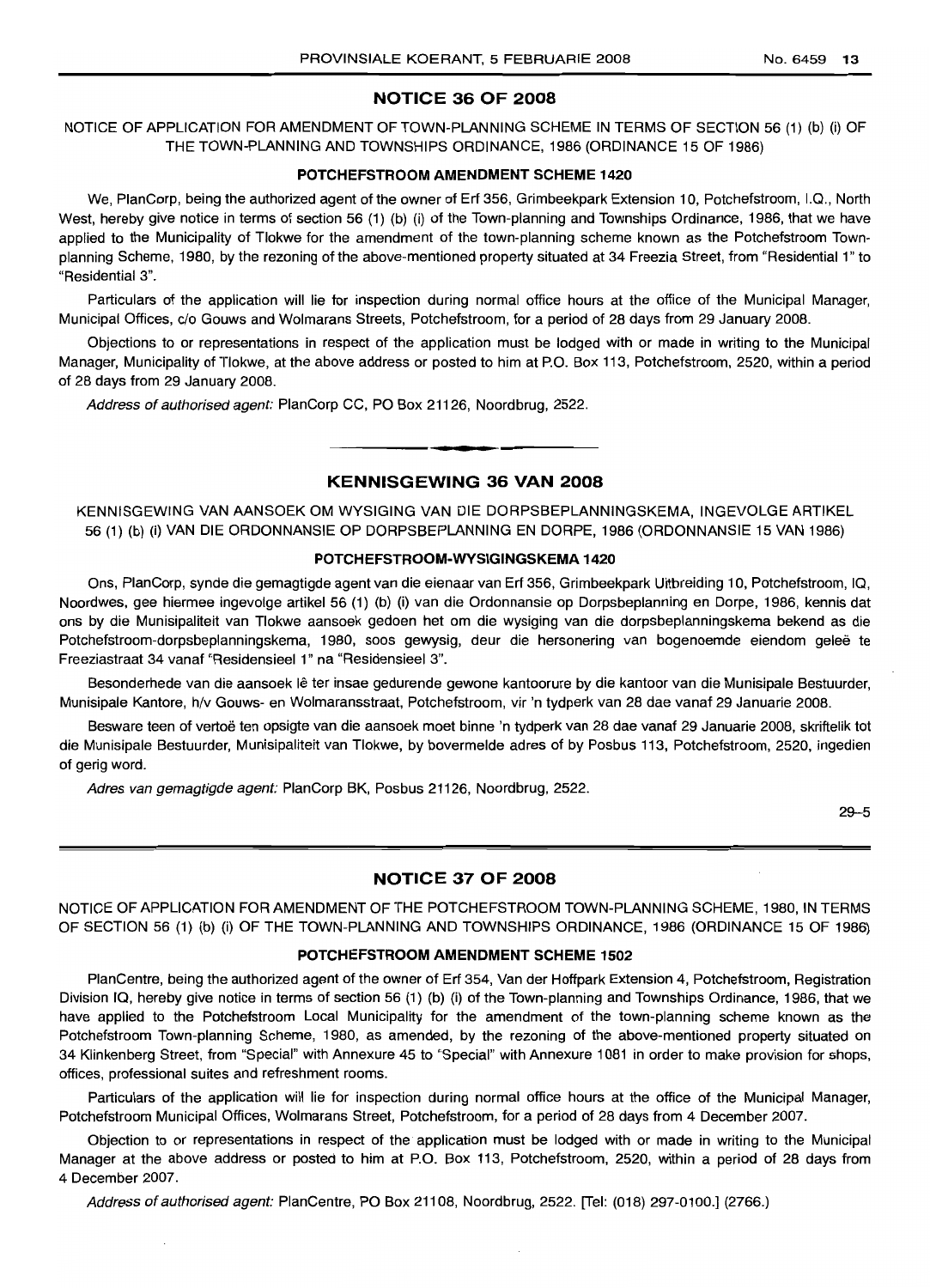## NOTICE 36 OF 2008

NOTICE OF APPLICATION FOR AMENDMENT OF TOWN-PLANNING SCHEME IN TERMS OF SECTION 56 (1) (b) (i) OF THE TOWN-PLANNING AND TOWNSHIPS ORDINANCE, 1986 (ORDINANCE 15 OF 1986)

### POTCHEFSTROOM AMENDMENT SCHEME 1420

We, PlanCorp, being the authorized agent of the owner of Erf 356, Grimbeekpark Extension 10, Potchefstroom, I.Q., North West, hereby give notice in terms of section 56 (1) (b) (i) of the Town-planning and Townships Ordinance, 1986, that we have applied to the Municipality of Tlokwe for the amendment of the town-planning scheme known as the Potchefstroom Town-planning Scheme, 1980, by the rezoning of the above-mentioned property situated at 34 Freezia Street, from "Residential 1" to "Residential 3".

Particulars of the application will lie for inspection during normal office hours at the office of the Municipal Manager, Municipal Offices, c/o Gouws and Wolmarans Streets, Potchefstroom, for a period of 28 days from 29 January 2008.

Objections to or representations in respect of the application must be lodged with or made in writing to the Municipal Manager, Municipality of Tlokwe, at the above address or posted to him at P.O. Box 113, Potchefstroom, 2520, within a period of 28 days from 29 January 2008.

*Address of authorised agent:* PlanCorp CC, PO Box 21126, Noordbrug, 2522.

---

## KENNISGEWING 36 VAN 2008

KENNISGEWING VAN AANSOEK OM WYSIGING VAN DIE DORPSBEPLANNINGSKEMA, INGEVOLGE ARTIKEL 56 (1) (b) (i) VAN DIE ORDONNANSIE OP DORPSBEPLANNING EN DORPE, 1986 (ORDONNANSIE 15 VAN 1986)

### POTCHEFSTROOM-WYSIGINGSKEMA 1420

Ons, PlanCorp, synde die gemagtigde agent van die eienaar van Erf 356, Grimbeekpark Uitbreiding 10, Potchefstroom, IQ, Noordwes, gee hiermee ingevolge artikel 56 (1) (b) (i) van die Ordonnansie op Dorpsbeplanning en Dorpe, 1986, kennis dat ons by die Munisipaliteit van Tlokwe aansoek gedoen het om die wysiging van die dorpsbeplanningskema bekend as die Potchefstroom-dorpsbeplanningskema, 1980, soos gewysig, deur die hersonering van bogenoemde eiendom geleë te Freeziastraat 34 vanaf "Residensieel 1" na "Residensieel 3".

Besonderhede van die aansoek lê ter insae gedurende gewone kantoorure by die kantoor van die Munisipale Bestuurder, Munisipale Kantore, h/v Gouws- en Wolmaransstraat, Potchefstroom, vir 'n tydperk van 28 dae vanaf 29 Januarie 2008.

Besware teen of vertoë ten opsigte van die aansoek moet binne 'n tydperk van 28 dae vanaf 29 Januarie 2008, skriftelik tot die Munisipale Bestuurder, Munisipaliteit van Tlokwe, by bovermelde adres of by Posbus 113, Potchefstroom, 2520, ingedien of gerig word.

*Adres van gemagtigde agent:* PlanCorp BK, Posbus 21126, Noordbrug, 2522.

29–5

---

## NOTICE 37 OF 2008

NOTICE OF APPLICATION FOR AMENDMENT OF THE POTCHEFSTROOM TOWN-PLANNING SCHEME, 1980, IN TERMS OF SECTION 56 (1) (b) (i) OF THE TOWN-PLANNING AND TOWNSHIPS ORDINANCE, 1986 (ORDINANCE 15 OF 1986)

### POTCHEFSTROOM AMENDMENT SCHEME 1502

PlanCentre, being the authorized agent of the owner of Erf 354, Van der Hoffpark Extension 4, Potchefstroom, Registration Division IQ, hereby give notice in terms of section 56 (1) (b) (i) of the Town-planning and Townships Ordinance, 1986, that we have applied to the Potchefstroom Local Municipality for the amendment of the town-planning scheme known as the Potchefstroom Town-planning Scheme, 1980, as amended, by the rezoning of the above-mentioned property situated on 34 Klinkenberg Street, from "Special" with Annexure 45 to "Special" with Annexure 1081 in order to make provision for shops, offices, professional suites and refreshment rooms.

Particulars of the application will lie for inspection during normal office hours at the office of the Municipal Manager, Potchefstroom Municipal Offices, Wolmarans Street, Potchefstroom, for a period of 28 days from 4 December 2007.

Objection to or representations in respect of the application must be lodged with or made in writing to the Municipal Manager at the above address or posted to him at P.O. Box 113, Potchefstroom, 2520, within a period of 28 days from 4 December 2007.

*Address of authorised agent:* PlanCentre, PO Box 21108, Noordbrug, 2522. [Tel: (018) 297-0100.] (2766.)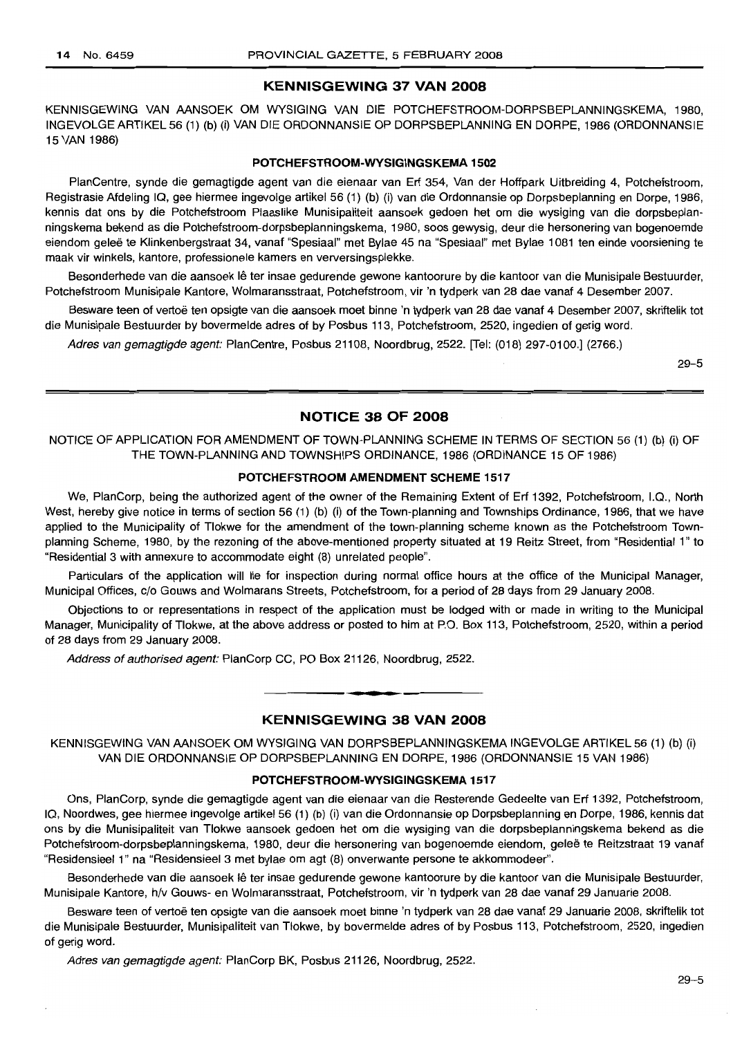## KENNISGEWING 37 VAN 2008

KENNISGEWING VAN AANSOEK OM WYSIGING VAN DIE POTCHEFSTROOM-DORPSBEPLANNINGSKEMA, 1980, INGEVOLGE ARTIKEL 56 (1) (b) (i) VAN DIE ORDONNANSIE OP DORPSBEPLANNING EN DORPE, 1986 (ORDONNANSIE 15 VAN 1986)

### POTCHEFSTROOM-WYSIGINGSKEMA 1502

PlanCentre, synde die gemagtigde agent van die eienaar van Erf 354, Van der Hoffpark Uitbreiding 4, Potchefstroom, Registrasie Afdeling IQ, gee hiermee ingevolge artikel 56 (1) (b) (i) van die Ordonnansie op Dorpsbeplanning en Dorpe, 1986, kennis dat ons by die Potchefstroom Plaaslike Munisipaliteit aansoek gedoen het om die wysiging van die dorpsbeplanningskema bekend as die Potchefstroom-dorpsbeplanningskema, 1980, soos gewysig, deur die hersonering van bogenoemde eiendom geleë te Klinkenbergstraat 34, vanaf "Spesiaal" met Bylae 45 na "Spesiaal" met Bylae 1081 ten einde voorsiening te maak vir winkels, kantore, professionele kamers en verversingsplekke.

Besonderhede van die aansoek lê ter insae gedurende gewone kantoorure by die kantoor van die Munisipale Bestuurder, Potchefstroom Munisipale Kantore, Wolmaransstraat, Potchefstroom, vir 'n tydperk van 28 dae vanaf 4 Desember 2007.

Besware teen of vertoë ten opsigte van die aansoek moet binne 'n tydperk van 28 dae vanaf 4 Desember 2007, skriftelik tot die Munisipale Bestuurder by bovermelde adres of by Posbus 113, Potchefstroom, 2520, ingedien of gerig word.

*Adres van gemagtigde agent:* PlanCentre, Posbus 21108, Noordbrug, 2522. [Tel: (018) 297-0100.] (2766.)

29–5

## NOTICE 38 OF 2008

NOTICE OF APPLICATION FOR AMENDMENT OF TOWN-PLANNING SCHEME IN TERMS OF SECTION 56 (1) (b) (i) OF THE TOWN-PLANNING AND TOWNSHIPS ORDINANCE, 1986 (ORDINANCE 15 OF 1986)

### POTCHEFSTROOM AMENDMENT SCHEME 1517

We, PlanCorp, being the authorized agent of the owner of the Remaining Extent of Erf 1392, Potchefstroom, I.Q., North West, hereby give notice in terms of section 56 (1) (b) (i) of the Town-planning and Townships Ordinance, 1986, that we have applied to the Municipality of Tlokwe for the amendment of the town-planning scheme known as the Potchefstroom Town-planning Scheme, 1980, by the rezoning of the above-mentioned property situated at 19 Reitz Street, from "Residential 1" to "Residential 3 with annexure to accommodate eight (8) unrelated people".

Particulars of the application will lie for inspection during normal office hours at the office of the Municipal Manager, Municipal Offices, c/o Gouws and Wolmarans Streets, Potchefstroom, for a period of 28 days from 29 January 2008.

Objections to or representations in respect of the application must be lodged with or made in writing to the Municipal Manager, Municipality of Tlokwe, at the above address or posted to him at P.O. Box 113, Potchefstroom, 2520, within a period of 28 days from 29 January 2008.

*Address of authorised agent:* PlanCorp CC, PO Box 21126, Noordbrug, 2522.

## KENNISGEWING 38 VAN 2008

KENNISGEWING VAN AANSOEK OM WYSIGING VAN DORPSBEPLANNINGSKEMA INGEVOLGE ARTIKEL 56 (1) (b) (i) VAN DIE ORDONNANSIE OP DORPSBEPLANNING EN DORPE, 1986 (ORDONNANSIE 15 VAN 1986)

### POTCHEFSTROOM-WYSIGINGSKEMA 1517

Ons, PlanCorp, synde die gemagtigde agent van die eienaar van die Resterende Gedeelte van Erf 1392, Potchefstroom, IQ, Noordwes, gee hiermee ingevolge artikel 56 (1) (b) (i) van die Ordonnansie op Dorpsbeplanning en Dorpe, 1986, kennis dat ons by die Munisipaliteit van Tlokwe aansoek gedoen het om die wysiging van die dorpsbeplanningskema bekend as die Potchefstroom-dorpsbeplanningskema, 1980, deur die hersonering van bogenoemde eiendom, geleë te Reitzstraat 19 vanaf "Residensieel 1" na "Residensieel 3 met bylae om agt (8) onverwante persone te akkommodeer".

Besonderhede van die aansoek lê ter insae gedurende gewone kantoorure by die kantoor van die Munisipale Bestuurder, Munisipale Kantore, h/v Gouws- en Wolmaransstraat, Potchefstroom, vir 'n tydperk van 28 dae vanaf 29 Januarie 2008.

Besware teen of vertoë ten opsigte van die aansoek moet binne 'n tydperk van 28 dae vanaf 29 Januarie 2008, skriftelik tot die Munisipale Bestuurder, Munisipaliteit van Tlokwe, by bovermelde adres of by Posbus 113, Potchefstroom, 2520, ingedien of gerig word.

*Adres van gemagtigde agent:* PlanCorp BK, Posbus 21126, Noordbrug, 2522.

29–5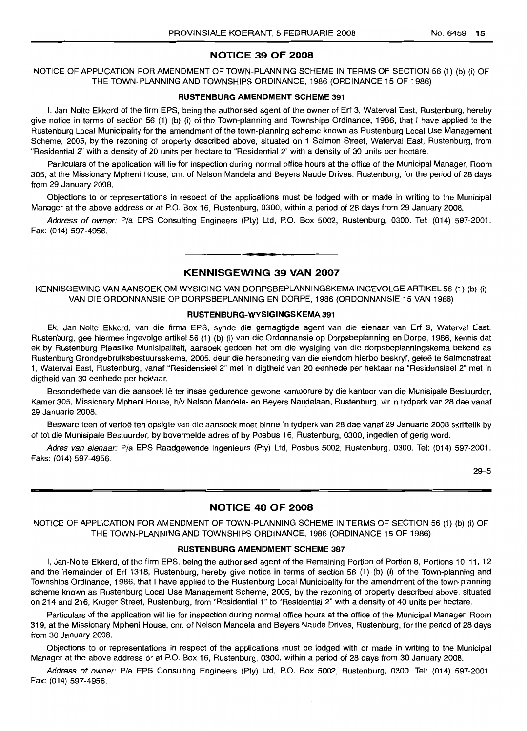## NOTICE 39 OF 2008

NOTICE OF APPLICATION FOR AMENDMENT OF TOWN-PLANNING SCHEME IN TERMS OF SECTION 56 (1) (b) (i) OF THE TOWN-PLANNING AND TOWNSHIPS ORDINANCE, 1986 (ORDINANCE 15 OF 1986)

### RUSTENBURG AMENDMENT SCHEME 391

I, Jan-Nolte Ekkerd of the firm EPS, being the authorised agent of the owner of Erf 3, Waterval East, Rustenburg, hereby give notice in terms of section 56 (1) (b) (i) of the Town-planning and Townships Ordinance, 1986, that I have applied to the Rustenburg Local Municipality for the amendment of the town-planning scheme known as Rustenburg Local Use Management Scheme, 2005, by the rezoning of property described above, situated on 1 Salmon Street, Waterval East, Rustenburg, from "Residential 2" with a density of 20 units per hectare to "Residential 2" with a density of 30 units per hectare.

Particulars of the application will lie for inspection during normal office hours at the office of the Municipal Manager, Room 305, at the Missionary Mpheni House, cnr. of Nelson Mandela and Beyers Naude Drives, Rustenburg, for the period of 28 days from 29 January 2008.

Objections to or representations in respect of the applications must be lodged with or made in writing to the Municipal Manager at the above address or at P.O. Box 16, Rustenburg, 0300, within a period of 28 days from 29 January 2008.

*Address of owner:* P/a EPS Consulting Engineers (Pty) Ltd, P.O. Box 5002, Rustenburg, 0300. Tel: (014) 597-2001. Fax: (014) 597-4956.

---

## KENNISGEWING 39 VAN 2007

KENNISGEWING VAN AANSOEK OM WYSIGING VAN DORPSBEPLANNINGSKEMA INGEVOLGE ARTIKEL 56 (1) (b) (i) VAN DIE ORDONNANSIE OP DORPSBEPLANNING EN DORPE, 1986 (ORDONNANSIE 15 VAN 1986)

### RUSTENBURG-WYSIGINGSKEMA 391

Ek, Jan-Nolte Ekkerd, van die firma EPS, synde die gemagtigde agent van die eienaar van Erf 3, Waterval East, Rustenburg, gee hiermee ingevolge artikel 56 (1) (b) (i) van die Ordonnansie op Dorpsbeplanning en Dorpe, 1986, kennis dat ek by Rustenburg Plaaslike Munisipaliteit, aansoek gedoen het om die wysiging van die dorpsbeplanningskema bekend as Rustenburg Grondgebruiksbestuursskema, 2005, deur die hersonering van die eiendom hierbo beskryf, geleë te Salmonstraat 1, Waterval East, Rustenburg, vanaf "Residensieel 2" met 'n digtheid van 20 eenhede per hektaar na "Residensieel 2" met 'n digtheid van 30 eenhede per hektaar.

Besonderhede van die aansoek lê ter insae gedurende gewone kantoorure by die kantoor van die Munisipale Bestuurder, Kamer 305, Missionary Mpheni House, h/v Nelson Mandela- en Beyers Naudelaan, Rustenburg, vir 'n tydperk van 28 dae vanaf 29 Januarie 2008.

Besware teen of vertoë ten opsigte van die aansoek moet binne 'n tydperk van 28 dae vanaf 29 Januarie 2008 skriftelik by of tot die Munisipale Bestuurder, by bovermelde adres of by Posbus 16, Rustenburg, 0300, ingedien of gerig word.

*Adres van eienaar:* P/a EPS Raadgewende Ingenieurs (Pty) Ltd, Posbus 5002, Rustenburg, 0300. Tel: (014) 597-2001. Faks: (014) 597-4956.

29–5

---

## NOTICE 40 OF 2008

NOTICE OF APPLICATION FOR AMENDMENT OF TOWN-PLANNING SCHEME IN TERMS OF SECTION 56 (1) (b) (i) OF THE TOWN-PLANNING AND TOWNSHIPS ORDINANCE, 1986 (ORDINANCE 15 OF 1986)

### RUSTENBURG AMENDMENT SCHEME 387

I, Jan-Nolte Ekkerd, of the firm EPS, being the authorised agent of the Remaining Portion of Portion 8, Portions 10, 11, 12 and the Remainder of Erf 1318, Rustenburg, hereby give notice in terms of section 56 (1) (b) (i) of the Town-planning and Townships Ordinance, 1986, that I have applied to the Rustenburg Local Municipality for the amendment of the town-planning scheme known as Rustenburg Local Use Management Scheme, 2005, by the rezoning of property described above, situated on 214 and 216, Kruger Street, Rustenburg, from "Residential 1" to "Residential 2" with a density of 40 units per hectare.

Particulars of the application will lie for inspection during normal office hours at the office of the Municipal Manager, Room 319, at the Missionary Mpheni House, cnr. of Nelson Mandela and Beyers Naude Drives, Rustenburg, for the period of 28 days from 30 January 2008.

Objections to or representations in respect of the applications must be lodged with or made in writing to the Municipal Manager at the above address or at P.O. Box 16, Rustenburg, 0300, within a period of 28 days from 30 January 2008.

*Address of owner:* P/a EPS Consulting Engineers (Pty) Ltd, P.O. Box 5002, Rustenburg, 0300. Tel: (014) 597-2001. Fax: (014) 597-4956.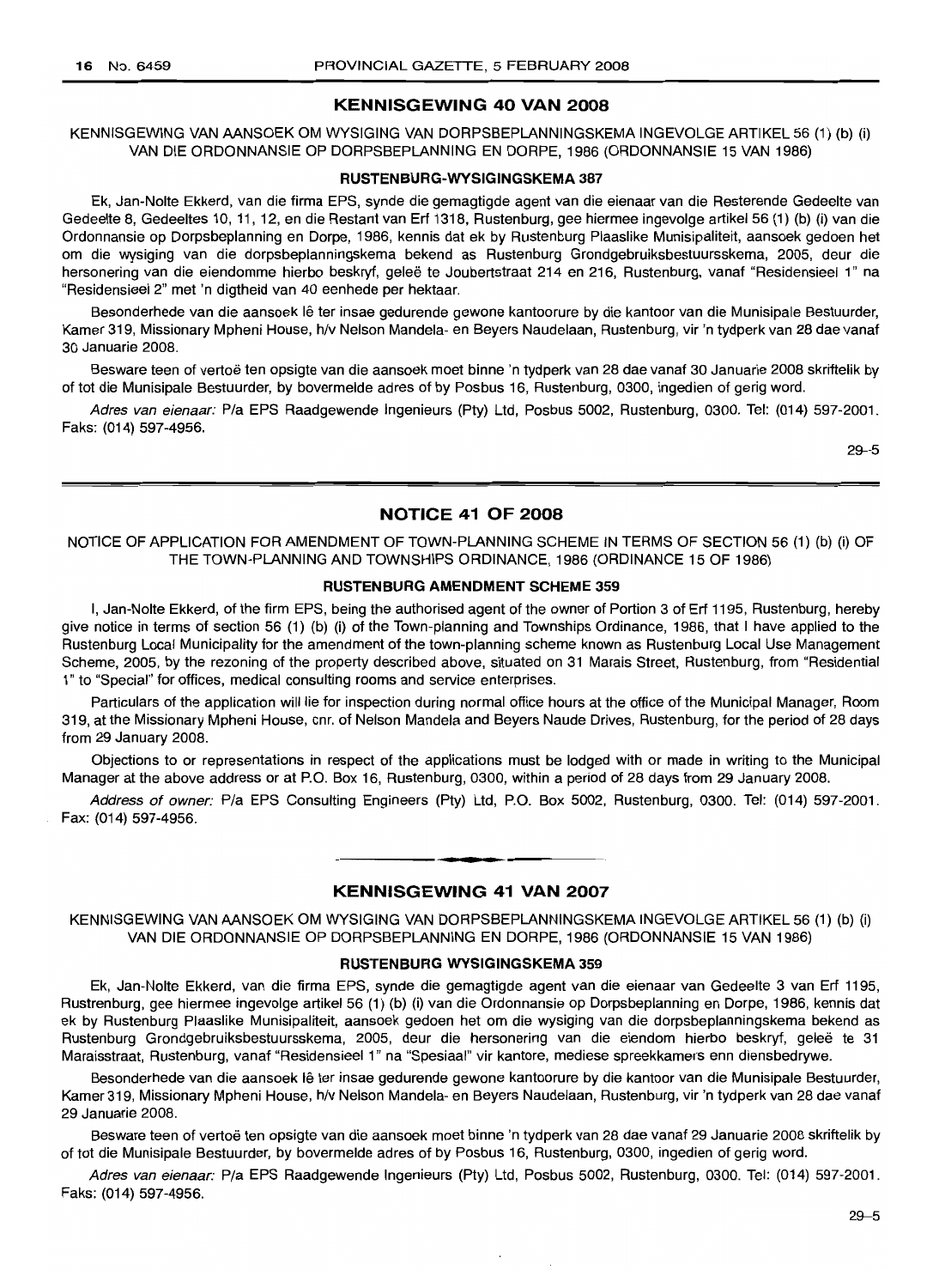## KENNISGEWING 40 VAN 2008

KENNISGEWING VAN AANSOEK OM WYSIGING VAN DORPSBEPLANNINGSKEMA INGEVOLGE ARTIKEL 56 (1) (b) (i) VAN DIE ORDONNANSIE OP DORPSBEPLANNING EN DORPE, 1986 (ORDONNANSIE 15 VAN 1986)

### RUSTENBURG-WYSIGINGSKEMA 387

Ek, Jan-Nolte Ekkerd, van die firma EPS, synde die gemagtigde agent van die eienaar van die Resterende Gedeelte van Gedeelte 8, Gedeeltes 10, 11, 12, en die Restant van Erf 1318, Rustenburg, gee hiermee ingevolge artikel 56 (1) (b) (i) van die Ordonnansie op Dorpsbeplanning en Dorpe, 1986, kennis dat ek by Rustenburg Plaaslike Munisipaliteit, aansoek gedoen het om die wysiging van die dorpsbeplanningskema bekend as Rustenburg Grondgebruiksbestuursskema, 2005, deur die hersonering van die eiendomme hierbo beskryf, geleë te Joubertstraat 214 en 216, Rustenburg, vanaf "Residensieel 1" na "Residensieel 2" met 'n digtheid van 40 eenhede per hektaar.

Besonderhede van die aansoek lê ter insae gedurende gewone kantoorure by die kantoor van die Munisipale Bestuurder, Kamer 319, Missionary Mpheni House, h/v Nelson Mandela- en Beyers Naudelaan, Rustenburg, vir 'n tydperk van 28 dae vanaf 30 Januarie 2008.

Besware teen of vertoë ten opsigte van die aansoek moet binne 'n tydperk van 28 dae vanaf 30 Januarie 2008 skriftelik by of tot die Munisipale Bestuurder, by bovermelde adres of by Posbus 16, Rustenburg, 0300, ingedien of gerig word.

*Adres van eienaar:* P/a EPS Raadgewende Ingenieurs (Pty) Ltd, Posbus 5002, Rustenburg, 0300. Tel: (014) 597-2001. Faks: (014) 597-4956.

29–5

## NOTICE 41 OF 2008

NOTICE OF APPLICATION FOR AMENDMENT OF TOWN-PLANNING SCHEME IN TERMS OF SECTION 56 (1) (b) (i) OF THE TOWN-PLANNING AND TOWNSHIPS ORDINANCE, 1986 (ORDINANCE 15 OF 1986)

### RUSTENBURG AMENDMENT SCHEME 359

I, Jan-Nolte Ekkerd, of the firm EPS, being the authorised agent of the owner of Portion 3 of Erf 1195, Rustenburg, hereby give notice in terms of section 56 (1) (b) (i) of the Town-planning and Townships Ordinance, 1986, that I have applied to the Rustenburg Local Municipality for the amendment of the town-planning scheme known as Rustenburg Local Use Management Scheme, 2005, by the rezoning of the property described above, situated on 31 Marais Street, Rustenburg, from "Residential 1" to "Special" for offices, medical consulting rooms and service enterprises.

Particulars of the application will lie for inspection during normal office hours at the office of the Municipal Manager, Room 319, at the Missionary Mpheni House, cnr. of Nelson Mandela and Beyers Naude Drives, Rustenburg, for the period of 28 days from 29 January 2008.

Objections to or representations in respect of the applications must be lodged with or made in writing to the Municipal Manager at the above address or at P.O. Box 16, Rustenburg, 0300, within a period of 28 days from 29 January 2008.

*Address of owner:* P/a EPS Consulting Engineers (Pty) Ltd, P.O. Box 5002, Rustenburg, 0300. Tel: (014) 597-2001. Fax: (014) 597-4956.

## KENNISGEWING 41 VAN 2007

KENNISGEWING VAN AANSOEK OM WYSIGING VAN DORPSBEPLANNINGSKEMA INGEVOLGE ARTIKEL 56 (1) (b) (i) VAN DIE ORDONNANSIE OP DORPSBEPLANNING EN DORPE, 1986 (ORDONNANSIE 15 VAN 1986)

### RUSTENBURG WYSIGINGSKEMA 359

Ek, Jan-Nolte Ekkerd, van die firma EPS, synde die gemagtigde agent van die eienaar van Gedeelte 3 van Erf 1195, Rustrenburg, gee hiermee ingevolge artikel 56 (1) (b) (i) van die Ordonnansie op Dorpsbeplanning en Dorpe, 1986, kennis dat ek by Rustenburg Plaaslike Munisipaliteit, aansoek gedoen het om die wysiging van die dorpsbeplanningskema bekend as Rustenburg Grondgebruiksbestuursskema, 2005, deur die hersonering van die eiendom hierbo beskryf, geleë te 31 Maraisstraat, Rustenburg, vanaf "Residensieel 1" na "Spesiaal" vir kantore, mediese spreekkamers enn diensbedrywe.

Besonderhede van die aansoek lê ter insae gedurende gewone kantoorure by die kantoor van die Munisipale Bestuurder, Kamer 319, Missionary Mpheni House, h/v Nelson Mandela- en Beyers Naudelaan, Rustenburg, vir 'n tydperk van 28 dae vanaf 29 Januarie 2008.

Besware teen of vertoë ten opsigte van die aansoek moet binne 'n tydperk van 28 dae vanaf 29 Januarie 2008 skriftelik by of tot die Munisipale Bestuurder, by bovermelde adres of by Posbus 16, Rustenburg, 0300, ingedien of gerig word.

*Adres van eienaar:* P/a EPS Raadgewende Ingenieurs (Pty) Ltd, Posbus 5002, Rustenburg, 0300. Tel: (014) 597-2001. Faks: (014) 597-4956.

29–5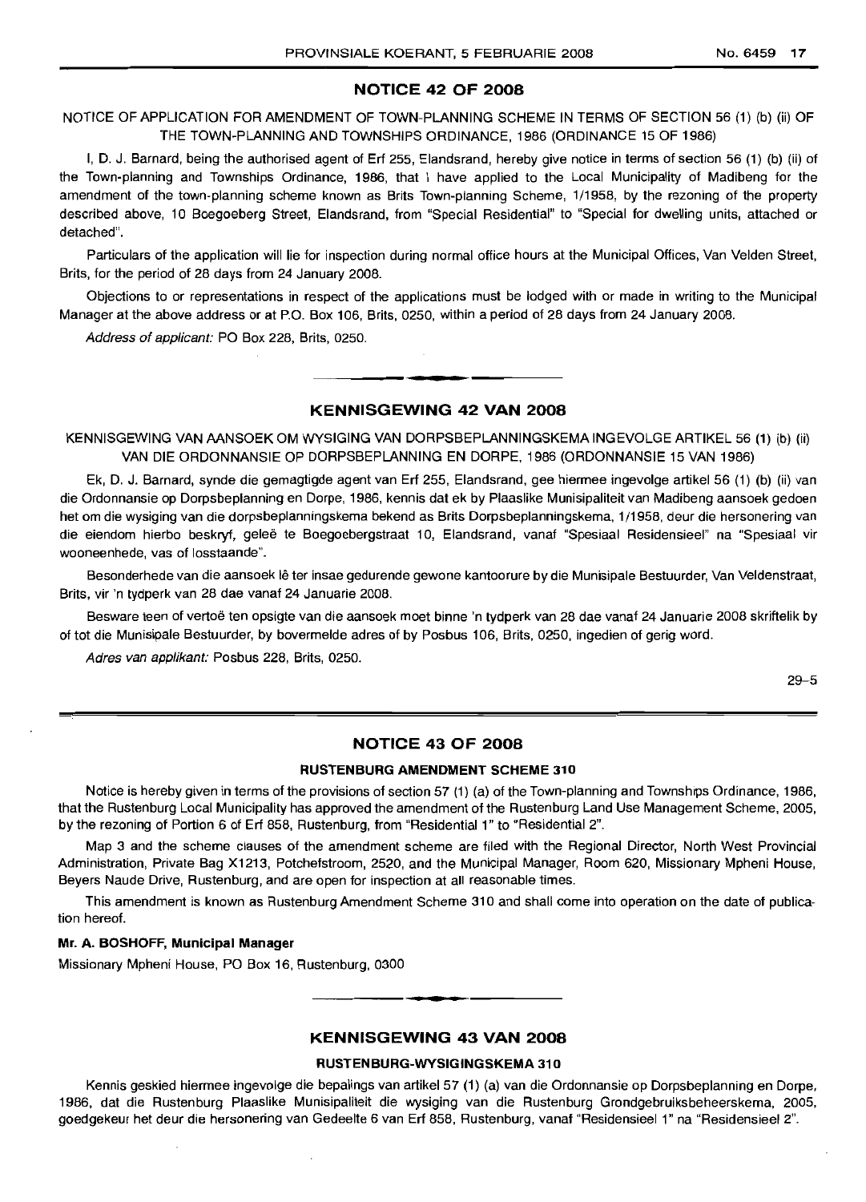## NOTICE 42 OF 2008

NOTICE OF APPLICATION FOR AMENDMENT OF TOWN-PLANNING SCHEME IN TERMS OF SECTION 56 (1) (b) (ii) OF THE TOWN-PLANNING AND TOWNSHIPS ORDINANCE, 1986 (ORDINANCE 15 OF 1986)

I, D. J. Barnard, being the authorised agent of Erf 255, Elandsrand, hereby give notice in terms of section 56 (1) (b) (ii) of the Town-planning and Townships Ordinance, 1986, that I have applied to the Local Municipality of Madibeng for the amendment of the town-planning scheme known as Brits Town-planning Scheme, 1/1958, by the rezoning of the property described above, 10 Boegoeberg Street, Elandsrand, from "Special Residential" to "Special for dwelling units, attached or detached".

Particulars of the application will lie for inspection during normal office hours at the Municipal Offices, Van Velden Street, Brits, for the period of 28 days from 24 January 2008.

Objections to or representations in respect of the applications must be lodged with or made in writing to the Municipal Manager at the above address or at P.O. Box 106, Brits, 0250, within a period of 28 days from 24 January 2008.

*Address of applicant:* PO Box 228, Brits, 0250.

## KENNISGEWING 42 VAN 2008

KENNISGEWING VAN AANSOEK OM WYSIGING VAN DORPSBEPLANNINGSKEMA INGEVOLGE ARTIKEL 56 (1) (b) (ii) VAN DIE ORDONNANSIE OP DORPSBEPLANNING EN DORPE, 1986 (ORDONNANSIE 15 VAN 1986)

Ek, D. J. Barnard, synde die gemagtigde agent van Erf 255, Elandsrand, gee hiermee ingevolge artikel 56 (1) (b) (ii) van die Ordonnansie op Dorpsbeplanning en Dorpe, 1986, kennis dat ek by Plaaslike Munisipaliteit van Madibeng aansoek gedoen het om die wysiging van die dorpsbeplanningskema bekend as Brits Dorpsbeplanningskema, 1/1958, deur die hersonering van die eiendom hierbo beskryf, geleë te Boegoebergstraat 10, Elandsrand, vanaf "Spesiaal Residensieel" na "Spesiaal vir wooneenhede, vas of losstaande".

Besonderhede van die aansoek lê ter insae gedurende gewone kantoorure by die Munisipale Bestuurder, Van Veldenstraat, Brits, vir 'n tydperk van 28 dae vanaf 24 Januarie 2008.

Besware teen of vertoë ten opsigte van die aansoek moet binne 'n tydperk van 28 dae vanaf 24 Januarie 2008 skriftelik by of tot die Munisipale Bestuurder, by bovermelde adres of by Posbus 106, Brits, 0250, ingedien of gerig word.

*Adres van applikant:* Posbus 228, Brits, 0250.

29–5

## NOTICE 43 OF 2008

### RUSTENBURG AMENDMENT SCHEME 310

Notice is hereby given in terms of the provisions of section 57 (1) (a) of the Town-planning and Townships Ordinance, 1986, that the Rustenburg Local Municipality has approved the amendment of the Rustenburg Land Use Management Scheme, 2005, by the rezoning of Portion 6 of Erf 858, Rustenburg, from "Residential 1" to "Residential 2".

Map 3 and the scheme clauses of the amendment scheme are filed with the Regional Director, North West Provincial Administration, Private Bag X1213, Potchefstroom, 2520, and the Municipal Manager, Room 620, Missionary Mpheni House, Beyers Naude Drive, Rustenburg, and are open for inspection at all reasonable times.

This amendment is known as Rustenburg Amendment Scheme 310 and shall come into operation on the date of publication hereof.

**Mr. A. BOSHOFF, Municipal Manager**

Missionary Mpheni House, PO Box 16, Rustenburg, 0300

## KENNISGEWING 43 VAN 2008

### RUSTENBURG-WYSIGINGSKEMA 310

Kennis geskied hiermee ingevolge die bepalings van artikel 57 (1) (a) van die Ordonnansie op Dorpsbeplanning en Dorpe, 1986, dat die Rustenburg Plaaslike Munisipaliteit die wysiging van die Rustenburg Grondgebruiksbeheerskema, 2005, goedgekeur het deur die hersonering van Gedeelte 6 van Erf 858, Rustenburg, vanaf "Residensieel 1" na "Residensieel 2".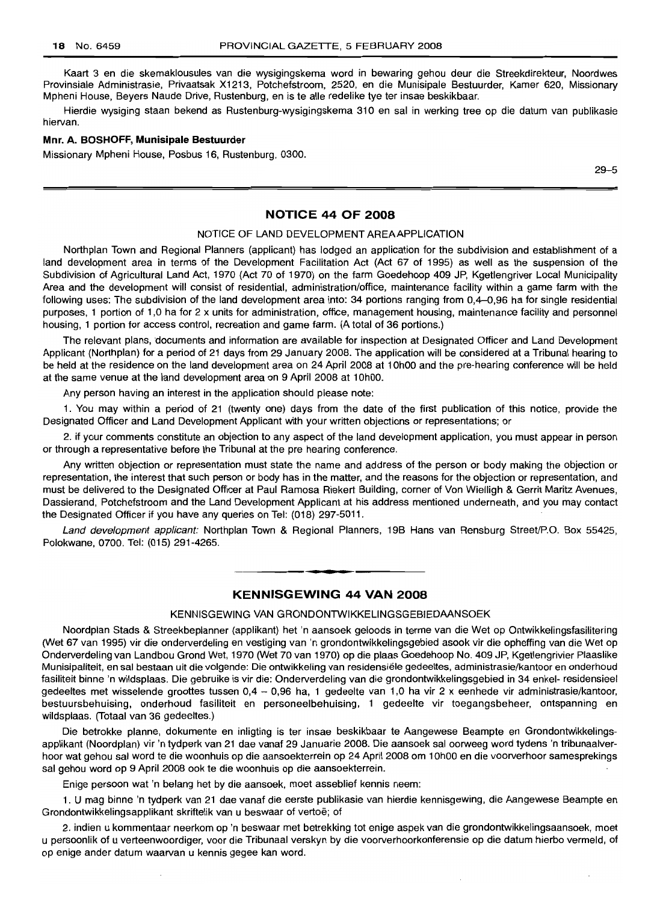Kaart 3 en die skemaklousules van die wysigingskema word in bewaring gehou deur die Streekdirekteur, Noordwes Provinsiale Administrasie, Privaatsak X1213, Potchefstroom, 2520, en die Munisipale Bestuurder, Kamer 620, Missionary Mpheni House, Beyers Naude Drive, Rustenburg, en is te alle redelike tye ter insae beskikbaar.

Hierdie wysiging staan bekend as Rustenburg-wysigingskema 310 en sal in werking tree op die datum van publikasie hiervan.

**Mnr. A. BOSHOFF, Munisipale Bestuurder**

Missionary Mpheni House, Posbus 16, Rustenburg, 0300.

29–5

## NOTICE 44 OF 2008

NOTICE OF LAND DEVELOPMENT AREA APPLICATION

Northplan Town and Regional Planners (applicant) has lodged an application for the subdivision and establishment of a land development area in terms of the Development Facilitation Act (Act 67 of 1995) as well as the suspension of the Subdivision of Agricultural Land Act, 1970 (Act 70 of 1970) on the farm Goedehoop 409 JP, Kgetlengriver Local Municipality Area and the development will consist of residential, administration/office, maintenance facility within a game farm with the following uses: The subdivision of the land development area into: 34 portions ranging from 0,4–0,96 ha for single residential purposes, 1 portion of 1,0 ha for 2 x units for administration, office, management housing, maintenance facility and personnel housing, 1 portion for access control, recreation and game farm. (A total of 36 portions.)

The relevant plans, documents and information are available for inspection at Designated Officer and Land Development Applicant (Northplan) for a period of 21 days from 29 January 2008. The application will be considered at a Tribunal hearing to be held at the residence on the land development area on 24 April 2008 at 10h00 and the pre-hearing conference will be held at the same venue at the land development area on 9 April 2008 at 10h00.

Any person having an interest in the application should please note:

1. You may within a period of 21 (twenty one) days from the date of the first publication of this notice, provide the Designated Officer and Land Development Applicant with your written objections or representations; or

2. if your comments constitute an objection to any aspect of the land development application, you must appear in person or through a representative before the Tribunal at the pre hearing conference.

Any written objection or representation must state the name and address of the person or body making the objection or representation, the interest that such person or body has in the matter, and the reasons for the objection or representation, and must be delivered to the Designated Officer at Paul Ramosa Riekert Building, corner of Von Wielligh & Gerrit Maritz Avenues, Dassierand, Potchefstroom and the Land Development Applicant at his address mentioned underneath, and you may contact the Designated Officer if you have any queries on Tel: (018) 297-5011.

*Land development applicant:* Northplan Town & Regional Planners, 19B Hans van Rensburg Street/P.O. Box 55425, Polokwane, 0700. Tel: (015) 291-4265.

## KENNISGEWING 44 VAN 2008

KENNISGEWING VAN GRONDONTWIKKELINGSGEBIEDAANSOEK

Noordplan Stads & Streekbeplanner (applikant) het 'n aansoek geloods in terme van die Wet op Ontwikkelingsfasilitering (Wet 67 van 1995) vir die onderverdeling en vestiging van 'n grondontwikkelingsgebied asook vir die opheffing van die Wet op Onderverdeling van Landbou Grond Wet, 1970 (Wet 70 van 1970) op die plaas Goedehoop No. 409 JP, Kgetlengrivier Plaaslike Munisipaliteit, en sal bestaan uit die volgende: Die ontwikkeling van residensiële gedeeltes, administrasie/kantoor en onderhoud fasiliteit binne 'n wildsplaas. Die gebruike is vir die: Onderverdeling van die grondontwikkelingsgebied in 34 enkel- residensieel gedeeltes met wisselende groottes tussen 0,4 – 0,96 ha, 1 gedeelte van 1,0 ha vir 2 x eenhede vir administrasie/kantoor, bestuursbehuising, onderhoud fasiliteit en personeelbehuising, 1 gedeelte vir toegangsbeheer, ontspanning en wildsplaas. (Totaal van 36 gedeeltes.)

Die betrokke planne, dokumente en inligting is ter insae beskikbaar te Aangewese Beampte en Grondontwikkelingsapplikant (Noordplan) vir 'n tydperk van 21 dae vanaf 29 Januarie 2008. Die aansoek sal oorweeg word tydens 'n tribunaalverhoor wat gehou sal word te die woonhuis op die aansoekterrein op 24 April 2008 om 10h00 en die voorverhoor samesprekings sal gehou word op 9 April 2008 ook te die woonhuis op die aansoekterrein.

Enige persoon wat 'n belang het by die aansoek, moet asseblief kennis neem:

1. U mag binne 'n tydperk van 21 dae vanaf die eerste publikasie van hierdie kennisgewing, die Aangewese Beampte en Grondontwikkelingsapplikant skriftelik van u beswaar of vertoë; of

2. indien u kommentaar neerkom op 'n beswaar met betrekking tot enige aspek van die grondontwikkelingsaansoek, moet u persoonlik of u verteenwoordiger, voor die Tribunaal verskyn by die voorverhoorkonferensie op die datum hierbo vermeld, of op enige ander datum waarvan u kennis gegee kan word.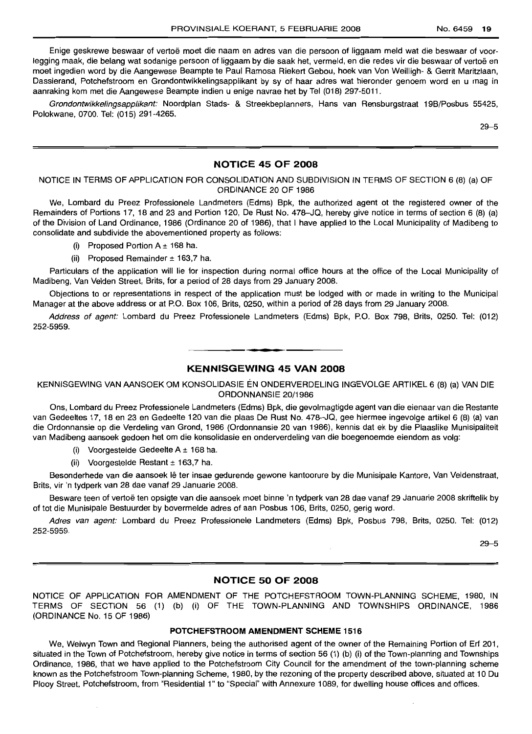Enige geskrewe beswaar of vertoë moet die naam en adres van die persoon of liggaam meld wat die beswaar of voorlegging maak, die belang wat sodanige persoon of liggaam by die saak het, vermeld, en die redes vir die beswaar of vertoë en moet ingedien word by die Aangewese Beampte te Paul Ramosa Riekert Gebou, hoek van Von Weilligh- & Gerrit Maritzlaan, Dassierand, Potchefstroom en Grondontwikkelingsapplikant by sy of haar adres wat hieronder genoem word en u mag in aanraking kom met die Aangewese Beampte indien u enige navrae het by Tel (018) 297-5011.

*Grondontwikkelingsapplikant:* Noordplan Stads- & Streekbeplanners, Hans van Rensburgstraat 19B/Posbus 55425, Polokwane, 0700. Tel: (015) 291-4265.

29–5

## NOTICE 45 OF 2008

NOTICE IN TERMS OF APPLICATION FOR CONSOLIDATION AND SUBDIVISION IN TERMS OF SECTION 6 (8) (a) OF ORDINANCE 20 OF 1986

We, Lombard du Preez Professionele Landmeters (Edms) Bpk, the authorized agent ot the registered owner of the Remainders of Portions 17, 18 and 23 and Portion 120, De Rust No. 478–JQ, hereby give notice in terms of section 6 (8) (a) of the Division of Land Ordinance, 1986 (Ordinance 20 of 1986), that I have applied to the Local Municipality of Madibeng to consolidate and subdivide the abovementioned property as follows:

(i) Proposed Portion A ± 168 ha.

(ii) Proposed Remainder ± 163,7 ha.

Particulars of the application will lie for inspection during normal office hours at the office of the Local Municipality of Madibeng, Van Velden Street, Brits, for a period of 28 days from 29 January 2008.

Objections to or representations in respect of the application must be lodged with or made in writing to the Municipal Manager at the above address or at P.O. Box 106, Brits, 0250, within a period of 28 days from 29 January 2008.

*Address of agent:* Lombard du Preez Professionele Landmeters (Edms) Bpk, P.O. Box 798, Brits, 0250. Tel: (012) 252-5959.

## KENNISGEWING 45 VAN 2008

KENNISGEWING VAN AANSOEK OM KONSOLIDASIE EN ONDERVERDELING INGEVOLGE ARTIKEL 6 (8) (a) VAN DIE ORDONNANSIE 20/1986

Ons, Lombard du Preez Professionele Landmeters (Edms) Bpk, die gevolmagtigde agent van die eienaar van die Restante van Gedeeltes 17, 18 en 23 en Gedeelte 120 van die plaas De Rust No. 478–JQ, gee hiermee ingevolge artikel 6 (8) (a) van die Ordonnansie op die Verdeling van Grond, 1986 (Ordonnansie 20 van 1986), kennis dat ek by die Plaaslike Munisipaliteit van Madibeng aansoek gedoen het om die konsolidasie en onderverdeling van die boegenoemde eiendom as volg:

(i) Voorgestelde Gedeelte A ± 168 ha.

(ii) Voorgestelde Restant ± 163,7 ha.

Besonderhede van die aansoek lê ter insae gedurende gewone kantoorure by die Munisipale Kantore, Van Veldenstraat, Brits, vir 'n tydperk van 28 dae vanaf 29 Januarie 2008.

Besware teen of vertoë ten opsigte van die aansoek moet binne 'n tydperk van 28 dae vanaf 29 Januarie 2008 skriftelik by of tot die Munisipale Bestuurder by bovermelde adres of aan Posbus 106, Brits, 0250, gerig word.

*Adres van agent:* Lombard du Preez Professionele Landmeters (Edms) Bpk, Posbus 798, Brits, 0250. Tel: (012) 252-5959.

29–5

## NOTICE 50 OF 2008

NOTICE OF APPLICATION FOR AMENDMENT OF THE POTCHEFSTROOM TOWN-PLANNING SCHEME, 1980, IN TERMS OF SECTION 56 (1) (b) (i) OF THE TOWN-PLANNING AND TOWNSHIPS ORDINANCE, 1986 (ORDINANCE No. 15 OF 1986)

### POTCHEFSTROOM AMENDMENT SCHEME 1516

We, Welwyn Town and Regional Planners, being the authorised agent of the owner of the Remaining Portion of Erf 201, situated in the Town of Potchefstroom, hereby give notice in terms of section 56 (1) (b) (i) of the Town-planning and Townships Ordinance, 1986, that we have applied to the Potchefstroom City Council for the amendment of the town-planning scheme known as the Potchefstroom Town-planning Scheme, 1980, by the rezoning of the property described above, situated at 10 Du Plooy Street, Potchefstroom, from "Residential 1" to "Special" with Annexure 1089, for dwelling house offices and offices.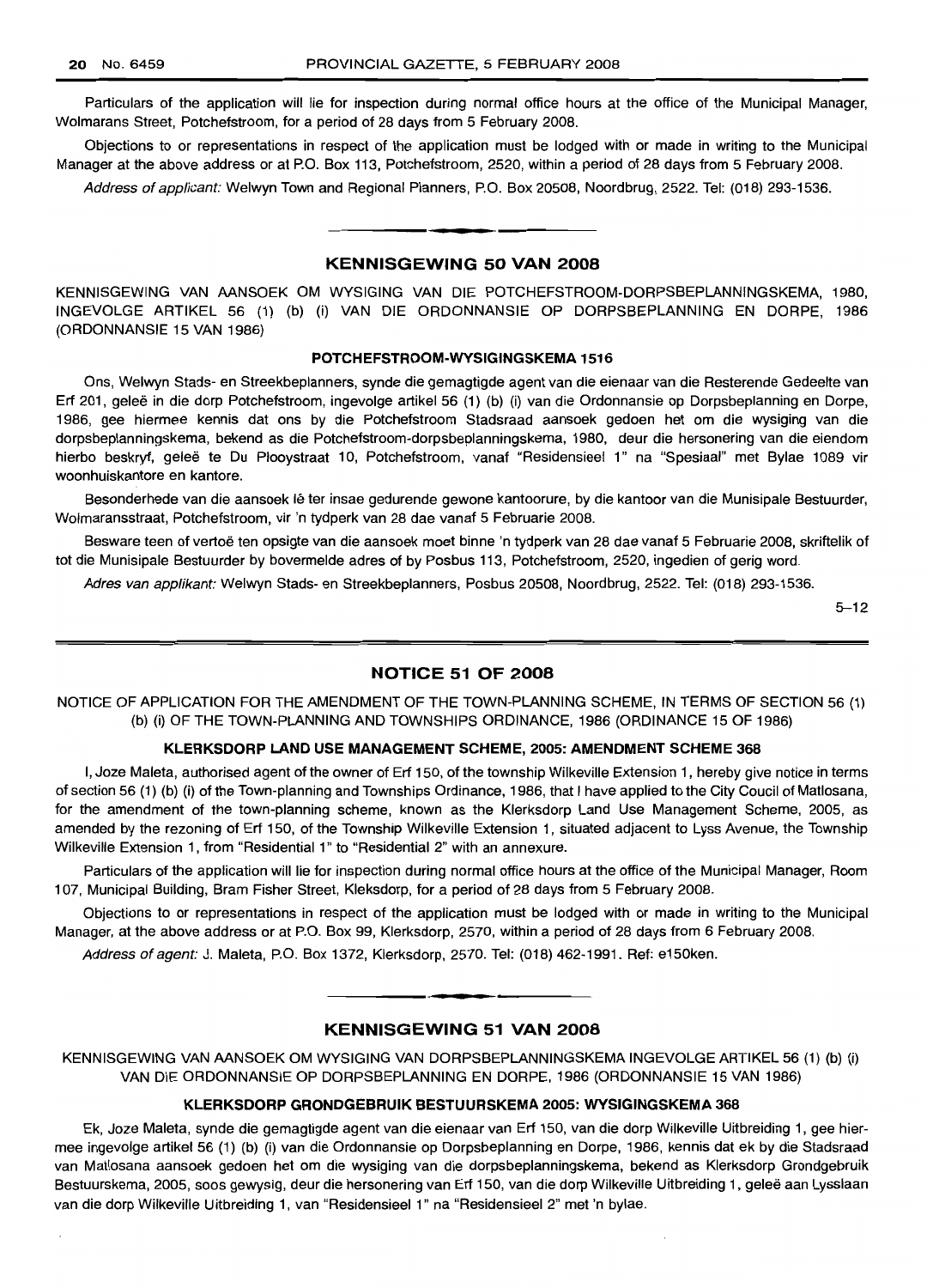Particulars of the application will lie for inspection during normal office hours at the office of the Municipal Manager, Wolmarans Street, Potchefstroom, for a period of 28 days from 5 February 2008.

Objections to or representations in respect of the application must be lodged with or made in writing to the Municipal Manager at the above address or at P.O. Box 113, Potchefstroom, 2520, within a period of 28 days from 5 February 2008.

*Address of applicant:* Welwyn Town and Regional Planners, P.O. Box 20508, Noordbrug, 2522. Tel: (018) 293-1536.

## KENNISGEWING 50 VAN 2008

KENNISGEWING VAN AANSOEK OM WYSIGING VAN DIE POTCHEFSTROOM-DORPSBEPLANNINGSKEMA, 1980, INGEVOLGE ARTIKEL 56 (1) (b) (i) VAN DIE ORDONNANSIE OP DORPSBEPLANNING EN DORPE, 1986 (ORDONNANSIE 15 VAN 1986)

### POTCHEFSTROOM-WYSIGINGSKEMA 1516

Ons, Welwyn Stads- en Streekbeplanners, synde die gemagtigde agent van die eienaar van die Resterende Gedeelte van Erf 201, geleë in die dorp Potchefstroom, ingevolge artikel 56 (1) (b) (i) van die Ordonnansie op Dorpsbeplanning en Dorpe, 1986, gee hiermee kennis dat ons by die Potchefstroom Stadsraad aansoek gedoen het om die wysiging van die dorpsbeplanningskema, bekend as die Potchefstroom-dorpsbeplanningskema, 1980, deur die hersonering van die eiendom hierbo beskryf, geleë te Du Plooystraat 10, Potchefstroom, vanaf "Residensieel 1" na "Spesiaal" met Bylae 1089 vir woonhuiskantore en kantore.

Besonderhede van die aansoek lê ter insae gedurende gewone kantoorure, by die kantoor van die Munisipale Bestuurder, Wolmaransstraat, Potchefstroom, vir 'n tydperk van 28 dae vanaf 5 Februarie 2008.

Besware teen of vertoë ten opsigte van die aansoek moet binne 'n tydperk van 28 dae vanaf 5 Februarie 2008, skriftelik of tot die Munisipale Bestuurder by bovermelde adres of by Posbus 113, Potchefstroom, 2520, ingedien of gerig word.

*Adres van applikant:* Welwyn Stads- en Streekbeplanners, Posbus 20508, Noordbrug, 2522. Tel: (018) 293-1536.

5–12

## NOTICE 51 OF 2008

NOTICE OF APPLICATION FOR THE AMENDMENT OF THE TOWN-PLANNING SCHEME, IN TERMS OF SECTION 56 (1) (b) (i) OF THE TOWN-PLANNING AND TOWNSHIPS ORDINANCE, 1986 (ORDINANCE 15 OF 1986)

### KLERKSDORP LAND USE MANAGEMENT SCHEME, 2005: AMENDMENT SCHEME 368

I, Joze Maleta, authorised agent of the owner of Erf 150, of the township Wilkeville Extension 1, hereby give notice in terms of section 56 (1) (b) (i) of the Town-planning and Townships Ordinance, 1986, that I have applied to the City Council of Matlosana, for the amendment of the town-planning scheme, known as the Klerksdorp Land Use Management Scheme, 2005, as amended by the rezoning of Erf 150, of the Township Wilkeville Extension 1, situated adjacent to Lyss Avenue, the Township Wilkeville Extension 1, from "Residential 1" to "Residential 2" with an annexure.

Particulars of the application will lie for inspection during normal office hours at the office of the Municipal Manager, Room 107, Municipal Building, Bram Fisher Street, Kleksdorp, for a period of 28 days from 5 February 2008.

Objections to or representations in respect of the application must be lodged with or made in writing to the Municipal Manager, at the above address or at P.O. Box 99, Klerksdorp, 2570, within a period of 28 days from 6 February 2008.

*Address of agent:* J. Maleta, P.O. Box 1372, Klerksdorp, 2570. Tel: (018) 462-1991. Ref: e150ken.

## KENNISGEWING 51 VAN 2008

KENNISGEWING VAN AANSOEK OM WYSIGING VAN DORPSBEPLANNINGSKEMA INGEVOLGE ARTIKEL 56 (1) (b) (i) VAN DIE ORDONNANSIE OP DORPSBEPLANNING EN DORPE, 1986 (ORDONNANSIE 15 VAN 1986)

### KLERKSDORP GRONDGEBRUIK BESTUURSKEMA 2005: WYSIGINGSKEMA 368

Ek, Joze Maleta, synde die gemagtigde agent van die eienaar van Erf 150, van die dorp Wilkeville Uitbreiding 1, gee hiermee ingevolge artikel 56 (1) (b) (i) van die Ordonnansie op Dorpsbeplanning en Dorpe, 1986, kennis dat ek by die Stadsraad van Matlosana aansoek gedoen het om die wysiging van die dorpsbeplanningskema, bekend as Klerksdorp Grondgebruik Bestuurskema, 2005, soos gewysig, deur die hersonering van Erf 150, van die dorp Wilkeville Uitbreiding 1, geleë aan Lysslaan van die dorp Wilkeville Uitbreiding 1, van "Residensieel 1" na "Residensieel 2" met 'n bylae.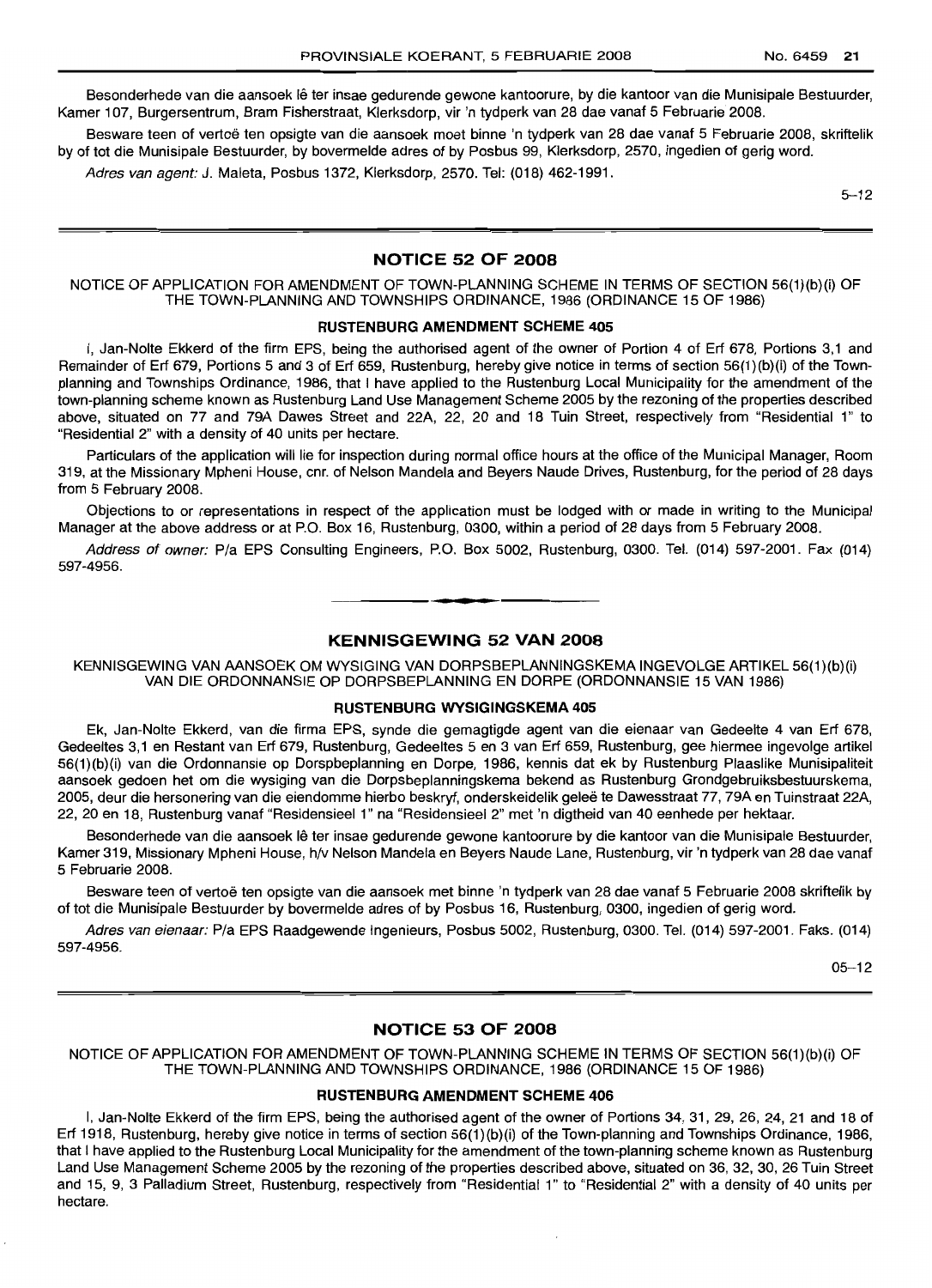Besonderhede van die aansoek lê ter insae gedurende gewone kantoorure, by die kantoor van die Munisipale Bestuurder, Kamer 107, Burgersentrum, Bram Fisherstraat, Klerksdorp, vir 'n tydperk van 28 dae vanaf 5 Februarie 2008.

Besware teen of vertoë ten opsigte van die aansoek moet binne 'n tydperk van 28 dae vanaf 5 Februarie 2008, skriftelik by of tot die Munisipale Bestuurder, by bovermelde adres of by Posbus 99, Klerksdorp, 2570, ingedien of gerig word.

*Adres van agent:* J. Maleta, Posbus 1372, Klerksdorp, 2570. Tel: (018) 462-1991.

5–12

## NOTICE 52 OF 2008

NOTICE OF APPLICATION FOR AMENDMENT OF TOWN-PLANNING SCHEME IN TERMS OF SECTION 56(1)(b)(i) OF THE TOWN-PLANNING AND TOWNSHIPS ORDINANCE, 1986 (ORDINANCE 15 OF 1986)

### RUSTENBURG AMENDMENT SCHEME 405

I, Jan-Nolte Ekkerd of the firm EPS, being the authorised agent of the owner of Portion 4 of Erf 678, Portions 3,1 and Remainder of Erf 679, Portions 5 and 3 of Erf 659, Rustenburg, hereby give notice in terms of section 56(1)(b)(i) of the Town-planning and Townships Ordinance, 1986, that I have applied to the Rustenburg Local Municipality for the amendment of the town-planning scheme known as Rustenburg Land Use Management Scheme 2005 by the rezoning of the properties described above, situated on 77 and 79A Dawes Street and 22A, 22, 20 and 18 Tuin Street, respectively from "Residential 1" to "Residential 2" with a density of 40 units per hectare.

Particulars of the application will lie for inspection during normal office hours at the office of the Municipal Manager, Room 319, at the Missionary Mpheni House, cnr. of Nelson Mandela and Beyers Naude Drives, Rustenburg, for the period of 28 days from 5 February 2008.

Objections to or representations in respect of the application must be lodged with or made in writing to the Municipal Manager at the above address or at P.O. Box 16, Rustenburg, 0300, within a period of 28 days from 5 February 2008.

*Address of owner:* P/a EPS Consulting Engineers, P.O. Box 5002, Rustenburg, 0300. Tel. (014) 597-2001. Fax (014) 597-4956.

## KENNISGEWING 52 VAN 2008

KENNISGEWING VAN AANSOEK OM WYSIGING VAN DORPSBEPLANNINGSKEMA INGEVOLGE ARTIKEL 56(1)(b)(i) VAN DIE ORDONNANSIE OP DORPSBEPLANNING EN DORPE (ORDONNANSIE 15 VAN 1986)

### RUSTENBURG WYSIGINGSKEMA 405

Ek, Jan-Nolte Ekkerd, van die firma EPS, synde die gemagtigde agent van die eienaar van Gedeelte 4 van Erf 678, Gedeeltes 3,1 en Restant van Erf 679, Rustenburg, Gedeeltes 5 en 3 van Erf 659, Rustenburg, gee hiermee ingevolge artikel 56(1)(b)(i) van die Ordonnansie op Dorspbeplanning en Dorpe, 1986, kennis dat ek by Rustenburg Plaaslike Munisipaliteit aansoek gedoen het om die wysiging van die Dorpsbeplanningskema bekend as Rustenburg Grondgebruiksbestuurskema, 2005, deur die hersonering van die eiendomme hierbo beskryf, onderskeidelik geleë te Dawesstraat 77, 79A en Tuinstraat 22A, 22, 20 en 18, Rustenburg vanaf "Residensieel 1" na "Residensieel 2" met 'n digtheid van 40 eenhede per hektaar.

Besonderhede van die aansoek lê ter insae gedurende gewone kantoorure by die kantoor van die Munisipale Bestuurder, Kamer 319, Missionary Mpheni House, h/v Nelson Mandela en Beyers Naude Lane, Rustenburg, vir 'n tydperk van 28 dae vanaf 5 Februarie 2008.

Besware teen of vertoë ten opsigte van die aansoek met binne 'n tydperk van 28 dae vanaf 5 Februarie 2008 skriftelik by of tot die Munisipale Bestuurder by bovermelde adres of by Posbus 16, Rustenburg, 0300, ingedien of gerig word.

*Adres van eienaar:* P/a EPS Raadgewende Ingenieurs, Posbus 5002, Rustenburg, 0300. Tel. (014) 597-2001. Faks. (014) 597-4956.

05–12

## NOTICE 53 OF 2008

NOTICE OF APPLICATION FOR AMENDMENT OF TOWN-PLANNING SCHEME IN TERMS OF SECTION 56(1)(b)(i) OF THE TOWN-PLANNING AND TOWNSHIPS ORDINANCE, 1986 (ORDINANCE 15 OF 1986)

### RUSTENBURG AMENDMENT SCHEME 406

I, Jan-Nolte Ekkerd of the firm EPS, being the authorised agent of the owner of Portions 34, 31, 29, 26, 24, 21 and 18 of Erf 1918, Rustenburg, hereby give notice in terms of section 56(1)(b)(i) of the Town-planning and Townships Ordinance, 1986, that I have applied to the Rustenburg Local Municipality for the amendment of the town-planning scheme known as Rustenburg Land Use Management Scheme 2005 by the rezoning of the properties described above, situated on 36, 32, 30, 26 Tuin Street and 15, 9, 3 Palladium Street, Rustenburg, respectively from "Residential 1" to "Residential 2" with a density of 40 units per hectare.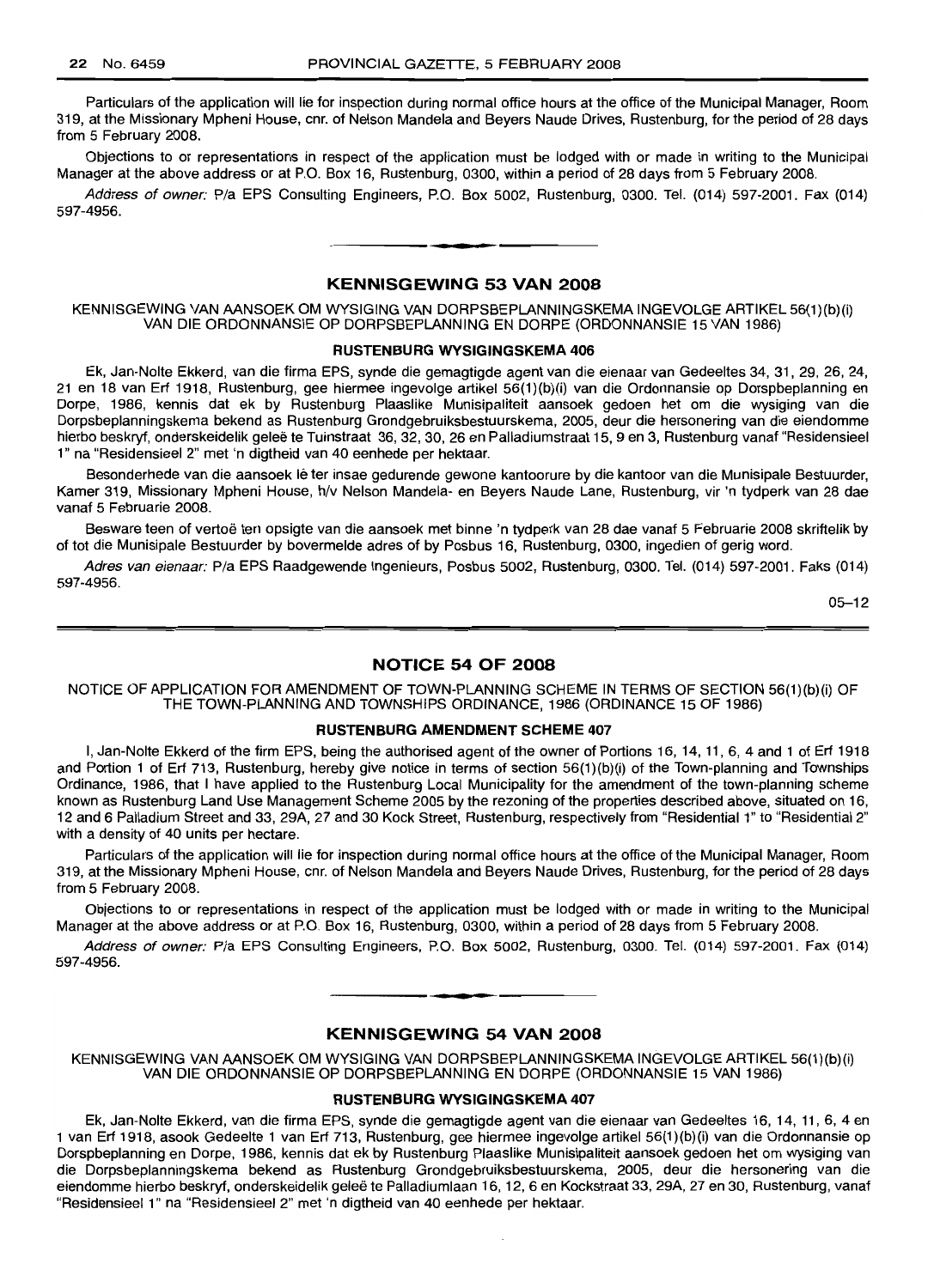Particulars of the application will lie for inspection during normal office hours at the office of the Municipal Manager, Room 319, at the Missionary Mpheni House, cnr. of Nelson Mandela and Beyers Naude Drives, Rustenburg, for the period of 28 days from 5 February 2008.

Objections to or representations in respect of the application must be lodged with or made in writing to the Municipal Manager at the above address or at P.O. Box 16, Rustenburg, 0300, within a period of 28 days from 5 February 2008.

*Address of owner:* P/a EPS Consulting Engineers, P.O. Box 5002, Rustenburg, 0300. Tel. (014) 597-2001. Fax (014) 597-4956.

## KENNISGEWING 53 VAN 2008

KENNISGEWING VAN AANSOEK OM WYSIGING VAN DORPSBEPLANNINGSKEMA INGEVOLGE ARTIKEL 56(1)(b)(i) VAN DIE ORDONNANSIE OP DORPSBEPLANNING EN DORPE (ORDONNANSIE 15 VAN 1986)

### RUSTENBURG WYSIGINGSKEMA 406

Ek, Jan-Nolte Ekkerd, van die firma EPS, synde die gemagtigde agent van die eienaar van Gedeeltes 34, 31, 29, 26, 24, 21 en 18 van Erf 1918, Rustenburg, gee hiermee ingevolge artikel 56(1)(b)(i) van die Ordonnansie op Dorpsbeplanning en Dorpe, 1986, kennis dat ek by Rustenburg Plaaslike Munisipaliteit aansoek gedoen het om die wysiging van die Dorpsbeplanningskema bekend as Rustenburg Grondgebruiksbestuurskema, 2005, deur die hersonering van die eiendomme hierbo beskryf, onderskeidelik geleë te Tuinstraat 36, 32, 30, 26 en Palladiumstraat 15, 9 en 3, Rustenburg vanaf "Residensieel 1" na "Residensieel 2" met 'n digtheid van 40 eenhede per hektaar.

Besonderhede van die aansoek lê ter insae gedurende gewone kantoorure by die kantoor van die Munisipale Bestuurder, Kamer 319, Missionary Mpheni House, h/v Nelson Mandela- en Beyers Naude Lane, Rustenburg, vir 'n tydperk van 28 dae vanaf 5 Februarie 2008.

Besware teen of vertoë ten opsigte van die aansoek met binne 'n tydperk van 28 dae vanaf 5 Februarie 2008 skriftelik by of tot die Munisipale Bestuurder by bovermelde adres of by Posbus 16, Rustenburg, 0300, ingedien of gerig word.

*Adres van eienaar:* P/a EPS Raadgewende Ingenieurs, Posbus 5002, Rustenburg, 0300. Tel. (014) 597-2001. Faks (014) 597-4956.

05–12

## NOTICE 54 OF 2008

NOTICE OF APPLICATION FOR AMENDMENT OF TOWN-PLANNING SCHEME IN TERMS OF SECTION 56(1)(b)(i) OF THE TOWN-PLANNING AND TOWNSHIPS ORDINANCE, 1986 (ORDINANCE 15 OF 1986)

### RUSTENBURG AMENDMENT SCHEME 407

I, Jan-Nolte Ekkerd of the firm EPS, being the authorised agent of the owner of Portions 16, 14, 11, 6, 4 and 1 of Erf 1918 and Portion 1 of Erf 713, Rustenburg, hereby give notice in terms of section 56(1)(b)(i) of the Town-planning and Townships Ordinance, 1986, that I have applied to the Rustenburg Local Municipality for the amendment of the town-planning scheme known as Rustenburg Land Use Management Scheme 2005 by the rezoning of the properties described above, situated on 16, 12 and 6 Palladium Street and 33, 29A, 27 and 30 Kock Street, Rustenburg, respectively from "Residential 1" to "Residential 2" with a density of 40 units per hectare.

Particulars of the application will lie for inspection during normal office hours at the office of the Municipal Manager, Room 319, at the Missionary Mpheni House, cnr. of Nelson Mandela and Beyers Naude Drives, Rustenburg, for the period of 28 days from 5 February 2008.

Objections to or representations in respect of the application must be lodged with or made in writing to the Municipal Manager at the above address or at P.O. Box 16, Rustenburg, 0300, within a period of 28 days from 5 February 2008.

*Address of owner:* P/a EPS Consulting Engineers, P.O. Box 5002, Rustenburg, 0300. Tel. (014) 597-2001. Fax (014) 597-4956.

## KENNISGEWING 54 VAN 2008

KENNISGEWING VAN AANSOEK OM WYSIGING VAN DORPSBEPLANNINGSKEMA INGEVOLGE ARTIKEL 56(1)(b)(i) VAN DIE ORDONNANSIE OP DORPSBEPLANNING EN DORPE (ORDONNANSIE 15 VAN 1986)

### RUSTENBURG WYSIGINGSKEMA 407

Ek, Jan-Nolte Ekkerd, van die firma EPS, synde die gemagtigde agent van die eienaar van Gedeeltes 16, 14, 11, 6, 4 en 1 van Erf 1918, asook Gedeelte 1 van Erf 713, Rustenburg, gee hiermee ingevolge artikel 56(1)(b)(i) van die Ordonnansie op Dorpsbeplanning en Dorpe, 1986, kennis dat ek by Rustenburg Plaaslike Munisipaliteit aansoek gedoen het om wysiging van die Dorpsbeplanningskema bekend as Rustenburg Grondgebruiksbestuurskema, 2005, deur die hersonering van die eiendomme hierbo beskryf, onderskeidelik geleë te Palladiumlaan 16, 12, 6 en Kockstraat 33, 29A, 27 en 30, Rustenburg, vanaf "Residensieel 1" na "Residensieel 2" met 'n digtheid van 40 eenhede per hektaar.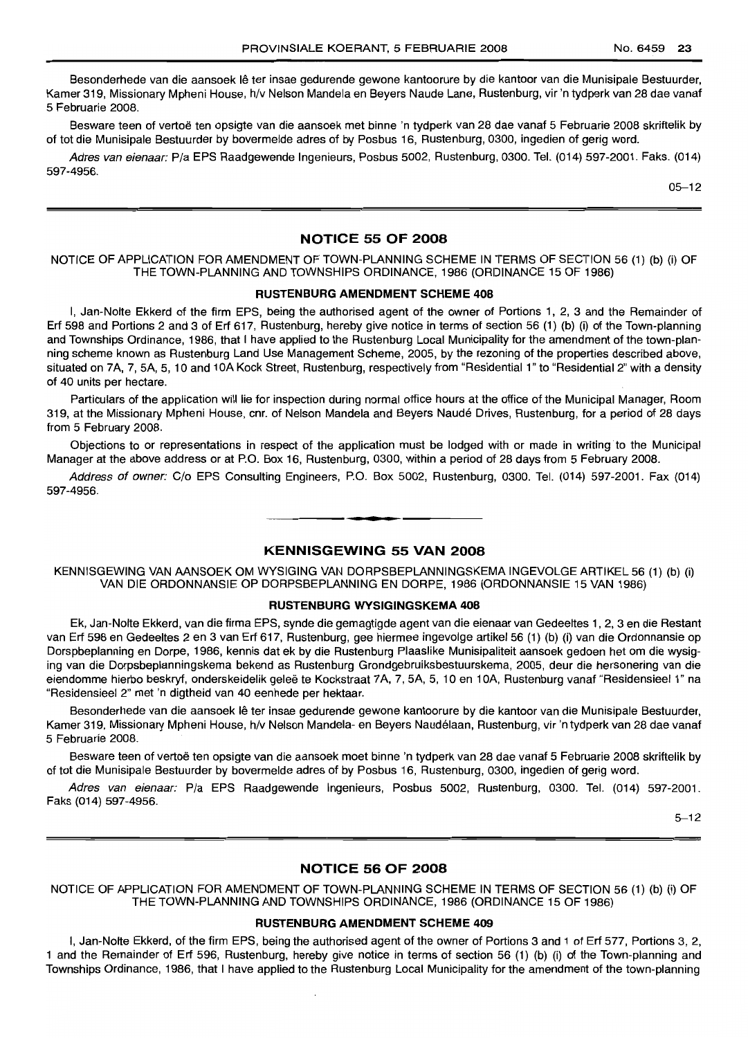Besonderhede van die aansoek lê ter insae gedurende gewone kantoorure by die kantoor van die Munisipale Bestuurder, Kamer 319, Missionary Mpheni House, h/v Nelson Mandela en Beyers Naude Lane, Rustenburg, vir 'n tydperk van 28 dae vanaf 5 Februarie 2008.

Besware teen of vertoë ten opsigte van die aansoek met binne 'n tydperk van 28 dae vanaf 5 Februarie 2008 skriftelik by of tot die Munisipale Bestuurder by bovermelde adres of by Posbus 16, Rustenburg, 0300, ingedien of gerig word.

*Adres van eienaar:* P/a EPS Raadgewende Ingenieurs, Posbus 5002, Rustenburg, 0300. Tel. (014) 597-2001. Faks. (014) 597-4956.

05–12

## NOTICE 55 OF 2008

NOTICE OF APPLICATION FOR AMENDMENT OF TOWN-PLANNING SCHEME IN TERMS OF SECTION 56 (1) (b) (i) OF THE TOWN-PLANNING AND TOWNSHIPS ORDINANCE, 1986 (ORDINANCE 15 OF 1986)

### RUSTENBURG AMENDMENT SCHEME 408

I, Jan-Nolte Ekkerd of the firm EPS, being the authorised agent of the owner of Portions 1, 2, 3 and the Remainder of Erf 598 and Portions 2 and 3 of Erf 617, Rustenburg, hereby give notice in terms of section 56 (1) (b) (i) of the Town-planning and Townships Ordinance, 1986, that I have applied to the Rustenburg Local Municipality for the amendment of the town-planning scheme known as Rustenburg Land Use Management Scheme, 2005, by the rezoning of the properties described above, situated on 7A, 7, 5A, 5, 10 and 10A Kock Street, Rustenburg, respectively from "Residential 1" to "Residential 2" with a density of 40 units per hectare.

Particulars of the application will lie for inspection during normal office hours at the office of the Municipal Manager, Room 319, at the Missionary Mpheni House, cnr. of Nelson Mandela and Beyers Naudé Drives, Rustenburg, for a period of 28 days from 5 February 2008.

Objections to or representations in respect of the application must be lodged with or made in writing to the Municipal Manager at the above address or at P.O. Box 16, Rustenburg, 0300, within a period of 28 days from 5 February 2008.

*Address of owner:* C/o EPS Consulting Engineers, P.O. Box 5002, Rustenburg, 0300. Tel. (014) 597-2001. Fax (014) 597-4956.

## KENNISGEWING 55 VAN 2008

KENNISGEWING VAN AANSOEK OM WYSIGING VAN DORPSBEPLANNINGSKEMA INGEVOLGE ARTIKEL 56 (1) (b) (i) VAN DIE ORDONNANSIE OP DORPSBEPLANNING EN DORPE, 1986 (ORDONNANSIE 15 VAN 1986)

### RUSTENBURG WYSIGINGSKEMA 408

Ek, Jan-Nolte Ekkerd, van die firma EPS, synde die gemagtigde agent van die eienaar van Gedeeltes 1, 2, 3 en die Restant van Erf 598 en Gedeeltes 2 en 3 van Erf 617, Rustenburg, gee hiermee ingevolge artikel 56 (1) (b) (i) van die Ordonnansie op Dorpsbeplanning en Dorpe, 1986, kennis dat ek by die Rustenburg Plaaslike Munisipaliteit aansoek gedoen het om die wysiging van die Dorpsbeplanningskema bekend as Rustenburg Grondgebruiksbestuurskema, 2005, deur die hersonering van die eiendomme hierbo beskryf, onderskeidelik geleë te Kockstraat 7A, 7, 5A, 5, 10 en 10A, Rustenburg vanaf "Residensieel 1" na "Residensieel 2" met 'n digtheid van 40 eenhede per hektaar.

Besonderhede van die aansoek lê ter insae gedurende gewone kantoorure by die kantoor van die Munisipale Bestuurder, Kamer 319, Missionary Mpheni House, h/v Nelson Mandela- en Beyers Naudélaan, Rustenburg, vir 'n tydperk van 28 dae vanaf 5 Februarie 2008.

Besware teen of vertoë ten opsigte van die aansoek moet binne 'n tydperk van 28 dae vanaf 5 Februarie 2008 skriftelik by of tot die Munisipale Bestuurder by bovermelde adres of by Posbus 16, Rustenburg, 0300, ingedien of gerig word.

*Adres van eienaar:* P/a EPS Raadgewende Ingenieurs, Posbus 5002, Rustenburg, 0300. Tel. (014) 597-2001. Faks (014) 597-4956.

5–12

## NOTICE 56 OF 2008

NOTICE OF APPLICATION FOR AMENDMENT OF TOWN-PLANNING SCHEME IN TERMS OF SECTION 56 (1) (b) (i) OF THE TOWN-PLANNING AND TOWNSHIPS ORDINANCE, 1986 (ORDINANCE 15 OF 1986)

### RUSTENBURG AMENDMENT SCHEME 409

I, Jan-Nolte Ekkerd, of the firm EPS, being the authorised agent of the owner of Portions 3 and 1 of Erf 577, Portions 3, 2, 1 and the Remainder of Erf 596, Rustenburg, hereby give notice in terms of section 56 (1) (b) (i) of the Town-planning and Townships Ordinance, 1986, that I have applied to the Rustenburg Local Municipality for the amendment of the town-planning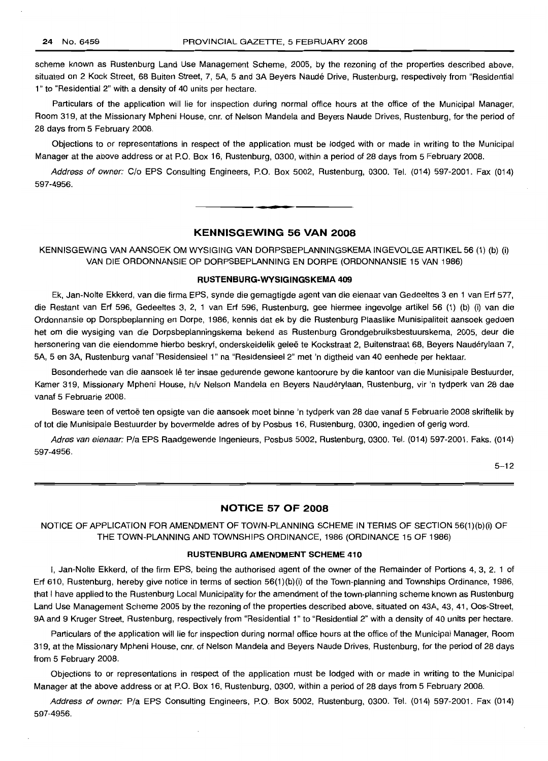scheme known as Rustenburg Land Use Management Scheme, 2005, by the rezoning of the properties described above, situated on 2 Kock Street, 68 Buiten Street, 7, 5A, 5 and 3A Beyers Naudé Drive, Rustenburg, respectively from "Residential 1" to "Residential 2" with a density of 40 units per hectare.

Particulars of the application will lie for inspection during normal office hours at the office of the Municipal Manager, Room 319, at the Missionary Mpheni House, cnr. of Nelson Mandela and Beyers Naude Drives, Rustenburg, for the period of 28 days from 5 February 2008.

Objections to or representations in respect of the application must be lodged with or made in writing to the Municipal Manager at the above address or at P.O. Box 16, Rustenburg, 0300, within a period of 28 days from 5 February 2008.

*Address of owner:* C/o EPS Consulting Engineers, P.O. Box 5002, Rustenburg, 0300. Tel. (014) 597-2001. Fax (014) 597-4956.

---

## KENNISGEWING 56 VAN 2008

KENNISGEWING VAN AANSOEK OM WYSIGING VAN DORPSBEPLANNINGSKEMA INGEVOLGE ARTIKEL 56 (1) (b) (i) VAN DIE ORDONNANSIE OP DORPSBEPLANNING EN DORPE (ORDONNANSIE 15 VAN 1986)

### RUSTENBURG-WYSIGINGSKEMA 409

Ek, Jan-Nolte Ekkerd, van die firma EPS, synde die gemagtigde agent van die eienaar van Gedeeltes 3 en 1 van Erf 577, die Restant van Erf 596, Gedeeltes 3, 2, 1 van Erf 596, Rustenburg, gee hiermee ingevolge artikel 56 (1) (b) (i) van die Ordonnansie op Dorspbeplanning en Dorpe, 1986, kennis dat ek by die Rustenburg Plaaslike Munisipaliteit aansoek gedoen het om die wysiging van die Dorpsbeplanningskema bekend as Rustenburg Grondgebruiksbestuurskema, 2005, deur die hersonering van die eiendomme hierbo beskryf, onderskeidelik geleë te Kockstraat 2, Buitenstraat 68, Beyers Naudérylaan 7, 5A, 5 en 3A, Rustenburg vanaf "Residensieel 1" na "Residensieel 2" met 'n digtheid van 40 eenhede per hektaar.

Besonderhede van die aansoek lê ter insae gedurende gewone kantoorure by die kantoor van die Munisipale Bestuurder, Kamer 319, Missionary Mpheni House, h/v Nelson Mandela en Beyers Naudérylaan, Rustenburg, vir 'n tydperk van 28 dae vanaf 5 Februarie 2008.

Besware teen of vertoë ten opsigte van die aansoek moet binne 'n tydperk van 28 dae vanaf 5 Februarie 2008 skriftelik by of tot die Munisipale Bestuurder by bovermelde adres of by Posbus 16, Rustenburg, 0300, ingedien of gerig word.

*Adres van eienaar:* P/a EPS Raadgewende Ingenieurs, Posbus 5002, Rustenburg, 0300. Tel. (014) 597-2001. Faks. (014) 597-4956.

5–12

---

## NOTICE 57 OF 2008

NOTICE OF APPLICATION FOR AMENDMENT OF TOWN-PLANNING SCHEME IN TERMS OF SECTION 56(1)(b)(i) OF THE TOWN-PLANNING AND TOWNSHIPS ORDINANCE, 1986 (ORDINANCE 15 OF 1986)

### RUSTENBURG AMENDMENT SCHEME 410

I, Jan-Nolte Ekkerd, of the firm EPS, being the authorised agent of the owner of the Remainder of Portions 4, 3, 2, 1 of Erf 610, Rustenburg, hereby give notice in terms of section 56(1)(b)(i) of the Town-planning and Townships Ordinance, 1986, that I have applied to the Rustenburg Local Municipality for the amendment of the town-planning scheme known as Rustenburg Land Use Management Scheme 2005 by the rezoning of the properties described above, situated on 43A, 43, 41, Oos-Street, 9A and 9 Kruger Street, Rustenburg, respectively from "Residential 1" to "Residential 2" with a density of 40 units per hectare.

Particulars of the application will lie for inspection during normal office hours at the office of the Municipal Manager, Room 319, at the Missionary Mpheni House, cnr. of Nelson Mandela and Beyers Naude Drives, Rustenburg, for the period of 28 days from 5 February 2008.

Objections to or representations in respect of the application must be lodged with or made in writing to the Municipal Manager at the above address or at P.O. Box 16, Rustenburg, 0300, within a period of 28 days from 5 February 2008.

*Address of owner:* P/a EPS Consulting Engineers, P.O. Box 5002, Rustenburg, 0300. Tel. (014) 597-2001. Fax (014) 597-4956.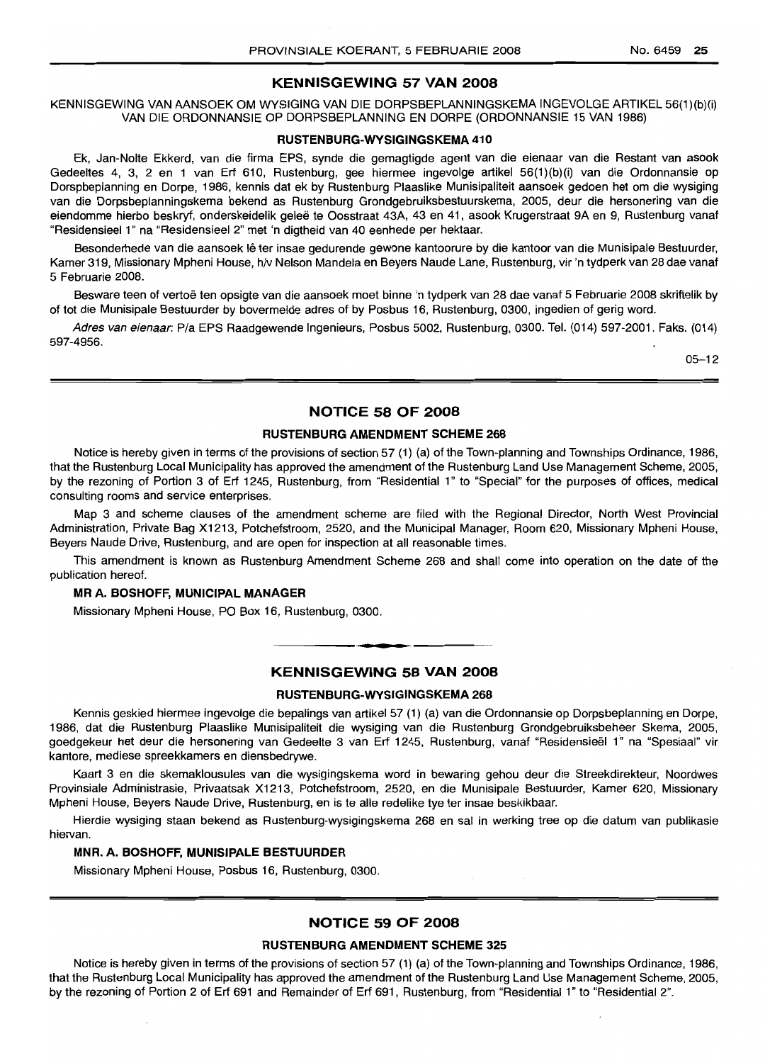## KENNISGEWING 57 VAN 2008

KENNISGEWING VAN AANSOEK OM WYSIGING VAN DIE DORPSBEPLANNINGSKEMA INGEVOLGE ARTIKEL 56(1)(b)(i) VAN DIE ORDONNANSIE OP DORPSBEPLANNING EN DORPE (ORDONNANSIE 15 VAN 1986)

### RUSTENBURG-WYSIGINGSKEMA 410

Ek, Jan-Nolte Ekkerd, van die firma EPS, synde die gemagtigde agent van die eienaar van die Restant van asook Gedeeltes 4, 3, 2 en 1 van Erf 610, Rustenburg, gee hiermee ingevolge artikel 56(1)(b)(i) van die Ordonnansie op Dorspbeplanning en Dorpe, 1986, kennis dat ek by Rustenburg Plaaslike Munisipaliteit aansoek gedoen het om die wysiging van die Dorpsbeplanningskema bekend as Rustenburg Grondgebruiksbestuurskema, 2005, deur die hersonering van die eiendomme hierbo beskryf, onderskeidelik geleë te Oosstraat 43A, 43 en 41, asook Krugerstraat 9A en 9, Rustenburg vanaf "Residensieel 1" na "Residensieel 2" met 'n digtheid van 40 eenhede per hektaar.

Besonderhede van die aansoek lê ter insae gedurende gewone kantoorure by die kantoor van die Munisipale Bestuurder, Kamer 319, Missionary Mpheni House, h/v Nelson Mandela en Beyers Naude Lane, Rustenburg, vir 'n tydperk van 28 dae vanaf 5 Februarie 2008.

Besware teen of vertoë ten opsigte van die aansoek moet binne 'n tydperk van 28 dae vanaf 5 Februarie 2008 skriftelik by of tot die Munisipale Bestuurder by bovermelde adres of by Posbus 16, Rustenburg, 0300, ingedien of gerig word.

*Adres van eienaar*: P/a EPS Raadgewende Ingenieurs, Posbus 5002, Rustenburg, 0300. Tel. (014) 597-2001. Faks. (014) 597-4956.

05–12

## NOTICE 58 OF 2008

### RUSTENBURG AMENDMENT SCHEME 268

Notice is hereby given in terms of the provisions of section 57 (1) (a) of the Town-planning and Townships Ordinance, 1986, that the Rustenburg Local Municipality has approved the amendment of the Rustenburg Land Use Management Scheme, 2005, by the rezoning of Portion 3 of Erf 1245, Rustenburg, from "Residential 1" to "Special" for the purposes of offices, medical consulting rooms and service enterprises.

Map 3 and scheme clauses of the amendment scheme are filed with the Regional Director, North West Provincial Administration, Private Bag X1213, Potchefstroom, 2520, and the Municipal Manager, Room 620, Missionary Mpheni House, Beyers Naude Drive, Rustenburg, and are open for inspection at all reasonable times.

This amendment is known as Rustenburg Amendment Scheme 268 and shall come into operation on the date of the publication hereof.

**MR A. BOSHOFF, MUNICIPAL MANAGER**

Missionary Mpheni House, PO Box 16, Rustenburg, 0300.

## KENNISGEWING 58 VAN 2008

### RUSTENBURG-WYSIGINGSKEMA 268

Kennis geskied hiermee ingevolge die bepalings van artikel 57 (1) (a) van die Ordonnansie op Dorpsbeplanning en Dorpe, 1986, dat die Rustenburg Plaaslike Munisipaliteit die wysiging van die Rustenburg Grondgebruiksbeheer Skema, 2005, goedgekeur het deur die hersonering van Gedeelte 3 van Erf 1245, Rustenburg, vanaf "Residensieël 1" na "Spesiaal" vir kantore, mediese spreekkamers en diensbedrywe.

Kaart 3 en die skemaklousules van die wysigingskema word in bewaring gehou deur die Streekdirekteur, Noordwes Provinsiale Administrasie, Privaatsak X1213, Potchefstroom, 2520, en die Munisipale Bestuurder, Kamer 620, Missionary Mpheni House, Beyers Naude Drive, Rustenburg, en is te alle redelike tye ter insae beskikbaar.

Hierdie wysiging staan bekend as Rustenburg-wysigingskema 268 en sal in werking tree op die datum van publikasie hiervan.

**MNR. A. BOSHOFF, MUNISIPALE BESTUURDER**

Missionary Mpheni House, Posbus 16, Rustenburg, 0300.

## NOTICE 59 OF 2008

### RUSTENBURG AMENDMENT SCHEME 325

Notice is hereby given in terms of the provisions of section 57 (1) (a) of the Town-planning and Townships Ordinance, 1986, that the Rustenburg Local Municipality has approved the amendment of the Rustenburg Land Use Management Scheme, 2005, by the rezoning of Portion 2 of Erf 691 and Remainder of Erf 691, Rustenburg, from "Residential 1" to "Residential 2".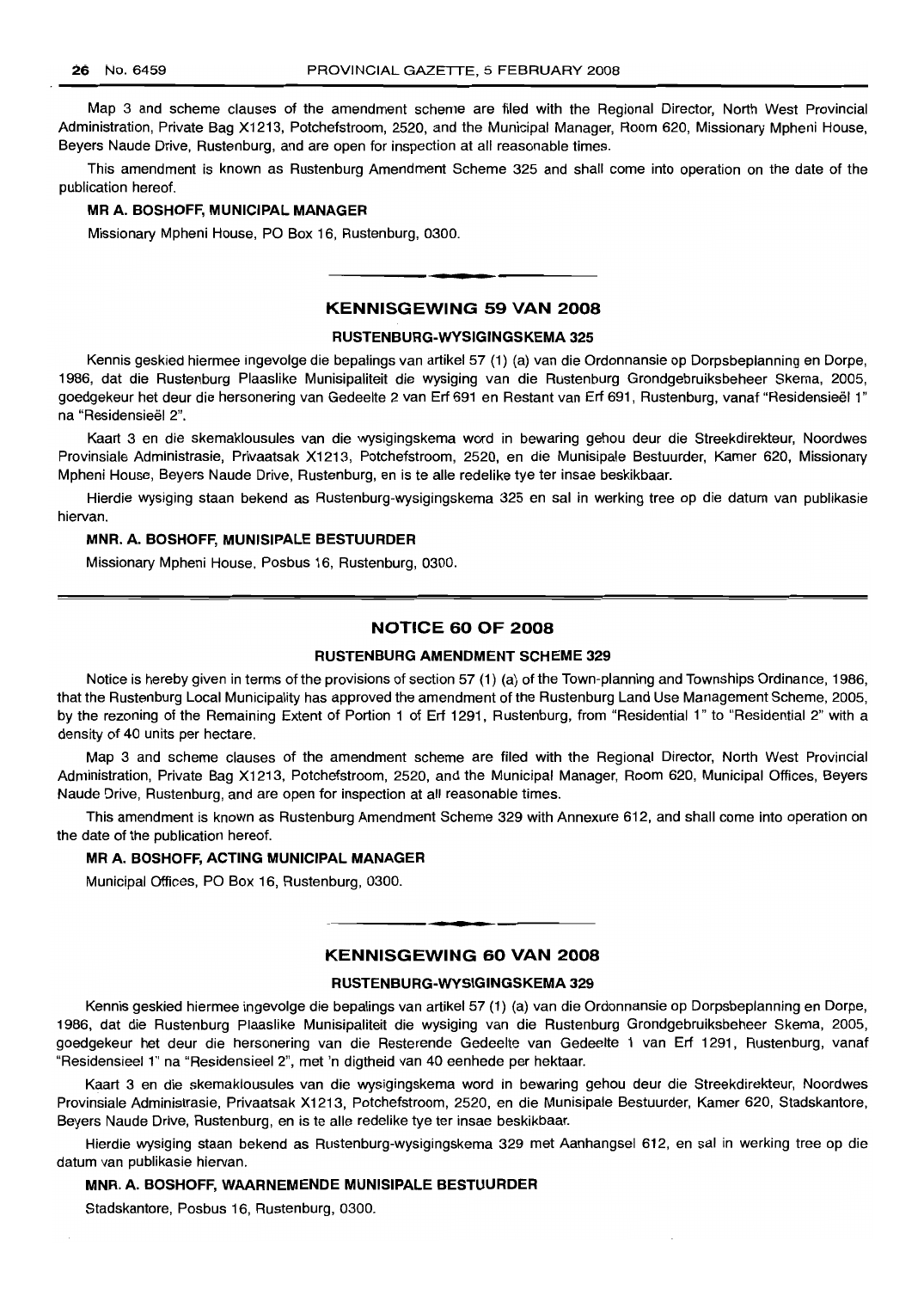Map 3 and scheme clauses of the amendment scheme are filed with the Regional Director, North West Provincial Administration, Private Bag X1213, Potchefstroom, 2520, and the Municipal Manager, Room 620, Missionary Mpheni House, Beyers Naude Drive, Rustenburg, and are open for inspection at all reasonable times.

This amendment is known as Rustenburg Amendment Scheme 325 and shall come into operation on the date of the publication hereof.

**MR A. BOSHOFF, MUNICIPAL MANAGER**

Missionary Mpheni House, PO Box 16, Rustenburg, 0300.

## KENNISGEWING 59 VAN 2008

### RUSTENBURG-WYSIGINGSKEMA 325

Kennis geskied hiermee ingevolge die bepalings van artikel 57 (1) (a) van die Ordonnansie op Dorpsbeplanning en Dorpe, 1986, dat die Rustenburg Plaaslike Munisipaliteit die wysiging van die Rustenburg Grondgebruiksbeheer Skema, 2005, goedgekeur het deur die hersonering van Gedeelte 2 van Erf 691 en Restant van Erf 691, Rustenburg, vanaf "Residensieël 1" na "Residensieël 2".

Kaart 3 en die skemaklousules van die wysigingskema word in bewaring gehou deur die Streekdirekteur, Noordwes Provinsiale Administrasie, Privaatsak X1213, Potchefstroom, 2520, en die Munisipale Bestuurder, Kamer 620, Missionary Mpheni House, Beyers Naude Drive, Rustenburg, en is te alle redelike tye ter insae beskikbaar.

Hierdie wysiging staan bekend as Rustenburg-wysigingskema 325 en sal in werking tree op die datum van publikasie hiervan.

**MNR. A. BOSHOFF, MUNISIPALE BESTUURDER**

Missionary Mpheni House, Posbus 16, Rustenburg, 0300.

## NOTICE 60 OF 2008

### RUSTENBURG AMENDMENT SCHEME 329

Notice is hereby given in terms of the provisions of section 57 (1) (a) of the Town-planning and Townships Ordinance, 1986, that the Rustenburg Local Municipality has approved the amendment of the Rustenburg Land Use Management Scheme, 2005, by the rezoning of the Remaining Extent of Portion 1 of Erf 1291, Rustenburg, from "Residential 1" to "Residential 2" with a density of 40 units per hectare.

Map 3 and scheme clauses of the amendment scheme are filed with the Regional Director, North West Provincial Administration, Private Bag X1213, Potchefstroom, 2520, and the Municipal Manager, Room 620, Municipal Offices, Beyers Naude Drive, Rustenburg, and are open for inspection at all reasonable times.

This amendment is known as Rustenburg Amendment Scheme 329 with Annexure 612, and shall come into operation on the date of the publication hereof.

**MR A. BOSHOFF, ACTING MUNICIPAL MANAGER**

Municipal Offices, PO Box 16, Rustenburg, 0300.

## KENNISGEWING 60 VAN 2008

### RUSTENBURG-WYSIGINGSKEMA 329

Kennis geskied hiermee ingevolge die bepalings van artikel 57 (1) (a) van die Ordonnansie op Dorpsbeplanning en Dorpe, 1986, dat die Rustenburg Plaaslike Munisipaliteit die wysiging van die Rustenburg Grondgebruiksbeheer Skema, 2005, goedgekeur het deur die hersonering van die Resterende Gedeelte van Gedeelte 1 van Erf 1291, Rustenburg, vanaf "Residensieel 1" na "Residensieel 2", met 'n digtheid van 40 eenhede per hektaar.

Kaart 3 en die skemaklousules van die wysigingskema word in bewaring gehou deur die Streekdirekteur, Noordwes Provinsiale Administrasie, Privaatsak X1213, Potchefstroom, 2520, en die Munisipale Bestuurder, Kamer 620, Stadskantore, Beyers Naude Drive, Rustenburg, en is te alle redelike tye ter insae beskikbaar.

Hierdie wysiging staan bekend as Rustenburg-wysigingskema 329 met Aanhangsel 612, en sal in werking tree op die datum van publikasie hiervan.

**MNR. A. BOSHOFF, WAARNEMENDE MUNISIPALE BESTUURDER**

Stadskantore, Posbus 16, Rustenburg, 0300.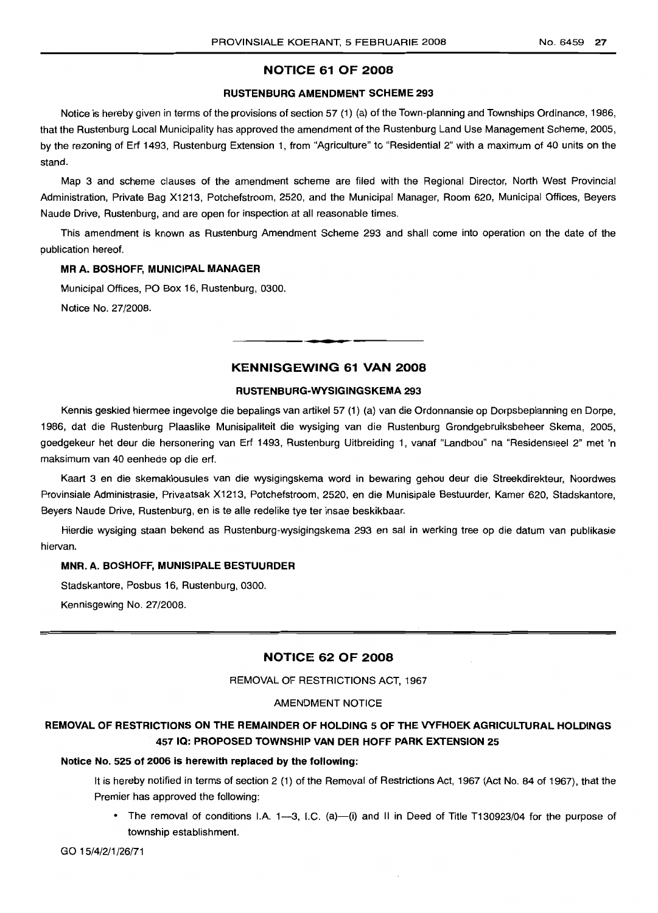## NOTICE 61 OF 2008

### RUSTENBURG AMENDMENT SCHEME 293

Notice is hereby given in terms of the provisions of section 57 (1) (a) of the Town-planning and Townships Ordinance, 1986, that the Rustenburg Local Municipality has approved the amendment of the Rustenburg Land Use Management Scheme, 2005, by the rezoning of Erf 1493, Rustenburg Extension 1, from "Agriculture" to "Residential 2" with a maximum of 40 units on the stand.

Map 3 and scheme clauses of the amendment scheme are filed with the Regional Director, North West Provincial Administration, Private Bag X1213, Potchefstroom, 2520, and the Municipal Manager, Room 620, Municipal Offices, Beyers Naude Drive, Rustenburg, and are open for inspection at all reasonable times.

This amendment is known as Rustenburg Amendment Scheme 293 and shall come into operation on the date of the publication hereof.

**MR A. BOSHOFF, MUNICIPAL MANAGER**

Municipal Offices, PO Box 16, Rustenburg, 0300.

Notice No. 27/2008.

---

## KENNISGEWING 61 VAN 2008

### RUSTENBURG-WYSIGINGSKEMA 293

Kennis geskied hiermee ingevolge die bepalings van artikel 57 (1) (a) van die Ordonnansie op Dorpsbeplanning en Dorpe, 1986, dat die Rustenburg Plaaslike Munisipaliteit die wysiging van die Rustenburg Grondgebruiksbeheer Skema, 2005, goedgekeur het deur die hersonering van Erf 1493, Rustenburg Uitbreiding 1, vanaf "Landbou" na "Residensieel 2" met 'n maksimum van 40 eenhede op die erf.

Kaart 3 en die skemaklousules van die wysigingskema word in bewaring gehou deur die Streekdirekteur, Noordwes Provinsiale Administrasie, Privaatsak X1213, Potchefstroom, 2520, en die Munisipale Bestuurder, Kamer 620, Stadskantore, Beyers Naude Drive, Rustenburg, en is te alle redelike tye ter insae beskikbaar.

Hierdie wysiging staan bekend as Rustenburg-wysigingskema 293 en sal in werking tree op die datum van publikasie hiervan.

**MNR. A. BOSHOFF, MUNISIPALE BESTUURDER**

Stadskantore, Posbus 16, Rustenburg, 0300.

Kennisgewing No. 27/2008.

---

## NOTICE 62 OF 2008

REMOVAL OF RESTRICTIONS ACT, 1967

AMENDMENT NOTICE

### REMOVAL OF RESTRICTIONS ON THE REMAINDER OF HOLDING 5 OF THE VYFHOEK AGRICULTURAL HOLDINGS 457 IQ: PROPOSED TOWNSHIP VAN DER HOFF PARK EXTENSION 25

**Notice No. 525 of 2006 is herewith replaced by the following:**

It is hereby notified in terms of section 2 (1) of the Removal of Restrictions Act, 1967 (Act No. 84 of 1967), that the Premier has approved the following:

- The removal of conditions I.A. 1—3, I.C. (a)—(i) and II in Deed of Title T130923/04 for the purpose of township establishment.

GO 15/4/2/1/26/71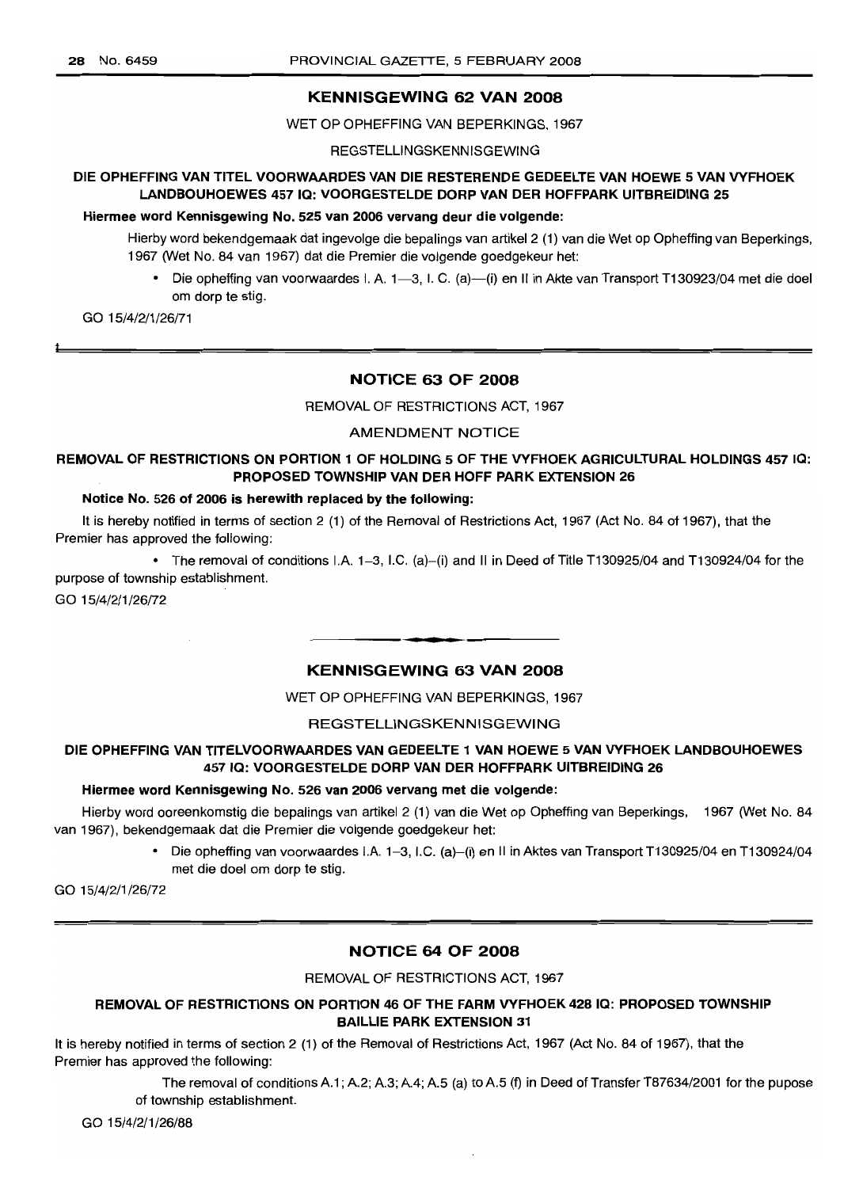## KENNISGEWING 62 VAN 2008

WET OP OPHEFFING VAN BEPERKINGS, 1967

REGSTELLINGSKENNISGEWING

**DIE OPHEFFING VAN TITEL VOORWAARDES VAN DIE RESTERENDE GEDEELTE VAN HOEWE 5 VAN VYFHOEK LANDBOUHOEWES 457 IQ: VOORGESTELDE DORP VAN DER HOFFPARK UITBREIDING 25**

**Hiermee word Kennisgewing No. 525 van 2006 vervang deur die volgende:**

Hierby word bekendgemaak dat ingevolge die bepalings van artikel 2 (1) van die Wet op Opheffing van Beperkings, 1967 (Wet No. 84 van 1967) dat die Premier die volgende goedgekeur het:

- Die opheffing van voorwaardes I. A. 1—3, I. C. (a)—(i) en II in Akte van Transport T130923/04 met die doel om dorp te stig.

GO 15/4/2/1/26/71

## NOTICE 63 OF 2008

REMOVAL OF RESTRICTIONS ACT, 1967

AMENDMENT NOTICE

**REMOVAL OF RESTRICTIONS ON PORTION 1 OF HOLDING 5 OF THE VYFHOEK AGRICULTURAL HOLDINGS 457 IQ: PROPOSED TOWNSHIP VAN DER HOFF PARK EXTENSION 26**

**Notice No. 526 of 2006 is herewith replaced by the following:**

It is hereby notified in terms of section 2 (1) of the Removal of Restrictions Act, 1967 (Act No. 84 of 1967), that the Premier has approved the following:

- The removal of conditions I.A. 1–3, I.C. (a)–(i) and II in Deed of Title T130925/04 and T130924/04 for the purpose of township establishment.

GO 15/4/2/1/26/72

## KENNISGEWING 63 VAN 2008

WET OP OPHEFFING VAN BEPERKINGS, 1967

REGSTELLINGSKENNISGEWING

**DIE OPHEFFING VAN TITELVOORWAARDES VAN GEDEELTE 1 VAN HOEWE 5 VAN VYFHOEK LANDBOUHOEWES 457 IQ: VOORGESTELDE DORP VAN DER HOFFPARK UITBREIDING 26**

**Hiermee word Kennisgewing No. 526 van 2006 vervang met die volgende:**

Hierby word ooreenkomstig die bepalings van artikel 2 (1) van die Wet op Opheffing van Beperkings, 1967 (Wet No. 84 van 1967), bekendgemaak dat die Premier die volgende goedgekeur het:

- Die opheffing van voorwaardes I.A. 1–3, I.C. (a)–(i) en II in Aktes van Transport T130925/04 en T130924/04 met die doel om dorp te stig.

GO 15/4/2/1/26/72

## NOTICE 64 OF 2008

REMOVAL OF RESTRICTIONS ACT, 1967

**REMOVAL OF RESTRICTIONS ON PORTION 46 OF THE FARM VYFHOEK 428 IQ: PROPOSED TOWNSHIP BAILLIE PARK EXTENSION 31**

It is hereby notified in terms of section 2 (1) of the Removal of Restrictions Act, 1967 (Act No. 84 of 1967), that the Premier has approved the following:

The removal of conditions A.1; A.2; A.3; A.4; A.5 (a) to A.5 (f) in Deed of Transfer T87634/2001 for the pupose of township establishment.

GO 15/4/2/1/26/88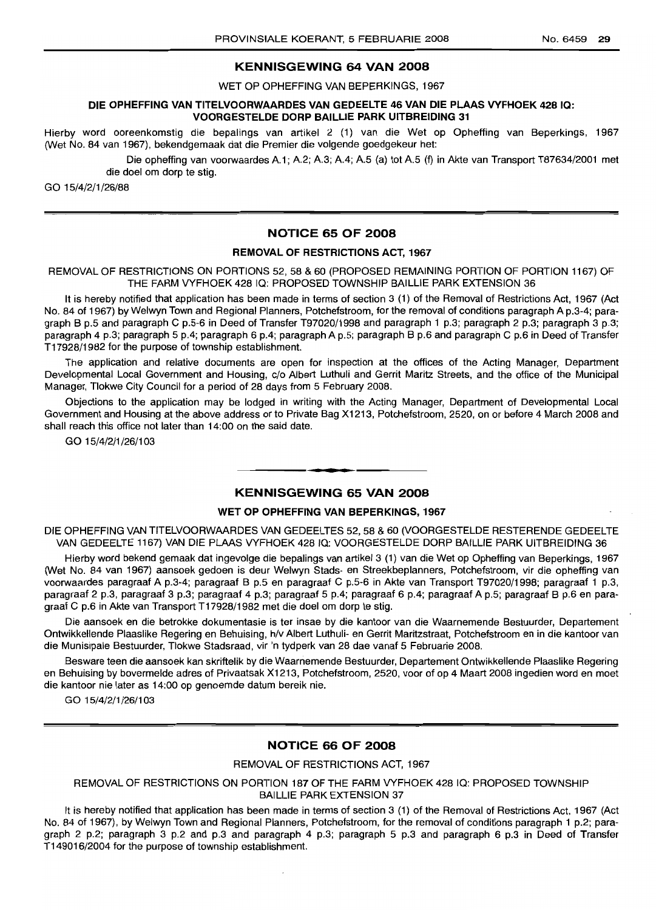## KENNISGEWING 64 VAN 2008

WET OP OPHEFFING VAN BEPERKINGS, 1967

**DIE OPHEFFING VAN TITELVOORWAARDES VAN GEDEELTE 46 VAN DIE PLAAS VYFHOEK 428 IQ: VOORGESTELDE DORP BAILLIE PARK UITBREIDING 31**

Hierby word ooreenkomstig die bepalings van artikel 2 (1) van die Wet op Opheffing van Beperkings, 1967 (Wet No. 84 van 1967), bekendgemaak dat die Premier die volgende goedgekeur het:

> Die opheffing van voorwaardes A.1; A.2; A.3; A.4; A.5 (a) tot A.5 (f) in Akte van Transport T87634/2001 met die doel om dorp te stig.

GO 15/4/2/1/26/88

---

## NOTICE 65 OF 2008

**REMOVAL OF RESTRICTIONS ACT, 1967**

REMOVAL OF RESTRICTIONS ON PORTIONS 52, 58 & 60 (PROPOSED REMAINING PORTION OF PORTION 1167) OF THE FARM VYFHOEK 428 IQ: PROPOSED TOWNSHIP BAILLIE PARK EXTENSION 36

It is hereby notified that application has been made in terms of section 3 (1) of the Removal of Restrictions Act, 1967 (Act No. 84 of 1967) by Welwyn Town and Regional Planners, Potchefstroom, for the removal of conditions paragraph A p.3-4; paragraph B p.5 and paragraph C p.5-6 in Deed of Transfer T97020/1998 and paragraph 1 p.3; paragraph 2 p.3; paragraph 3 p.3; paragraph 4 p.3; paragraph 5 p.4; paragraph 6 p.4; paragraph A p.5; paragraph B p.6 and paragraph C p.6 in Deed of Transfer T17928/1982 for the purpose of township establishment.

The application and relative documents are open for inspection at the offices of the Acting Manager, Department Developmental Local Government and Housing, c/o Albert Luthuli and Gerrit Maritz Streets, and the office of the Municipal Manager, Tlokwe City Council for a period of 28 days from 5 February 2008.

Objections to the application may be lodged in writing with the Acting Manager, Department of Developmental Local Government and Housing at the above address or to Private Bag X1213, Potchefstroom, 2520, on or before 4 March 2008 and shall reach this office not later than 14:00 on the said date.

GO 15/4/2/1/26/103

---

## KENNISGEWING 65 VAN 2008

**WET OP OPHEFFING VAN BEPERKINGS, 1967**

DIE OPHEFFING VAN TITELVOORWAARDES VAN GEDEELTES 52, 58 & 60 (VOORGESTELDE RESTERENDE GEDEELTE VAN GEDEELTE 1167) VAN DIE PLAAS VYFHOEK 428 IQ: VOORGESTELDE DORP BAILLIE PARK UITBREIDING 36

Hierby word bekend gemaak dat ingevolge die bepalings van artikel 3 (1) van die Wet op Opheffing van Beperkings, 1967 (Wet No. 84 van 1967) aansoek gedoen is deur Welwyn Stads- en Streekbeplanners, Potchefstroom, vir die opheffing van voorwaardes paragraaf A p.3-4; paragraaf B p.5 en paragraaf C p.5-6 in Akte van Transport T97020/1998; paragraaf 1 p.3, paragraaf 2 p.3, paragraaf 3 p.3; paragraaf 4 p.3; paragraaf 5 p.4; paragraaf 6 p.4; paragraaf A p.5; paragraaf B p.6 en paragraaf C p.6 in Akte van Transport T17928/1982 met die doel om dorp te stig.

Die aansoek en die betrokke dokumentasie is ter insae by die kantoor van die Waarnemende Bestuurder, Departement Ontwikkellende Plaaslike Regering en Behuising, h/v Albert Luthuli- en Gerrit Maritzstraat, Potchefstroom en in die kantoor van die Munisipale Bestuurder, Tlokwe Stadsraad, vir 'n tydperk van 28 dae vanaf 5 Februarie 2008.

Besware teen die aansoek kan skriftelik by die Waarnemende Bestuurder, Departement Ontwikkellende Plaaslike Regering en Behuising by bovermelde adres of Privaatsak X1213, Potchefstroom, 2520, voor of op 4 Maart 2008 ingedien word en moet die kantoor nie later as 14:00 op genoemde datum bereik nie.

GO 15/4/2/1/26/103

---

## NOTICE 66 OF 2008

REMOVAL OF RESTRICTIONS ACT, 1967

REMOVAL OF RESTRICTIONS ON PORTION 187 OF THE FARM VYFHOEK 428 IQ: PROPOSED TOWNSHIP BAILLIE PARK EXTENSION 37

It is hereby notified that application has been made in terms of section 3 (1) of the Removal of Restrictions Act, 1967 (Act No. 84 of 1967), by Welwyn Town and Regional Planners, Potchefstroom, for the removal of conditions paragraph 1 p.2; paragraph 2 p.2; paragraph 3 p.2 and p.3 and paragraph 4 p.3; paragraph 5 p.3 and paragraph 6 p.3 in Deed of Transfer T149016/2004 for the purpose of township establishment.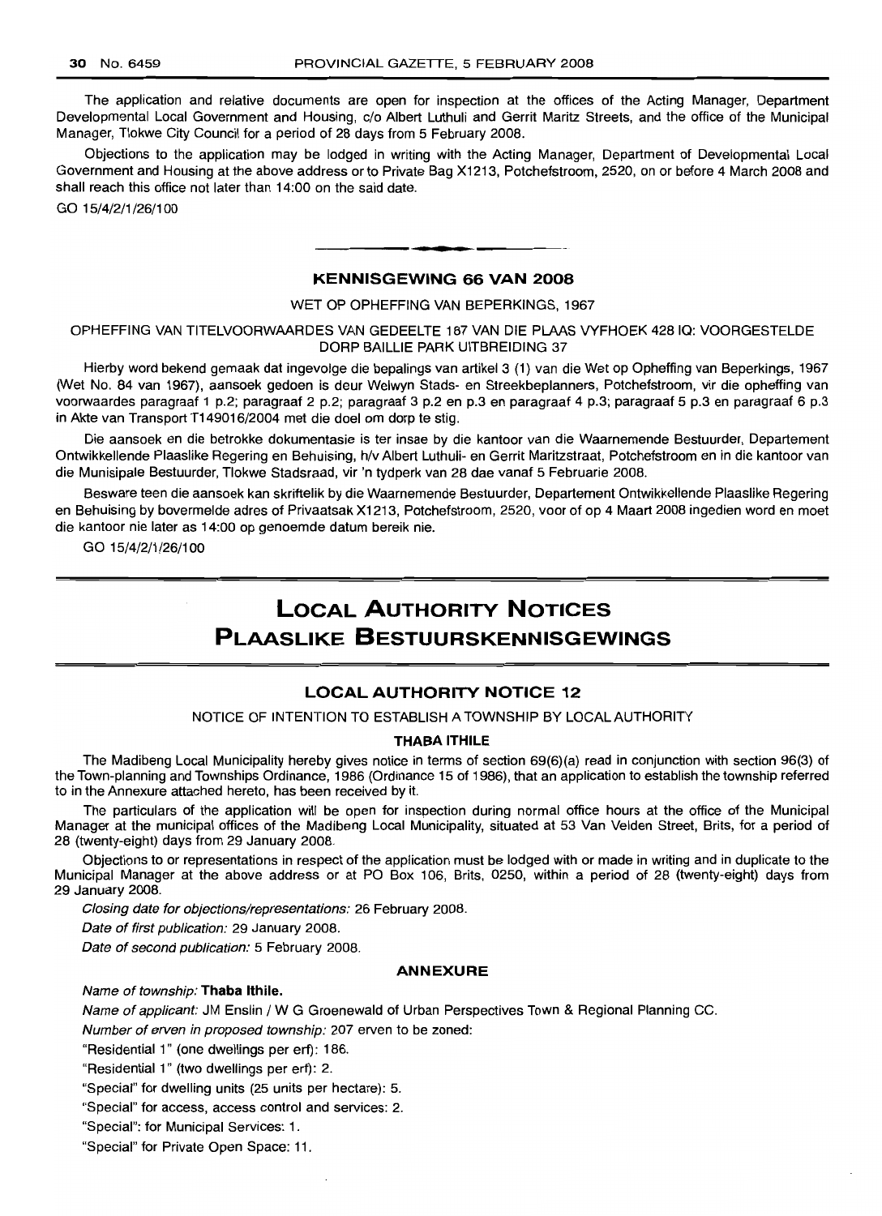The application and relative documents are open for inspection at the offices of the Acting Manager, Department Developmental Local Government and Housing, c/o Albert Luthuli and Gerrit Maritz Streets, and the office of the Municipal Manager, Tlokwe City Council for a period of 28 days from 5 February 2008.

Objections to the application may be lodged in writing with the Acting Manager, Department of Developmental Local Government and Housing at the above address or to Private Bag X1213, Potchefstroom, 2520, on or before 4 March 2008 and shall reach this office not later than 14:00 on the said date.

GO 15/4/2/1/26/100

---

### KENNISGEWING 66 VAN 2008

WET OP OPHEFFING VAN BEPERKINGS, 1967

OPHEFFING VAN TITELVOORWAARDES VAN GEDEELTE 187 VAN DIE PLAAS VYFHOEK 428 IQ: VOORGESTELDE DORP BAILLIE PARK UITBREIDING 37

Hierby word bekend gemaak dat ingevolge die bepalings van artikel 3 (1) van die Wet op Opheffing van Beperkings, 1967 (Wet No. 84 van 1967), aansoek gedoen is deur Welwyn Stads- en Streekbeplanners, Potchefstroom, vir die opheffing van voorwaardes paragraaf 1 p.2; paragraaf 2 p.2; paragraaf 3 p.2 en p.3 en paragraaf 4 p.3; paragraaf 5 p.3 en paragraaf 6 p.3 in Akte van Transport T149016/2004 met die doel om dorp te stig.

Die aansoek en die betrokke dokumentasie is ter insae by die kantoor van die Waarnemende Bestuurder, Departement Ontwikkellende Plaaslike Regering en Behuising, h/v Albert Luthuli- en Gerrit Maritzstraat, Potchefstroom en in die kantoor van die Munisipale Bestuurder, Tlokwe Stadsraad, vir 'n tydperk van 28 dae vanaf 5 Februarie 2008.

Besware teen die aansoek kan skriftelik by die Waarnemende Bestuurder, Departement Ontwikkellende Plaaslike Regering en Behuising by bovermelde adres of Privaatsak X1213, Potchefstroom, 2520, voor of op 4 Maart 2008 ingedien word en moet die kantoor nie later as 14:00 op genoemde datum bereik nie.

GO 15/4/2/1/26/100

---

# LOCAL AUTHORITY NOTICES
# PLAASLIKE BESTUURSKENNISGEWINGS

### LOCAL AUTHORITY NOTICE 12

NOTICE OF INTENTION TO ESTABLISH A TOWNSHIP BY LOCAL AUTHORITY

**THABA ITHILE**

The Madibeng Local Municipality hereby gives notice in terms of section 69(6)(a) read in conjunction with section 96(3) of the Town-planning and Townships Ordinance, 1986 (Ordinance 15 of 1986), that an application to establish the township referred to in the Annexure attached hereto, has been received by it.

The particulars of the application will be open for inspection during normal office hours at the office of the Municipal Manager at the municipal offices of the Madibeng Local Municipality, situated at 53 Van Velden Street, Brits, for a period of 28 (twenty-eight) days from 29 January 2008.

Objections to or representations in respect of the application must be lodged with or made in writing and in duplicate to the Municipal Manager at the above address or at PO Box 106, Brits, 0250, within a period of 28 (twenty-eight) days from 29 January 2008.

*Closing date for objections/representations:* 26 February 2008.

*Date of first publication:* 29 January 2008.

*Date of second publication:* 5 February 2008.

**ANNEXURE**

*Name of township:* **Thaba Ithile.**

*Name of applicant:* JM Enslin / W G Groenewald of Urban Perspectives Town & Regional Planning CC.

*Number of erven in proposed township:* 207 erven to be zoned:

"Residential 1" (one dwellings per erf): 186.

"Residential 1" (two dwellings per erf): 2.

"Special" for dwelling units (25 units per hectare): 5.

"Special" for access, access control and services: 2.

"Special": for Municipal Services: 1.

"Special" for Private Open Space: 11.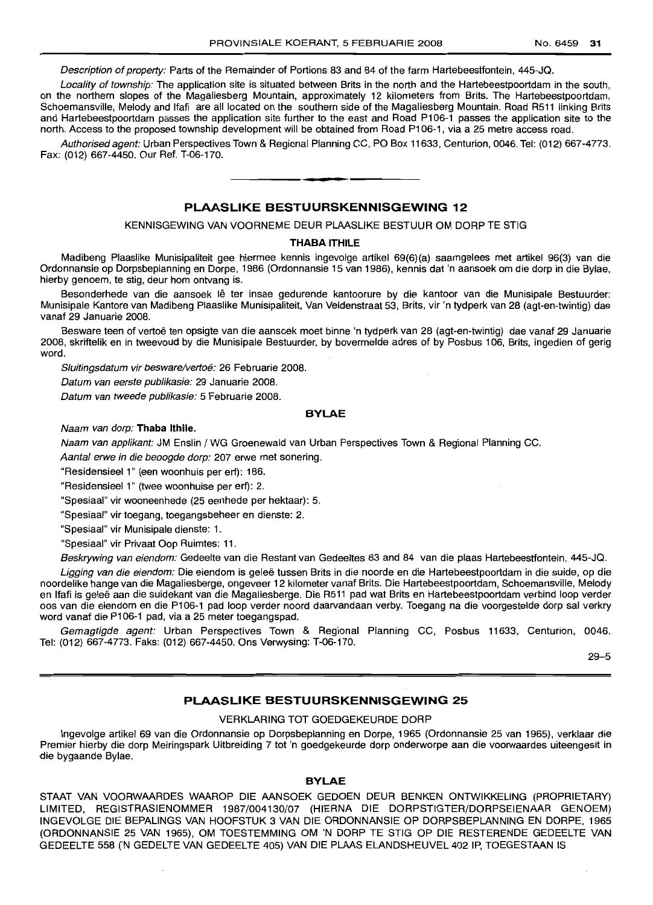*Description of property:* Parts of the Remainder of Portions 83 and 84 of the farm Hartebeestfontein, 445-JQ.

*Locality of township:* The application site is situated between Brits in the north and the Hartebeestpoortdam in the south, on the northern slopes of the Magaliesberg Mountain, approximately 12 kilometers from Brits. The Hartebeestpoortdam, Schoemansville, Melody and Ifafi are all located on the southern side of the Magaliesberg Mountain. Road R511 linking Brits and Hartebeestpoortdam passes the application site further to the east and Road P106-1 passes the application site to the north. Access to the proposed township development will be obtained from Road P106-1, via a 25 metre access road.

*Authorised agent:* Urban Perspectives Town & Regional Planning CC, PO Box 11633, Centurion, 0046. Tel: (012) 667-4773. Fax: (012) 667-4450. Our Ref. T-06-170.

---

## PLAASLIKE BESTUURSKENNISGEWING 12

KENNISGEWING VAN VOORNEME DEUR PLAASLIKE BESTUUR OM DORP TE STIG

**THABA ITHILE**

Madibeng Plaaslike Munisipaliteit gee hiermee kennis ingevolge artikel 69(6)(a) saamgelees met artikel 96(3) van die Ordonnansie op Dorpsbeplanning en Dorpe, 1986 (Ordonnansie 15 van 1986), kennis dat 'n aansoek om die dorp in die Bylae, hierby genoem, te stig, deur hom ontvang is.

Besonderhede van die aansoek lê ter insae gedurende kantoorure by die kantoor van die Munisipale Bestuurder: Munisipale Kantore van Madibeng Plaaslike Munisipaliteit, Van Veldenstraat 53, Brits, vir 'n tydperk van 28 (agt-en-twintig) dae vanaf 29 Januarie 2008.

Besware teen of vertoë ten opsigte van die aansoek moet binne 'n tydperk van 28 (agt-en-twintig) dae vanaf 29 Januarie 2008, skriftelik en in tweevoud by die Munisipale Bestuurder, by bovermelde adres of by Posbus 106, Brits, ingedien of gerig word.

*Sluitingsdatum vir besware/vertoë:* 26 Februarie 2008.

*Datum van eerste publikasie:* 29 Januarie 2008.

*Datum van tweede publikasie:* 5 Februarie 2008.

**BYLAE**

*Naam van dorp:* **Thaba Ithile.**

*Naam van applikant:* JM Enslin / WG Groenewald van Urban Perspectives Town & Regional Planning CC.

*Aantal erwe in die beoogde dorp:* 207 erwe met sonering.

"Residensieel 1" (een woonhuis per erf): 186.

"Residensieel 1" (twee woonhuise per erf): 2.

"Spesiaal" vir wooneenhede (25 eenhede per hektaar): 5.

"Spesiaal" vir toegang, toegangsbeheer en dienste: 2.

"Spesiaal" vir Munisipale dienste: 1.

"Spesiaal" vir Privaat Oop Ruimtes: 11.

*Beskrywing van eiendom:* Gedeelte van die Restant van Gedeeltes 83 and 84 van die plaas Hartebeestfontein, 445-JQ.

*Ligging van die eiendom:* Die eiendom is geleë tussen Brits in die noorde en die Hartebeestpoortdam in die suide, op die noordelike hange van die Magaliesberge, ongeveer 12 kilometer vanaf Brits. Die Hartebeestpoortdam, Schoemansville, Melody en Ifafi is geleë aan die suidekant van die Magaliesberge. Die R511 pad wat Brits en Hartebeestpoortdam verbind loop verder oos van die eiendom en die P106-1 pad loop verder noord daarvandaan verby. Toegang na die voorgestelde dorp sal verkry word vanaf die P106-1 pad, via a 25 meter toegangspad.

*Gemagtigde agent:* Urban Perspectives Town & Regional Planning CC, Posbus 11633, Centurion, 0046. Tel: (012) 667-4773. Faks: (012) 667-4450. Ons Verwysing: T-06-170.

29–5

---

## PLAASLIKE BESTUURSKENNISGEWING 25

VERKLARING TOT GOEDGEKEURDE DORP

Ingevolge artikel 69 van die Ordonnansie op Dorpsbeplanning en Dorpe, 1965 (Ordonnansie 25 van 1965), verklaar die Premier hierby die dorp Meiringspark Uitbreiding 7 tot 'n goedgekeurde dorp onderworpe aan die voorwaardes uiteengesit in die bygaande Bylae.

**BYLAE**

STAAT VAN VOORWAARDES WAAROP DIE AANSOEK GEDOEN DEUR BENKEN ONTWIKKELING (PROPRIETARY) LIMITED, REGISTRASIENOMMER 1987/004130/07 (HIERNA DIE DORPSTIGTER/DORPSEIENAAR GENOEM) INGEVOLGE DIE BEPALINGS VAN HOOFSTUK 3 VAN DIE ORDONNANSIE OP DORPSBEPLANNING EN DORPE, 1965 (ORDONNANSIE 25 VAN 1965), OM TOESTEMMING OM 'N DORP TE STIG OP DIE RESTERENDE GEDEELTE VAN GEDEELTE 558 ('N GEDELTE VAN GEDEELTE 405) VAN DIE PLAAS ELANDSHEUVEL 402 IP, TOEGESTAAN IS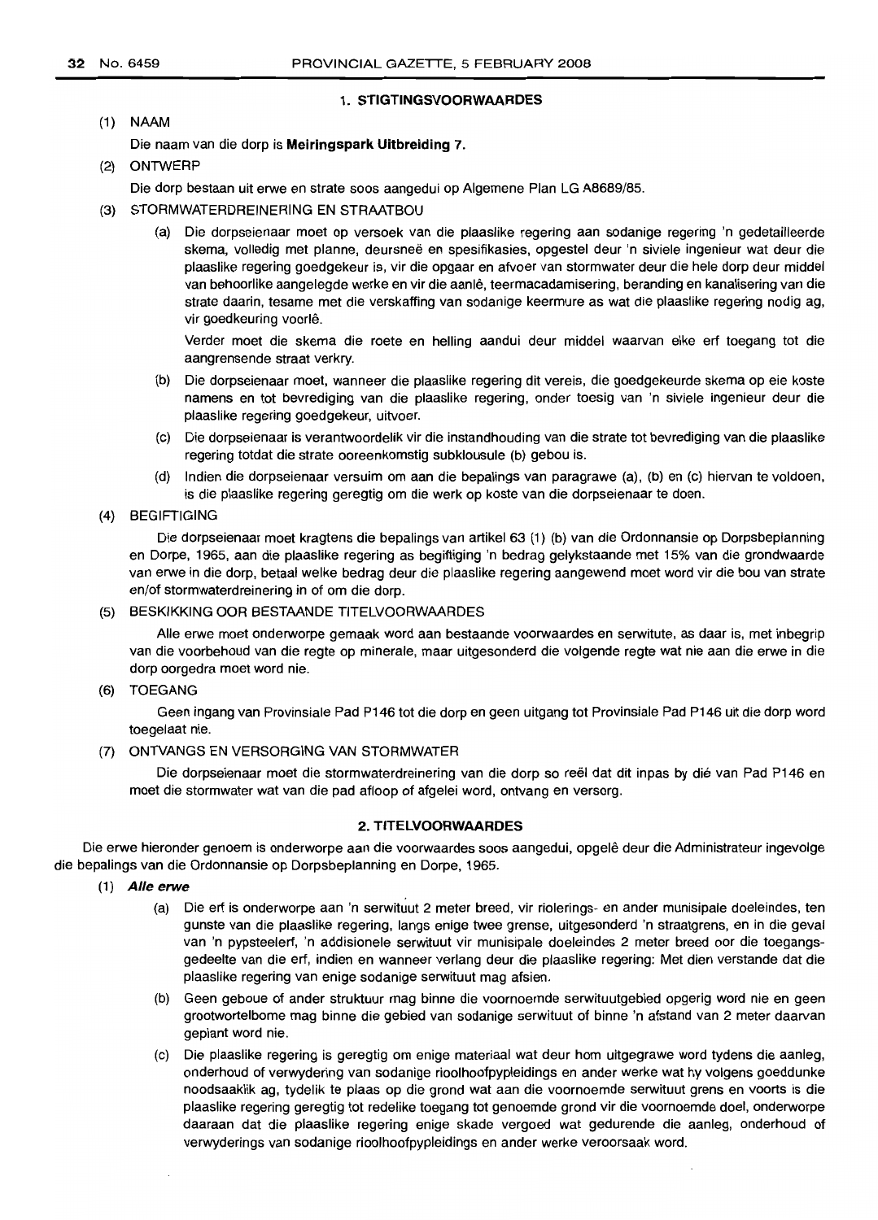## 1. STIGTINGSVOORWAARDES

(1) NAAM

Die naam van die dorp is **Meiringspark Uitbreiding 7.**

(2) ONTWERP

Die dorp bestaan uit erwe en strate soos aangedui op Algemene Plan LG A8689/85.

(3) STORMWATERDREINERING EN STRAATBOU

(a) Die dorpseienaar moet op versoek van die plaaslike regering aan sodanige regering 'n gedetailleerde skema, volledig met planne, deursneë en spesifikasies, opgestel deur 'n siviele ingenieur wat deur die plaaslike regering goedgekeur is, vir die opgaar en afvoer van stormwater deur die hele dorp deur middel van behoorlike aangelegde werke en vir die aanlê, teermacadamisering, beranding en kanalisering van die strate daarin, tesame met die verskaffing van sodanige keermure as wat die plaaslike regering nodig ag, vir goedkeuring voorlê.

Verder moet die skema die roete en helling aandui deur middel waarvan elke erf toegang tot die aangrensende straat verkry.

(b) Die dorpseienaar moet, wanneer die plaaslike regering dit vereis, die goedgekeurde skema op eie koste namens en tot bevrediging van die plaaslike regering, onder toesig van 'n siviele ingenieur deur die plaaslike regering goedgekeur, uitvoer.

(c) Die dorpseienaar is verantwoordelik vir die instandhouding van die strate tot bevrediging van die plaaslike regering totdat die strate ooreenkomstig subklousule (b) gebou is.

(d) Indien die dorpseienaar versuim om aan die bepalings van paragrawe (a), (b) en (c) hiervan te voldoen, is die plaaslike regering geregtig om die werk op koste van die dorpseienaar te doen.

(4) BEGIFTIGING

Die dorpseienaar moet kragtens die bepalings van artikel 63 (1) (b) van die Ordonnansie op Dorpsbeplanning en Dorpe, 1965, aan die plaaslike regering as begiftiging 'n bedrag gelykstaande met 15% van die grondwaarde van erwe in die dorp, betaal welke bedrag deur die plaaslike regering aangewend moet word vir die bou van strate en/of stormwaterdreinering in of om die dorp.

(5) BESKIKKING OOR BESTAANDE TITELVOORWAARDES

Alle erwe moet onderworpe gemaak word aan bestaande voorwaardes en serwitute, as daar is, met inbegrip van die voorbehoud van die regte op minerale, maar uitgesonderd die volgende regte wat nie aan die erwe in die dorp oorgedra moet word nie.

(6) TOEGANG

Geen ingang van Provinsiale Pad P146 tot die dorp en geen uitgang tot Provinsiale Pad P146 uit die dorp word toegelaat nie.

(7) ONTVANGS EN VERSORGING VAN STORMWATER

Die dorpseienaar moet die stormwaterdreinering van die dorp so reël dat dit inpas by dié van Pad P146 en moet die stormwater wat van die pad afloop of afgelei word, ontvang en versorg.

## 2. TITELVOORWAARDES

Die erwe hieronder genoem is onderworpe aan die voorwaardes soos aangedui, opgelê deur die Administrateur ingevolge die bepalings van die Ordonnansie op Dorpsbeplanning en Dorpe, 1965.

(1) ***Alle erwe***

(a) Die erf is onderworpe aan 'n serwituut 2 meter breed, vir riolerings- en ander munisipale doeleindes, ten gunste van die plaaslike regering, langs enige twee grense, uitgesonderd 'n straatgrens, en in die geval van 'n pypsteelerf, 'n addisionele serwituut vir munisipale doeleindes 2 meter breed oor die toegangsgedeelte van die erf, indien en wanneer verlang deur die plaaslike regering: Met dien verstande dat die plaaslike regering van enige sodanige serwituut mag afsien.

(b) Geen geboue of ander struktuur mag binne die voornoemde serwituutgebied opgerig word nie en geen grootwortelbome mag binne die gebied van sodanige serwituut of binne 'n afstand van 2 meter daarvan geplant word nie.

(c) Die plaaslike regering is geregtig om enige materiaal wat deur hom uitgegrawe word tydens die aanleg, onderhoud of verwydering van sodanige rioolhoofpypleidings en ander werke wat hy volgens goeddunke noodsaaklik ag, tydelik te plaas op die grond wat aan die voornoemde serwituut grens en voorts is die plaaslike regering geregtig tot redelike toegang tot genoemde grond vir die voornoemde doel, onderworpe daaraan dat die plaaslike regering enige skade vergoed wat gedurende die aanleg, onderhoud of verwyderings van sodanige rioolhoofpypleidings en ander werke veroorsaak word.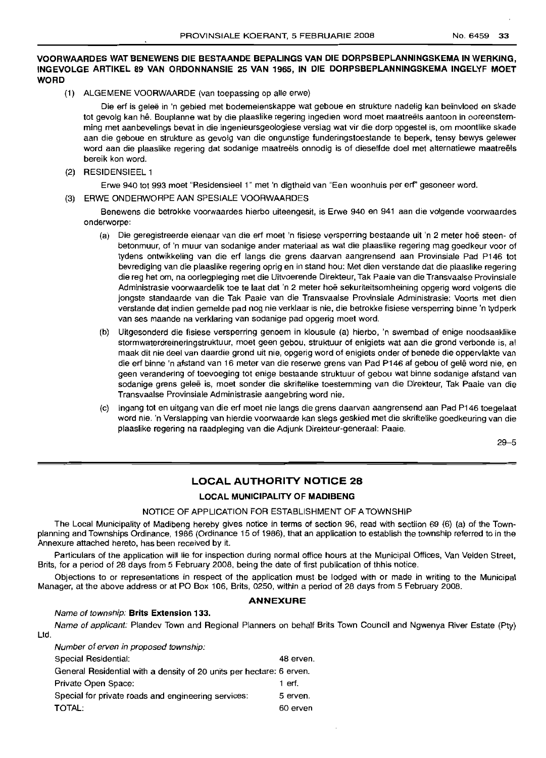**VOORWAARDES WAT BENEWENS DIE BESTAANDE BEPALINGS VAN DIE DORPSBEPLANNINGSKEMA IN WERKING, INGEVOLGE ARTIKEL 89 VAN ORDONNANSIE 25 VAN 1965, IN DIE DORPSBEPLANNINGSKEMA INGELYF MOET WORD**

(1) ALGEMENE VOORWAARDE (van toepassing op alle erwe)

Die erf is geleë in 'n gebied met bodemeienskappe wat geboue en strukture nadelig kan beïnvloed en skade tot gevolg kan hê. Bouplanne wat by die plaaslike regering ingedien word moet maatreëls aantoon in ooreenstemming met aanbevelings bevat in die ingenieursgeologiese verslag wat vir die dorp opgestel is, om moontlike skade aan die geboue en strukture as gevolg van die ongunstige funderingstoestande te beperk, tensy bewys gelewer word aan die plaaslike regering dat sodanige maatreëls onnodig is of dieselfde doel met alternatiewe maatreëls bereik kon word.

(2) RESIDENSIEEL 1

Erwe 940 tot 993 moet "Residensieel 1" met 'n digtheid van "Een woonhuis per erf" gesoneer word.

(3) ERWE ONDERWORPE AAN SPESIALE VOORWAARDES

Benewens die betrokke voorwaardes hierbo uiteengesit, is Erwe 940 en 941 aan die volgende voorwaardes onderworpe:

(a) Die geregistreerde eienaar van die erf moet 'n fisiese versperring bestaande uit 'n 2 meter hoë steen- of betonmuur, of 'n muur van sodanige ander materiaal as wat die plaaslike regering mag goedkeur voor of tydens ontwikkeling van die erf langs die grens daarvan aangrensend aan Provinsiale Pad P146 tot bevrediging van die plaaslike regering oprig en in stand hou: Met dien verstande dat die plaaslike regering die reg het om, na oorlegpleging met die Uitvoerende Direkteur, Tak Paaie van die Transvaalse Provinsiale Administrasie voorwaardelik toe te laat dat 'n 2 meter hoë sekuriteitsomheining opgerig word volgens die jongste standaarde van die Tak Paaie van die Transvaalse Provinsiale Administrasie: Voorts met dien verstande dat indien gemelde pad nog nie verklaar is nie, die betrokke fisiese versperring binne 'n tydperk van ses maande na verklaring van sodanige pad opgerig moet word.

(b) Uitgesonderd die fisiese versperring genoem in klousule (a) hierbo, 'n swembad of enige noodsaaklike stormwaterdreineringstruktuur, moet geen gebou, struktuur of enigiets wat aan die grond verbonde is, al maak dit nie deel van daardie grond uit nie, opgerig word of enigiets onder of benede die oppervlakte van die erf binne 'n afstand van 16 meter van die reserwe grens van Pad P146 af gebou of gelê word nie, en geen verandering of toevoeging tot enige bestaande struktuur of gebou wat binne sodanige afstand van sodanige grens geleë is, moet sonder die skriftelike toestemming van die Direkteur, Tak Paaie van die Transvaalse Provinsiale Administrasie aangebring word nie.

(c) Ingang tot en uitgang van die erf moet nie langs die grens daarvan aangrensend aan Pad P146 toegelaat word nie. 'n Verslapping van hierdie voorwaarde kan slegs geskied met die skriftelike goedkeuring van die plaaslike regering na raadpleging van die Adjunk Direkteur-generaal: Paaie.

29–5

## LOCAL AUTHORITY NOTICE 28

### LOCAL MUNICIPALITY OF MADIBENG

NOTICE OF APPLICATION FOR ESTABLISHMENT OF A TOWNSHIP

The Local Municipality of Madibeng hereby gives notice in terms of section 96, read with sectiion 69 (6) (a) of the Town-planning and Townships Ordinance, 1986 (Ordinance 15 of 1986), that an application to establish the township referred to in the Annexure attached hereto, has been received by it.

Particulars of the application will lie for inspection during normal office hours at the Municipal Offices, Van Velden Street, Brits, for a period of 28 days from 5 February 2008, being the date of first publication of thhis notice.

Objections to or representations in respect of the application must be lodged with or made in writing to the Municipal Manager, at the above address or at PO Box 106, Brits, 0250, within a period of 28 days from 5 February 2008.

**ANNEXURE**

*Name of township:* **Brits Extension 133.**

*Name of applicant:* Plandev Town and Regional Planners on behalf Brits Town Council and Ngwenya River Estate (Pty) Ltd.

*Number of erven in proposed township:*

Special Residential: 48 erven.

General Residential with a density of 20 units per hectare: 6 erven.

Private Open Space: 1 erf.

Special for private roads and engineering services: 5 erven.

TOTAL: 60 erven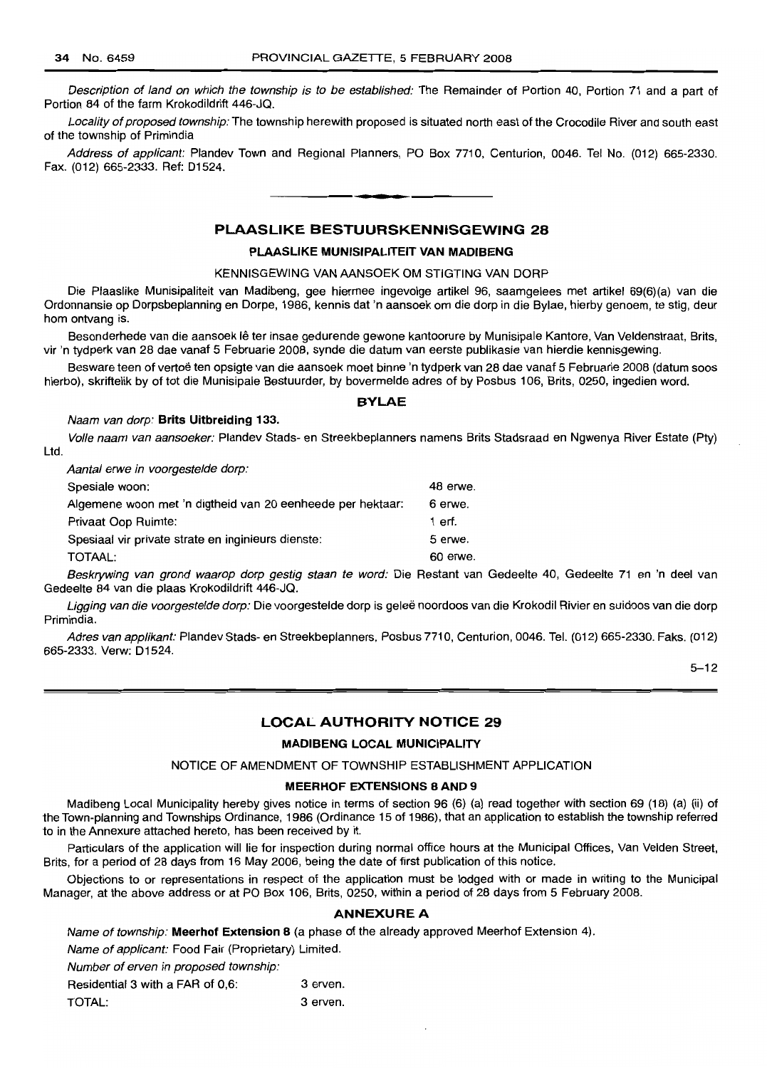*Description of land on which the township is to be established:* The Remainder of Portion 40, Portion 71 and a part of Portion 84 of the farm Krokodildrift 446-JQ.

*Locality of proposed township:* The township herewith proposed is situated north east of the Crocodile River and south east of the township of Primindia

*Address of applicant:* Plandev Town and Regional Planners, PO Box 7710, Centurion, 0046. Tel No. (012) 665-2330. Fax. (012) 665-2333. Ref: D1524.

---

## PLAASLIKE BESTUURSKENNISGEWING 28

### PLAASLIKE MUNISIPALITEIT VAN MADIBENG

KENNISGEWING VAN AANSOEK OM STIGTING VAN DORP

Die Plaaslike Munisipaliteit van Madibeng, gee hiermee ingevolge artikel 96, saamgelees met artikel 69(6)(a) van die Ordonnansie op Dorpsbeplanning en Dorpe, 1986, kennis dat 'n aansoek om die dorp in die Bylae, hierby genoem, te stig, deur hom ontvang is.

Besonderhede van die aansoek lê ter insae gedurende gewone kantoorure by Munisipale Kantore, Van Veldenstraat, Brits, vir 'n tydperk van 28 dae vanaf 5 Februarie 2008, synde die datum van eerste publikasie van hierdie kennisgewing.

Besware teen of vertoë ten opsigte van die aansoek moet binne 'n tydperk van 28 dae vanaf 5 Februarie 2008 (datum soos hierbo), skriftelik by of tot die Munisipale Bestuurder, by bovermelde adres of by Posbus 106, Brits, 0250, ingedien word.

### BYLAE

*Naam van dorp:* **Brits Uitbreiding 133.**

*Volle naam van aansoeker:* Plandev Stads- en Streekbeplanners namens Brits Stadsraad en Ngwenya River Estate (Pty) Ltd.

*Aantal erwe in voorgestelde dorp:*

| | |
|---|---|
| Spesiale woon: | 48 erwe. |
| Algemene woon met 'n digtheid van 20 eenhede per hektaar: | 6 erwe. |
| Privaat Oop Ruimte: | 1 erf. |
| Spesiaal vir private strate en inginieurs dienste: | 5 erwe. |
| TOTAAL: | 60 erwe. |

*Beskrywing van grond waarop dorp gestig staan te word:* Die Restant van Gedeelte 40, Gedeelte 71 en 'n deel van Gedeelte 84 van die plaas Krokodildrift 446-JQ.

*Ligging van die voorgestelde dorp:* Die voorgestelde dorp is geleë noordoos van die Krokodil Rivier en suidoos van die dorp Primindia.

*Adres van applikant:* Plandev Stads- en Streekbeplanners, Posbus 7710, Centurion, 0046. Tel. (012) 665-2330. Faks. (012) 665-2333. Verw: D1524.

5–12

---

## LOCAL AUTHORITY NOTICE 29

### MADIBENG LOCAL MUNICIPALITY

NOTICE OF AMENDMENT OF TOWNSHIP ESTABLISHMENT APPLICATION

**MEERHOF EXTENSIONS 8 AND 9**

Madibeng Local Municipality hereby gives notice in terms of section 96 (6) (a) read together with section 69 (18) (a) (ii) of the Town-planning and Townships Ordinance, 1986 (Ordinance 15 of 1986), that an application to establish the township referred to in the Annexure attached hereto, has been received by it.

Particulars of the application will lie for inspection during normal office hours at the Municipal Offices, Van Velden Street, Brits, for a period of 28 days from 16 May 2006, being the date of first publication of this notice.

Objections to or representations in respect of the application must be lodged with or made in writing to the Municipal Manager, at the above address or at PO Box 106, Brits, 0250, within a period of 28 days from 5 February 2008.

### ANNEXURE A

*Name of township:* **Meerhof Extension 8** (a phase of the already approved Meerhof Extension 4).

*Name of applicant:* Food Fair (Proprietary) Limited.

*Number of erven in proposed township:*

| | |
|---|---|
| Residential 3 with a FAR of 0,6: | 3 erven. |
| TOTAL: | 3 erven. |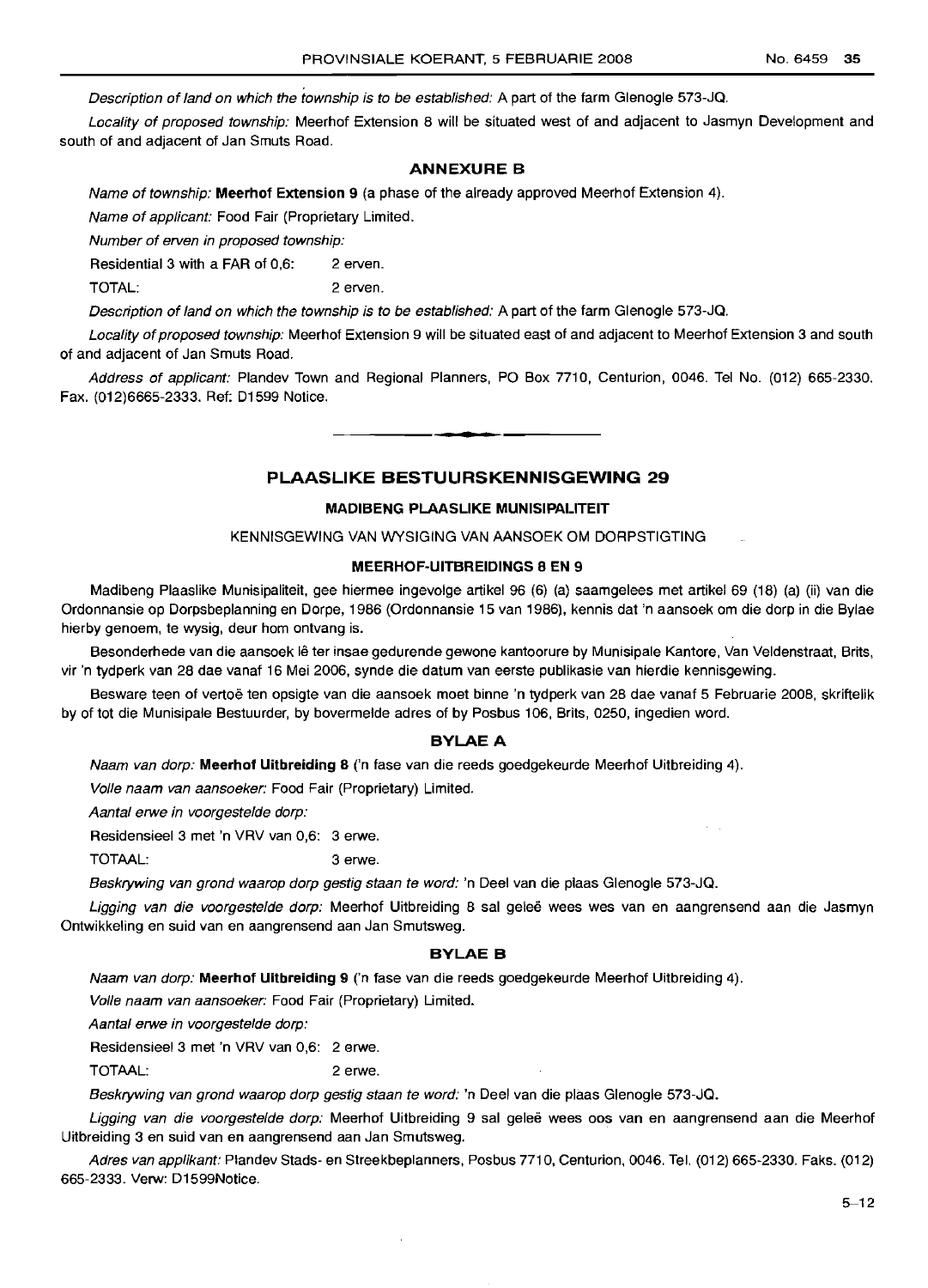*Description of land on which the township is to be established:* A part of the farm Glenogle 573-JQ.

*Locality of proposed township:* Meerhof Extension 8 will be situated west of and adjacent to Jasmyn Development and south of and adjacent of Jan Smuts Road.

### ANNEXURE B

*Name of township:* **Meerhof Extension 9** (a phase of the already approved Meerhof Extension 4).

*Name of applicant:* Food Fair (Proprietary Limited.

*Number of erven in proposed township:*

Residential 3 with a FAR of 0,6: 2 erven.

TOTAL: 2 erven.

*Description of land on which the township is to be established:* A part of the farm Glenogle 573-JQ.

*Locality of proposed township:* Meerhof Extension 9 will be situated east of and adjacent to Meerhof Extension 3 and south of and adjacent of Jan Smuts Road.

*Address of applicant:* Plandev Town and Regional Planners, PO Box 7710, Centurion, 0046. Tel No. (012) 665-2330. Fax. (012)6665-2333. Ref: D1599 Notice.

---

## PLAASLIKE BESTUURSKENNISGEWING 29

### MADIBENG PLAASLIKE MUNISIPALITEIT

KENNISGEWING VAN WYSIGING VAN AANSOEK OM DORPSTIGTING

### MEERHOF-UITBREIDINGS 8 EN 9

Madibeng Plaaslike Munisipaliteit, gee hiermee ingevolge artikel 96 (6) (a) saamgelees met artikel 69 (18) (a) (ii) van die Ordonnansie op Dorpsbeplanning en Dorpe, 1986 (Ordonnansie 15 van 1986), kennis dat 'n aansoek om die dorp in die Bylae hierby genoem, te wysig, deur hom ontvang is.

Besonderhede van die aansoek lê ter insae gedurende gewone kantoorure by Munisipale Kantore, Van Veldenstraat, Brits, vir 'n tydperk van 28 dae vanaf 16 Mei 2006, synde die datum van eerste publikasie van hierdie kennisgewing.

Besware teen of vertoë ten opsigte van die aansoek moet binne 'n tydperk van 28 dae vanaf 5 Februarie 2008, skriftelik by of tot die Munisipale Bestuurder, by bovermelde adres of by Posbus 106, Brits, 0250, ingedien word.

### BYLAE A

*Naam van dorp:* **Meerhof Uitbreiding 8** ('n fase van die reeds goedgekeurde Meerhof Uitbreiding 4).

*Volle naam van aansoeker:* Food Fair (Proprietary) Limited.

*Aantal erwe in voorgestelde dorp:*

Residensieel 3 met 'n VRV van 0,6: 3 erwe.

TOTAAL: 3 erwe.

*Beskrywing van grond waarop dorp gestig staan te word:* 'n Deel van die plaas Glenogle 573-JQ.

*Ligging van die voorgestelde dorp:* Meerhof Uitbreiding 8 sal geleë wees wes van en aangrensend aan die Jasmyn Ontwikkeling en suid van en aangrensend aan Jan Smutsweg.

### BYLAE B

*Naam van dorp:* **Meerhof Uitbreiding 9** ('n fase van die reeds goedgekeurde Meerhof Uitbreiding 4).

*Volle naam van aansoeker:* Food Fair (Proprietary) Limited.

*Aantal erwe in voorgestelde dorp:*

Residensieel 3 met 'n VRV van 0,6: 2 erwe.

TOTAAL: 2 erwe.

*Beskrywing van grond waarop dorp gestig staan te word:* 'n Deel van die plaas Glenogle 573-JQ.

*Ligging van die voorgestelde dorp:* Meerhof Uitbreiding 9 sal geleë wees oos van en aangrensend aan die Meerhof Uitbreiding 3 en suid van en aangrensend aan Jan Smutsweg.

*Adres van applikant:* Plandev Stads- en Streekbeplanners, Posbus 7710, Centurion, 0046. Tel. (012) 665-2330. Faks. (012) 665-2333. Verw: D1599Notice.

5–12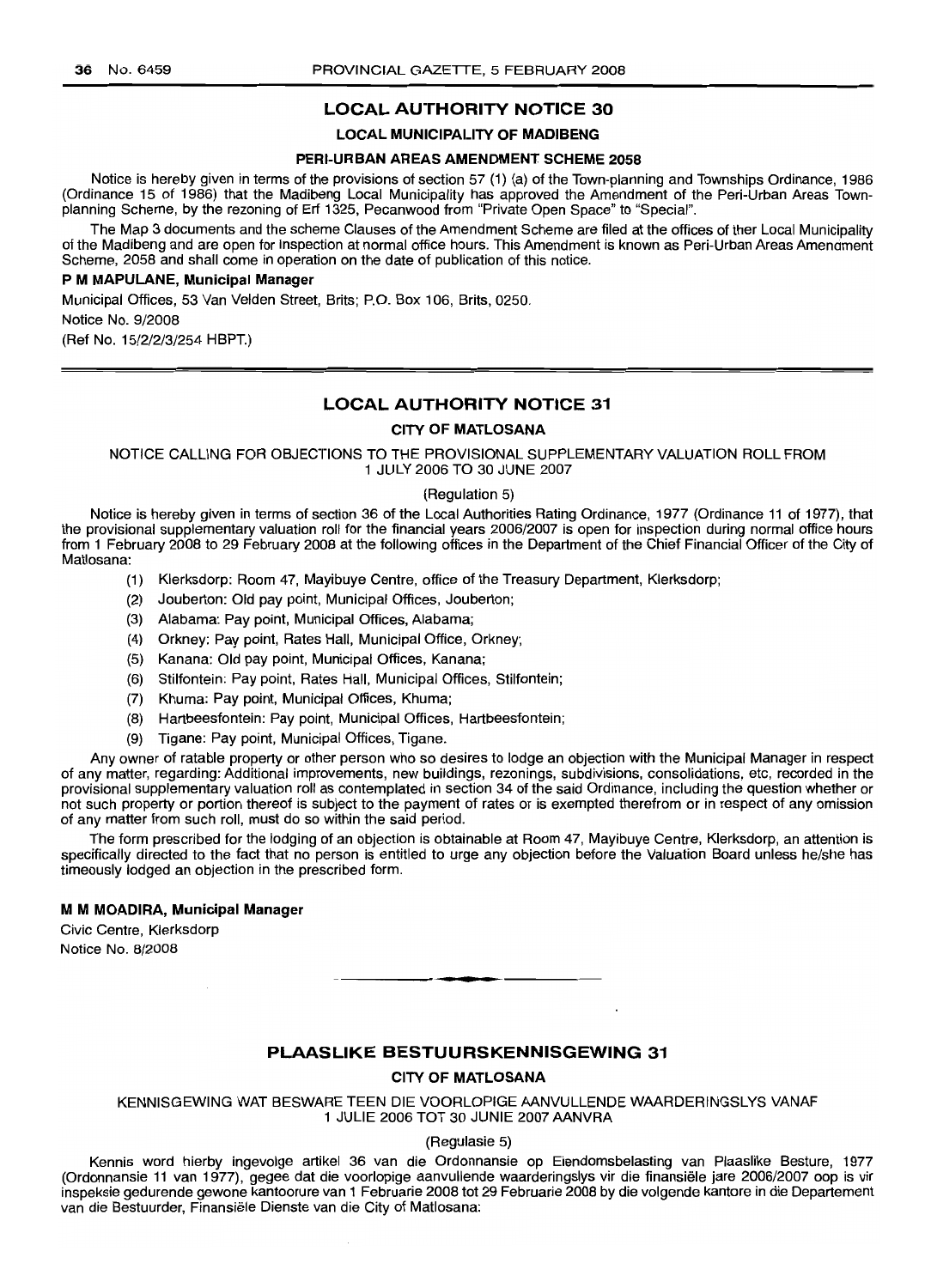## LOCAL AUTHORITY NOTICE 30

### LOCAL MUNICIPALITY OF MADIBENG

#### PERI-URBAN AREAS AMENDMENT SCHEME 2058

Notice is hereby given in terms of the provisions of section 57 (1) (a) of the Town-planning and Townships Ordinance, 1986 (Ordinance 15 of 1986) that the Madibeng Local Municipality has approved the Amendment of the Peri-Urban Areas Town-planning Scheme, by the rezoning of Erf 1325, Pecanwood from "Private Open Space" to "Special".

The Map 3 documents and the scheme Clauses of the Amendment Scheme are filed at the offices of ther Local Municipality of the Madibeng and are open for Inspection at normal office hours. This Amendment is known as Peri-Urban Areas Amenament Scheme, 2058 and shall come in operation on the date of publication of this notice.

**P M MAPULANE, Municipal Manager**

Municipal Offices, 53 Van Velden Street, Brits; P.O. Box 106, Brits, 0250.

Notice No. 9/2008

(Ref No. 15/2/2/3/254 HBPT.)

---

## LOCAL AUTHORITY NOTICE 31

### CITY OF MATLOSANA

NOTICE CALLING FOR OBJECTIONS TO THE PROVISIONAL SUPPLEMENTARY VALUATION ROLL FROM 1 JULY 2006 TO 30 JUNE 2007

(Regulation 5)

Notice is hereby given in terms of section 36 of the Local Authorities Rating Ordinance, 1977 (Ordinance 11 of 1977), that the provisional supplementary valuation roll for the financial years 2006/2007 is open for inspection during normal office hours from 1 February 2008 to 29 February 2008 at the following offices in the Department of the Chief Financial Officer of the City of Matlosana:

(1) Klerksdorp: Room 47, Mayibuye Centre, office of the Treasury Department, Klerksdorp;

(2) Jouberton: Old pay point, Municipal Offices, Jouberton;

(3) Alabama: Pay point, Municipal Offices, Alabama;

(4) Orkney: Pay point, Rates Hall, Municipal Office, Orkney;

(5) Kanana: Old pay point, Municipal Offices, Kanana;

(6) Stilfontein: Pay point, Rates Hall, Municipal Offices, Stilfontein;

(7) Khuma: Pay point, Municipal Offices, Khuma;

(8) Hartbeesfontein: Pay point, Municipal Offices, Hartbeesfontein;

(9) Tigane: Pay point, Municipal Offices, Tigane.

Any owner of ratable property or other person who so desires to lodge an objection with the Municipal Manager in respect of any matter, regarding: Additional improvements, new buildings, rezonings, subdivisions, consolidations, etc, recorded in the provisional supplementary valuation roll as contemplated in section 34 of the said Ordinance, including the question whether or not such property or portion thereof is subject to the payment of rates or is exempted therefrom or in respect of any omission of any matter from such roll, must do so within the said period.

The form prescribed for the lodging of an objection is obtainable at Room 47, Mayibuye Centre, Klerksdorp, an attention is specifically directed to the fact that no person is entitled to urge any objection before the Valuation Board unless he/she has timeously lodged an objection in the prescribed form.

**M M MOADIRA, Municipal Manager**

Civic Centre, Klerksdorp

Notice No. 8/2008

---

## PLAASLIKE BESTUURSKENNISGEWING 31

### CITY OF MATLOSANA

KENNISGEWING WAT BESWARE TEEN DIE VOORLOPIGE AANVULLENDE WAARDERINGSLYS VANAF 1 JULIE 2006 TOT 30 JUNIE 2007 AANVRA

(Regulasie 5)

Kennis word hierby ingevolge artikel 36 van die Ordonnansie op Eiendomsbelasting van Plaaslike Besture, 1977 (Ordonnansie 11 van 1977), gegee dat die voorlopige aanvullende waarderingslys vir die finansiële jare 2006/2007 oop is vir inspeksie gedurende gewone kantoorure van 1 Februarie 2008 tot 29 Februarie 2008 by die volgende kantore in die Departement van die Bestuurder, Finansiële Dienste van die City of Matlosana: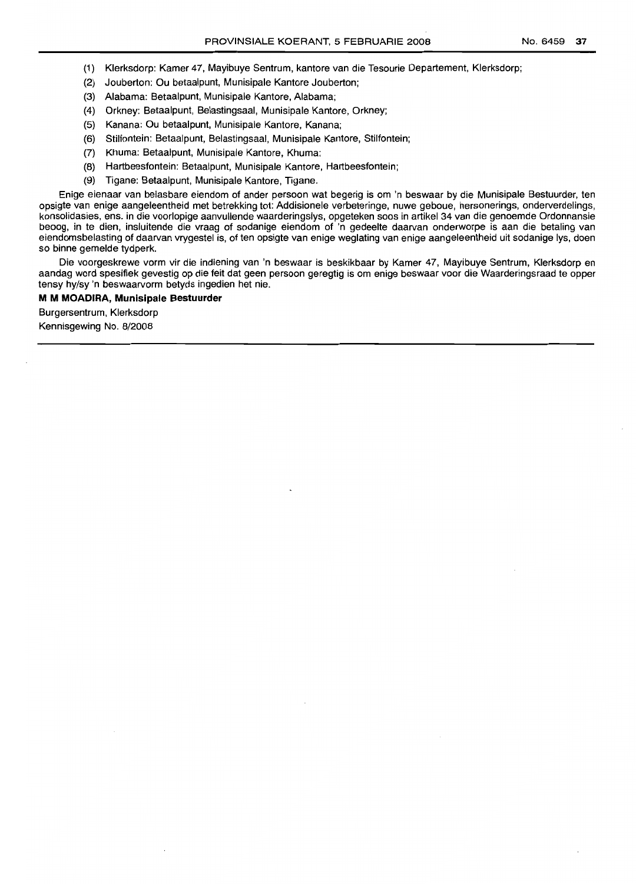(1) Klerksdorp: Kamer 47, Mayibuye Sentrum, kantore van die Tesourie Departement, Klerksdorp;

(2) Jouberton: Ou betaalpunt, Munisipale Kantore Jouberton;

(3) Alabama: Betaalpunt, Munisipale Kantore, Alabama;

(4) Orkney: Betaalpunt, Belastingsaal, Munisipale Kantore, Orkney;

(5) Kanana: Ou betaalpunt, Munisipale Kantore, Kanana;

(6) Stilfontein: Betaalpunt, Belastingsaal, Munisipale Kantore, Stilfontein;

(7) Khuma: Betaalpunt, Munisipale Kantore, Khuma;

(8) Hartbeesfontein: Betaalpunt, Munisipale Kantore, Hartbeesfontein;

(9) Tigane: Betaalpunt, Munisipale Kantore, Tigane.

Enige eienaar van belasbare eiendom of ander persoon wat begerig is om 'n beswaar by die Munisipale Bestuurder, ten opsigte van enige aangeleentheid met betrekking tot: Addisionele verbeteringe, nuwe geboue, hersonerings, onderverdelings, konsolidasies, ens. in die voorlopige aanvullende waarderingslys, opgeteken soos in artikel 34 van die genoemde Ordonnansie beoog, in te dien, insluitende die vraag of sodanige eiendom of 'n gedeelte daarvan onderworpe is aan die betaling van eiendomsbelasting of daarvan vrygestel is, of ten opsigte van enige weglating van enige aangeleentheid uit sodanige lys, doen so binne gemelde tydperk.

Die voorgeskrewe vorm vir die indiening van 'n beswaar is beskikbaar by Kamer 47, Mayibuye Sentrum, Klerksdorp en aandag word spesifiek gevestig op die feit dat geen persoon geregtig is om enige beswaar voor die Waarderingsraad te opper tensy hy/sy 'n beswaarvorm betyds ingedien het nie.

**M M MOADIRA, Munisipale Bestuurder**

Burgersentrum, Klerksdorp

Kennisgewing No. 8/2008